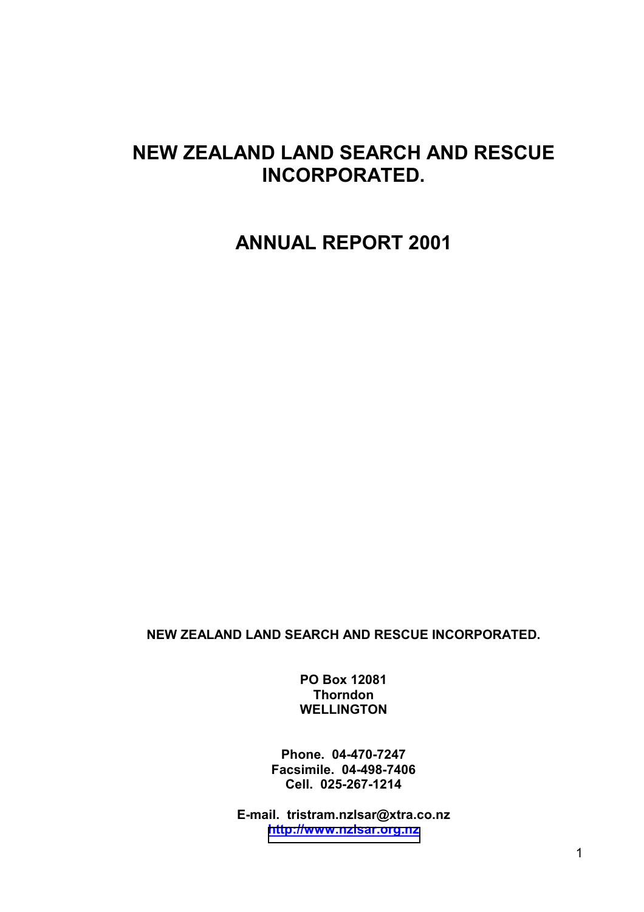# NEW ZEALAND LAND SEARCH AND RESCUE INCORPORATED.

# ANNUAL REPORT 2001

**NEW ZEALAND LAND SEARCH AND RESCUE INCORPORATED.**

**PO Box 12081**
**Thorndon**
**WELLINGTON**

**Phone. 04-470-7247**
**Facsimile. 04-498-7406**
**Cell. 025-267-1214**

**E-mail. tristram.nzlsar@xtra.co.nz**
**http://www.nzlsar.org.nz**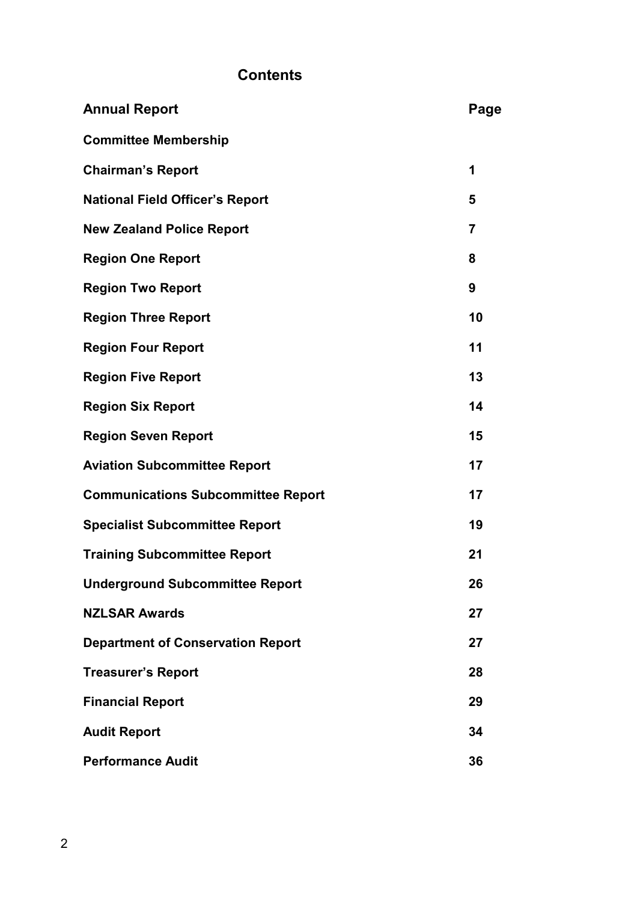# Contents

| Annual Report | Page |
|---|---|
| Committee Membership | |
| Chairman's Report | 1 |
| National Field Officer's Report | 5 |
| New Zealand Police Report | 7 |
| Region One Report | 8 |
| Region Two Report | 9 |
| Region Three Report | 10 |
| Region Four Report | 11 |
| Region Five Report | 13 |
| Region Six Report | 14 |
| Region Seven Report | 15 |
| Aviation Subcommittee Report | 17 |
| Communications Subcommittee Report | 17 |
| Specialist Subcommittee Report | 19 |
| Training Subcommittee Report | 21 |
| Underground Subcommittee Report | 26 |
| NZLSAR Awards | 27 |
| Department of Conservation Report | 27 |
| Treasurer's Report | 28 |
| Financial Report | 29 |
| Audit Report | 34 |
| Performance Audit | 36 |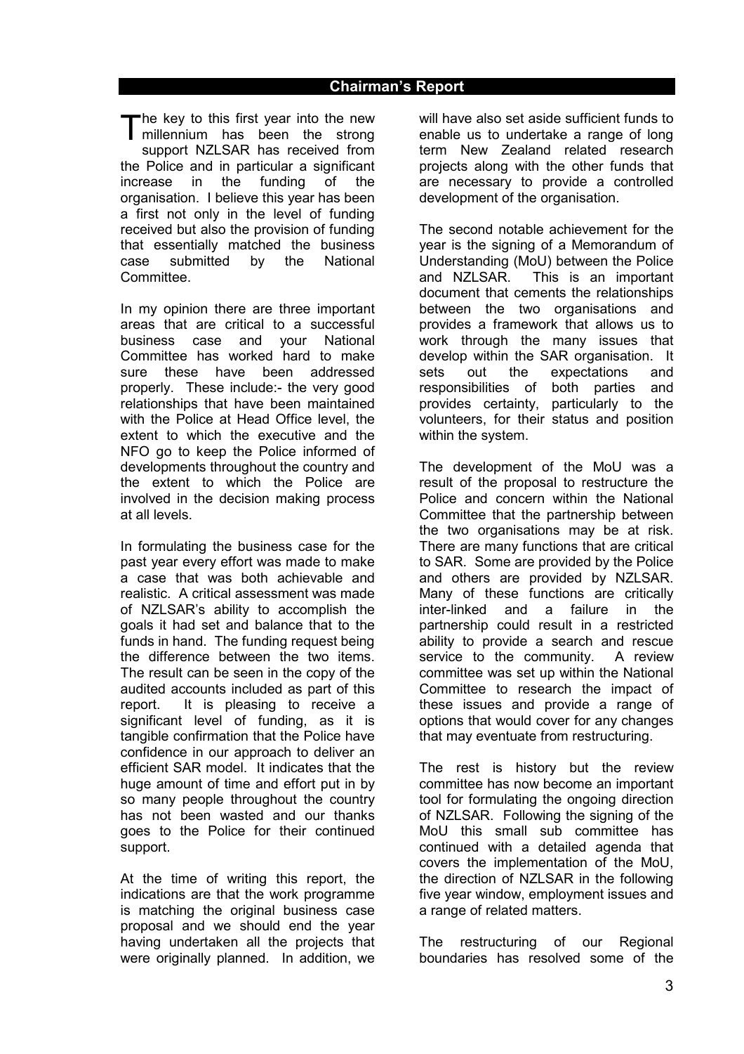## Chairman's Report

The key to this first year into the new millennium has been the strong support NZLSAR has received from the Police and in particular a significant increase in the funding of the organisation. I believe this year has been a first not only in the level of funding received but also the provision of funding that essentially matched the business case submitted by the National Committee.

In my opinion there are three important areas that are critical to a successful business case and your National Committee has worked hard to make sure these have been addressed properly. These include:- the very good relationships that have been maintained with the Police at Head Office level, the extent to which the executive and the NFO go to keep the Police informed of developments throughout the country and the extent to which the Police are involved in the decision making process at all levels.

In formulating the business case for the past year every effort was made to make a case that was both achievable and realistic. A critical assessment was made of NZLSAR's ability to accomplish the goals it had set and balance that to the funds in hand. The funding request being the difference between the two items. The result can be seen in the copy of the audited accounts included as part of this report. It is pleasing to receive a significant level of funding, as it is tangible confirmation that the Police have confidence in our approach to deliver an efficient SAR model. It indicates that the huge amount of time and effort put in by so many people throughout the country has not been wasted and our thanks goes to the Police for their continued support.

At the time of writing this report, the indications are that the work programme is matching the original business case proposal and we should end the year having undertaken all the projects that were originally planned. In addition, we will have also set aside sufficient funds to enable us to undertake a range of long term New Zealand related research projects along with the other funds that are necessary to provide a controlled development of the organisation.

The second notable achievement for the year is the signing of a Memorandum of Understanding (MoU) between the Police and NZLSAR. This is an important document that cements the relationships between the two organisations and provides a framework that allows us to work through the many issues that develop within the SAR organisation. It sets out the expectations and responsibilities of both parties and provides certainty, particularly to the volunteers, for their status and position within the system.

The development of the MoU was a result of the proposal to restructure the Police and concern within the National Committee that the partnership between the two organisations may be at risk. There are many functions that are critical to SAR. Some are provided by the Police and others are provided by NZLSAR. Many of these functions are critically inter-linked and a failure in the partnership could result in a restricted ability to provide a search and rescue service to the community. A review committee was set up within the National Committee to research the impact of these issues and provide a range of options that would cover for any changes that may eventuate from restructuring.

The rest is history but the review committee has now become an important tool for formulating the ongoing direction of NZLSAR. Following the signing of the MoU this small sub committee has continued with a detailed agenda that covers the implementation of the MoU, the direction of NZLSAR in the following five year window, employment issues and a range of related matters.

The restructuring of our Regional boundaries has resolved some of the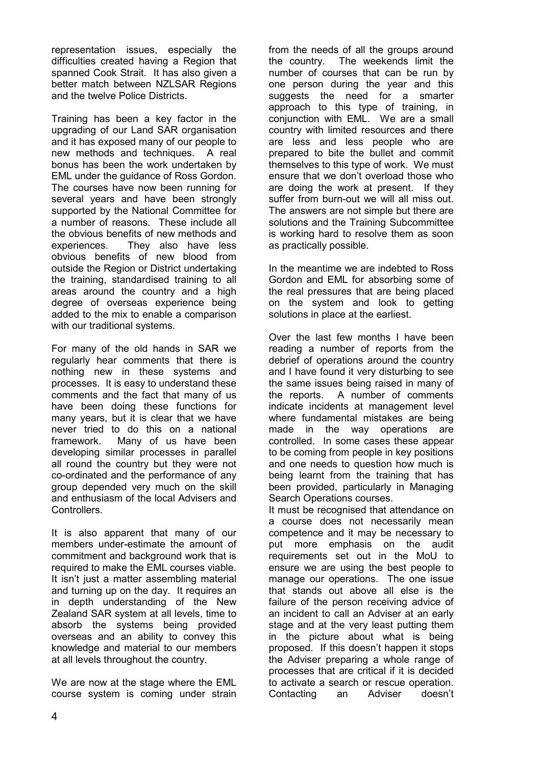representation issues, especially the difficulties created having a Region that spanned Cook Strait. It has also given a better match between NZLSAR Regions and the twelve Police Districts.

Training has been a key factor in the upgrading of our Land SAR organisation and it has exposed many of our people to new methods and techniques. A real bonus has been the work undertaken by EML under the guidance of Ross Gordon. The courses have now been running for several years and have been strongly supported by the National Committee for a number of reasons. These include all the obvious benefits of new methods and experiences. They also have less obvious benefits of new blood from outside the Region or District undertaking the training, standardised training to all areas around the country and a high degree of overseas experience being added to the mix to enable a comparison with our traditional systems.

For many of the old hands in SAR we regularly hear comments that there is nothing new in these systems and processes. It is easy to understand these comments and the fact that many of us have been doing these functions for many years, but it is clear that we have never tried to do this on a national framework. Many of us have been developing similar processes in parallel all round the country but they were not co-ordinated and the performance of any group depended very much on the skill and enthusiasm of the local Advisers and Controllers.

It is also apparent that many of our members under-estimate the amount of commitment and background work that is required to make the EML courses viable. It isn't just a matter assembling material and turning up on the day. It requires an in depth understanding of the New Zealand SAR system at all levels, time to absorb the systems being provided overseas and an ability to convey this knowledge and material to our members at all levels throughout the country.

We are now at the stage where the EML course system is coming under strain from the needs of all the groups around the country. The weekends limit the number of courses that can be run by one person during the year and this suggests the need for a smarter approach to this type of training, in conjunction with EML. We are a small country with limited resources and there are less and less people who are prepared to bite the bullet and commit themselves to this type of work. We must ensure that we don't overload those who are doing the work at present. If they suffer from burn-out we will all miss out. The answers are not simple but there are solutions and the Training Subcommittee is working hard to resolve them as soon as practically possible.

In the meantime we are indebted to Ross Gordon and EML for absorbing some of the real pressures that are being placed on the system and look to getting solutions in place at the earliest.

Over the last few months I have been reading a number of reports from the debrief of operations around the country and I have found it very disturbing to see the same issues being raised in many of the reports. A number of comments indicate incidents at management level where fundamental mistakes are being made in the way operations are controlled. In some cases these appear to be coming from people in key positions and one needs to question how much is being learnt from the training that has been provided, particularly in Managing Search Operations courses.

It must be recognised that attendance on a course does not necessarily mean competence and it may be necessary to put more emphasis on the audit requirements set out in the MoU to ensure we are using the best people to manage our operations. The one issue that stands out above all else is the failure of the person receiving advice of an incident to call an Adviser at an early stage and at the very least putting them in the picture about what is being proposed. If this doesn't happen it stops the Adviser preparing a whole range of processes that are critical if it is decided to activate a search or rescue operation. Contacting an Adviser doesn't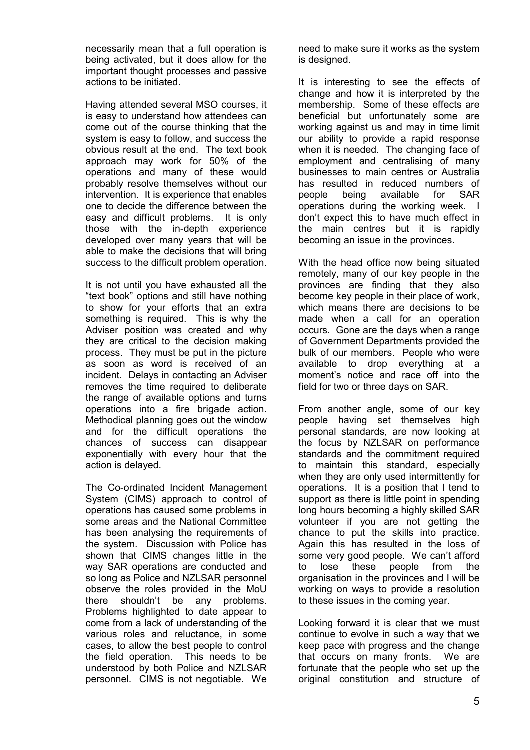necessarily mean that a full operation is being activated, but it does allow for the important thought processes and passive actions to be initiated.

Having attended several MSO courses, it is easy to understand how attendees can come out of the course thinking that the system is easy to follow, and success the obvious result at the end. The text book approach may work for 50% of the operations and many of these would probably resolve themselves without our intervention. It is experience that enables one to decide the difference between the easy and difficult problems. It is only those with the in-depth experience developed over many years that will be able to make the decisions that will bring success to the difficult problem operation.

It is not until you have exhausted all the "text book" options and still have nothing to show for your efforts that an extra something is required. This is why the Adviser position was created and why they are critical to the decision making process. They must be put in the picture as soon as word is received of an incident. Delays in contacting an Adviser removes the time required to deliberate the range of available options and turns operations into a fire brigade action. Methodical planning goes out the window and for the difficult operations the chances of success can disappear exponentially with every hour that the action is delayed.

The Co-ordinated Incident Management System (CIMS) approach to control of operations has caused some problems in some areas and the National Committee has been analysing the requirements of the system. Discussion with Police has shown that CIMS changes little in the way SAR operations are conducted and so long as Police and NZLSAR personnel observe the roles provided in the MoU there shouldn't be any problems. Problems highlighted to date appear to come from a lack of understanding of the various roles and reluctance, in some cases, to allow the best people to control the field operation. This needs to be understood by both Police and NZLSAR personnel. CIMS is not negotiable. We need to make sure it works as the system is designed.

It is interesting to see the effects of change and how it is interpreted by the membership. Some of these effects are beneficial but unfortunately some are working against us and may in time limit our ability to provide a rapid response when it is needed. The changing face of employment and centralising of many businesses to main centres or Australia has resulted in reduced numbers of people being available for SAR operations during the working week. I don't expect this to have much effect in the main centres but it is rapidly becoming an issue in the provinces.

With the head office now being situated remotely, many of our key people in the provinces are finding that they also become key people in their place of work, which means there are decisions to be made when a call for an operation occurs. Gone are the days when a range of Government Departments provided the bulk of our members. People who were available to drop everything at a moment's notice and race off into the field for two or three days on SAR.

From another angle, some of our key people having set themselves high personal standards, are now looking at the focus by NZLSAR on performance standards and the commitment required to maintain this standard, especially when they are only used intermittently for operations. It is a position that I tend to support as there is little point in spending long hours becoming a highly skilled SAR volunteer if you are not getting the chance to put the skills into practice. Again this has resulted in the loss of some very good people. We can't afford to lose these people from the organisation in the provinces and I will be working on ways to provide a resolution to these issues in the coming year.

Looking forward it is clear that we must continue to evolve in such a way that we keep pace with progress and the change that occurs on many fronts. We are fortunate that the people who set up the original constitution and structure of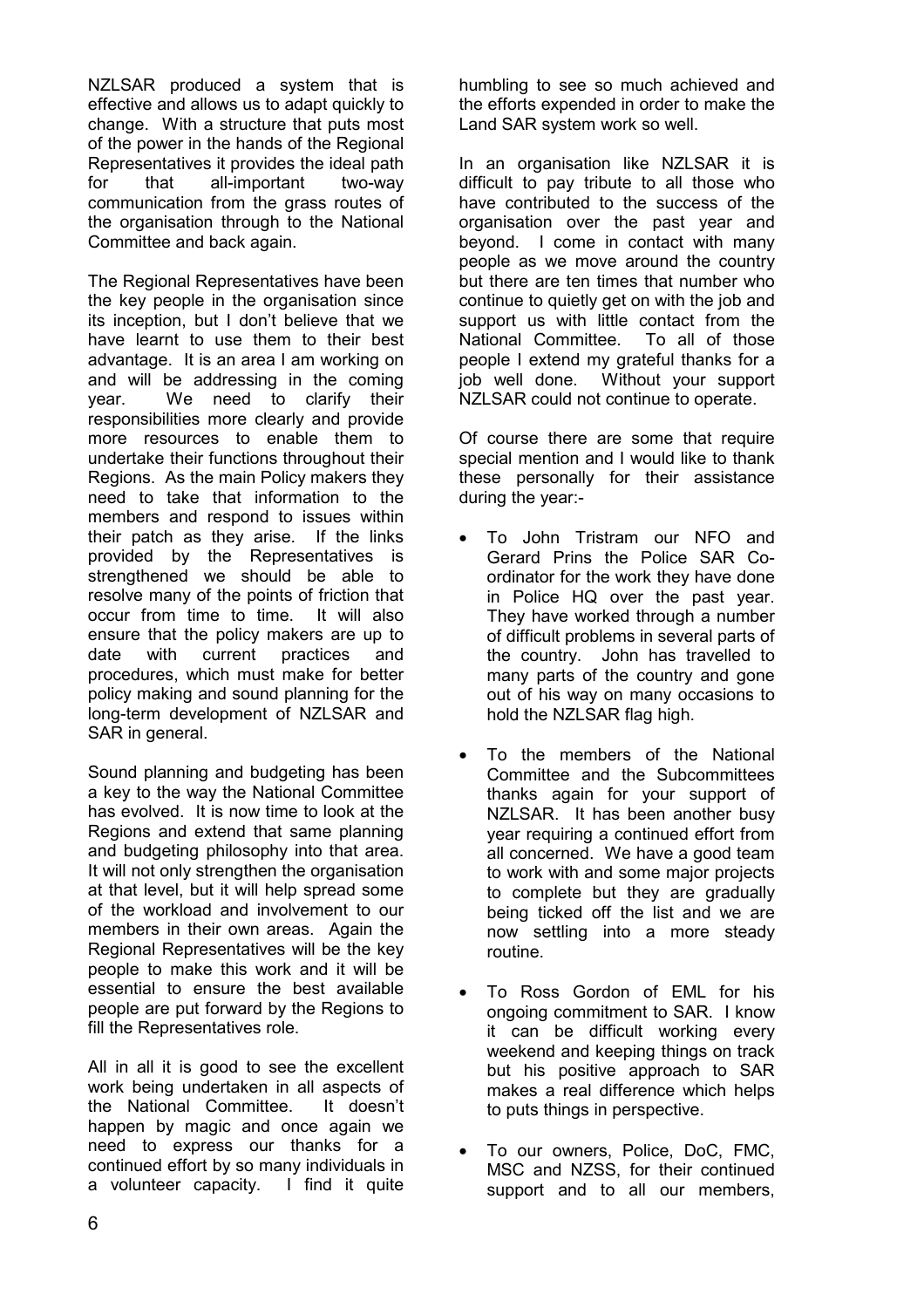NZLSAR produced a system that is effective and allows us to adapt quickly to change. With a structure that puts most of the power in the hands of the Regional Representatives it provides the ideal path for that all-important two-way communication from the grass routes of the organisation through to the National Committee and back again.

The Regional Representatives have been the key people in the organisation since its inception, but I don't believe that we have learnt to use them to their best advantage. It is an area I am working on and will be addressing in the coming year. We need to clarify their responsibilities more clearly and provide more resources to enable them to undertake their functions throughout their Regions. As the main Policy makers they need to take that information to the members and respond to issues within their patch as they arise. If the links provided by the Representatives is strengthened we should be able to resolve many of the points of friction that occur from time to time. It will also ensure that the policy makers are up to date with current practices and procedures, which must make for better policy making and sound planning for the long-term development of NZLSAR and SAR in general.

Sound planning and budgeting has been a key to the way the National Committee has evolved. It is now time to look at the Regions and extend that same planning and budgeting philosophy into that area. It will not only strengthen the organisation at that level, but it will help spread some of the workload and involvement to our members in their own areas. Again the Regional Representatives will be the key people to make this work and it will be essential to ensure the best available people are put forward by the Regions to fill the Representatives role.

All in all it is good to see the excellent work being undertaken in all aspects of the National Committee. It doesn't happen by magic and once again we need to express our thanks for a continued effort by so many individuals in a volunteer capacity. I find it quite humbling to see so much achieved and the efforts expended in order to make the Land SAR system work so well.

In an organisation like NZLSAR it is difficult to pay tribute to all those who have contributed to the success of the organisation over the past year and beyond. I come in contact with many people as we move around the country but there are ten times that number who continue to quietly get on with the job and support us with little contact from the National Committee. To all of those people I extend my grateful thanks for a job well done. Without your support NZLSAR could not continue to operate.

Of course there are some that require special mention and I would like to thank these personally for their assistance during the year:-

- To John Tristram our NFO and Gerard Prins the Police SAR Co-ordinator for the work they have done in Police HQ over the past year. They have worked through a number of difficult problems in several parts of the country. John has travelled to many parts of the country and gone out of his way on many occasions to hold the NZLSAR flag high.
- To the members of the National Committee and the Subcommittees thanks again for your support of NZLSAR. It has been another busy year requiring a continued effort from all concerned. We have a good team to work with and some major projects to complete but they are gradually being ticked off the list and we are now settling into a more steady routine.
- To Ross Gordon of EML for his ongoing commitment to SAR. I know it can be difficult working every weekend and keeping things on track but his positive approach to SAR makes a real difference which helps to puts things in perspective.
- To our owners, Police, DoC, FMC, MSC and NZSS, for their continued support and to all our members,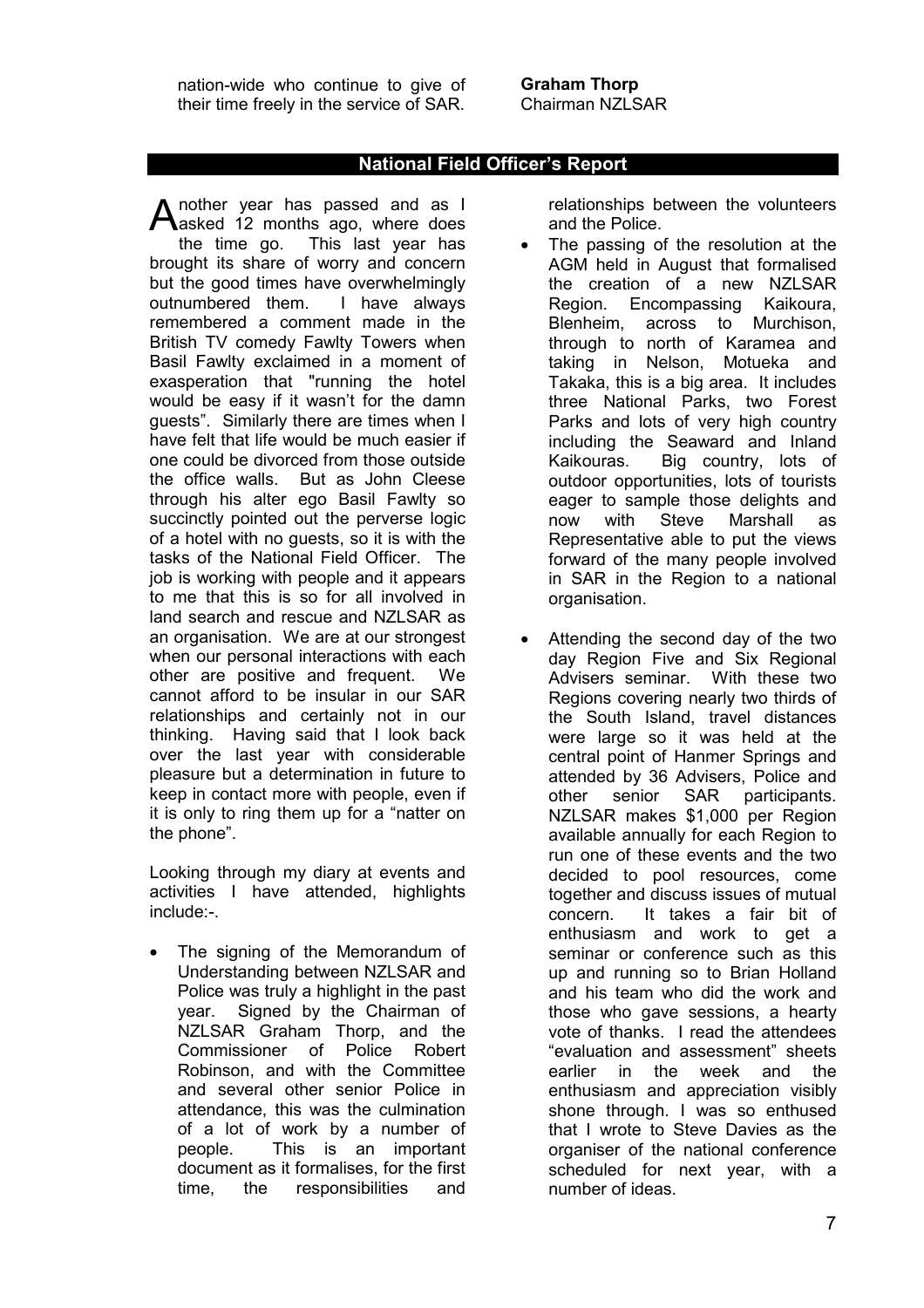nation-wide who continue to give of their time freely in the service of SAR.

**Graham Thorp**
Chairman NZLSAR

## National Field Officer's Report

Another year has passed and as I asked 12 months ago, where does the time go. This last year has brought its share of worry and concern but the good times have overwhelmingly outnumbered them. I have always remembered a comment made in the British TV comedy Fawlty Towers when Basil Fawlty exclaimed in a moment of exasperation that "running the hotel would be easy if it wasn't for the damn guests". Similarly there are times when I have felt that life would be much easier if one could be divorced from those outside the office walls. But as John Cleese through his alter ego Basil Fawlty so succinctly pointed out the perverse logic of a hotel with no guests, so it is with the tasks of the National Field Officer. The job is working with people and it appears to me that this is so for all involved in land search and rescue and NZLSAR as an organisation. We are at our strongest when our personal interactions with each other are positive and frequent. We cannot afford to be insular in our SAR relationships and certainly not in our thinking. Having said that I look back over the last year with considerable pleasure but a determination in future to keep in contact more with people, even if it is only to ring them up for a "natter on the phone".

Looking through my diary at events and activities I have attended, highlights include:-.

- The signing of the Memorandum of Understanding between NZLSAR and Police was truly a highlight in the past year. Signed by the Chairman of NZLSAR Graham Thorp, and the Commissioner of Police Robert Robinson, and with the Committee and several other senior Police in attendance, this was the culmination of a lot of work by a number of people. This is an important document as it formalises, for the first time, the responsibilities and relationships between the volunteers and the Police.
- The passing of the resolution at the AGM held in August that formalised the creation of a new NZLSAR Region. Encompassing Kaikoura, Blenheim, across to Murchison, through to north of Karamea and taking in Nelson, Motueka and Takaka, this is a big area. It includes three National Parks, two Forest Parks and lots of very high country including the Seaward and Inland Kaikouras. Big country, lots of outdoor opportunities, lots of tourists eager to sample those delights and now with Steve Marshall as Representative able to put the views forward of the many people involved in SAR in the Region to a national organisation.

- Attending the second day of the two day Region Five and Six Regional Advisers seminar. With these two Regions covering nearly two thirds of the South Island, travel distances were large so it was held at the central point of Hanmer Springs and attended by 36 Advisers, Police and other senior SAR participants. NZLSAR makes $1,000 per Region available annually for each Region to run one of these events and the two decided to pool resources, come together and discuss issues of mutual concern. It takes a fair bit of enthusiasm and work to get a seminar or conference such as this up and running so to Brian Holland and his team who did the work and those who gave sessions, a hearty vote of thanks. I read the attendees "evaluation and assessment" sheets earlier in the week and the enthusiasm and appreciation visibly shone through. I was so enthused that I wrote to Steve Davies as the organiser of the national conference scheduled for next year, with a number of ideas.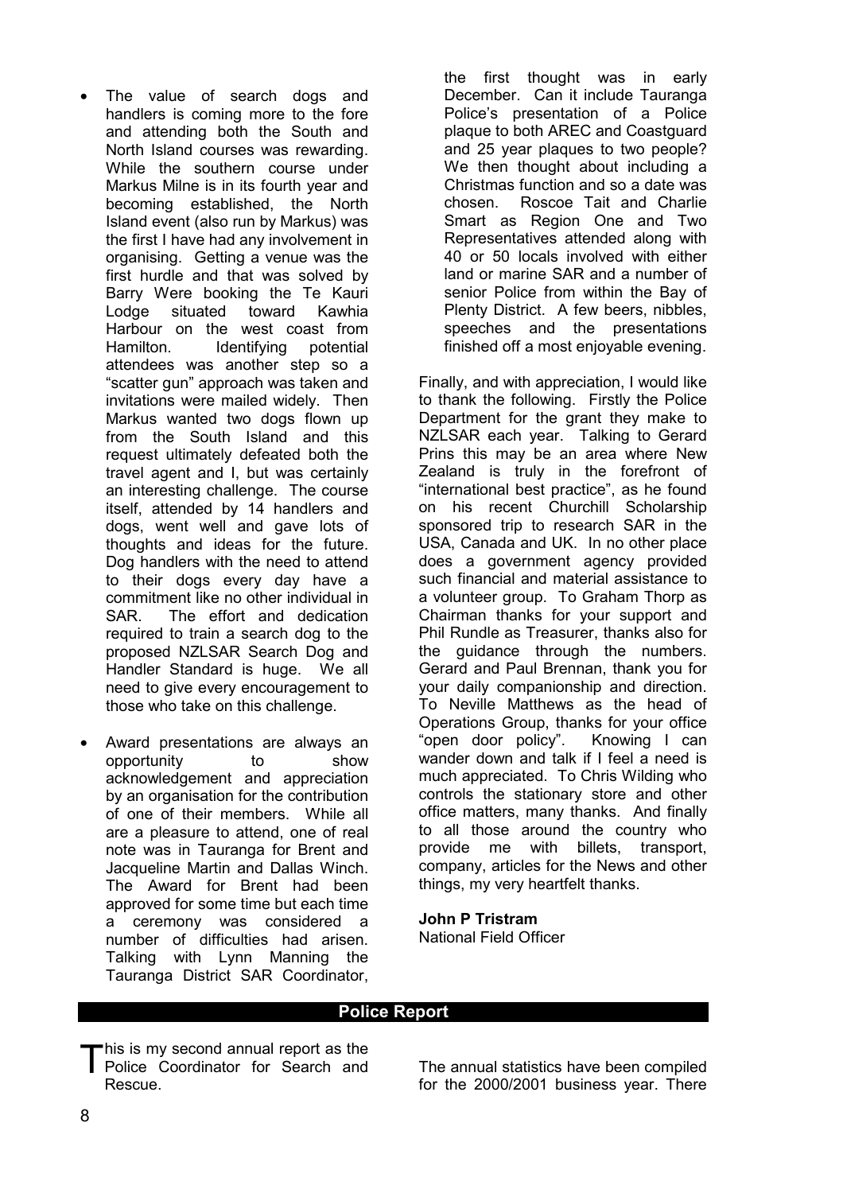- The value of search dogs and handlers is coming more to the fore and attending both the South and North Island courses was rewarding. While the southern course under Markus Milne is in its fourth year and becoming established, the North Island event (also run by Markus) was the first I have had any involvement in organising. Getting a venue was the first hurdle and that was solved by Barry Were booking the Te Kauri Lodge situated toward Kawhia Harbour on the west coast from Hamilton. Identifying potential attendees was another step so a "scatter gun" approach was taken and invitations were mailed widely. Then Markus wanted two dogs flown up from the South Island and this request ultimately defeated both the travel agent and I, but was certainly an interesting challenge. The course itself, attended by 14 handlers and dogs, went well and gave lots of thoughts and ideas for the future. Dog handlers with the need to attend to their dogs every day have a commitment like no other individual in SAR. The effort and dedication required to train a search dog to the proposed NZLSAR Search Dog and Handler Standard is huge. We all need to give every encouragement to those who take on this challenge.

- Award presentations are always an opportunity to show acknowledgement and appreciation by an organisation for the contribution of one of their members. While all are a pleasure to attend, one of real note was in Tauranga for Brent and Jacqueline Martin and Dallas Winch. The Award for Brent had been approved for some time but each time a ceremony was considered a number of difficulties had arisen. Talking with Lynn Manning the Tauranga District SAR Coordinator, the first thought was in early December. Can it include Tauranga Police's presentation of a Police plaque to both AREC and Coastguard and 25 year plaques to two people? We then thought about including a Christmas function and so a date was chosen. Roscoe Tait and Charlie Smart as Region One and Two Representatives attended along with 40 or 50 locals involved with either land or marine SAR and a number of senior Police from within the Bay of Plenty District. A few beers, nibbles, speeches and the presentations finished off a most enjoyable evening.

Finally, and with appreciation, I would like to thank the following. Firstly the Police Department for the grant they make to NZLSAR each year. Talking to Gerard Prins this may be an area where New Zealand is truly in the forefront of "international best practice", as he found on his recent Churchill Scholarship sponsored trip to research SAR in the USA, Canada and UK. In no other place does a government agency provided such financial and material assistance to a volunteer group. To Graham Thorp as Chairman thanks for your support and Phil Rundle as Treasurer, thanks also for the guidance through the numbers. Gerard and Paul Brennan, thank you for your daily companionship and direction. To Neville Matthews as the head of Operations Group, thanks for your office "open door policy". Knowing I can wander down and talk if I feel a need is much appreciated. To Chris Wilding who controls the stationary store and other office matters, many thanks. And finally to all those around the country who provide me with billets, transport, company, articles for the News and other things, my very heartfelt thanks.

**John P Tristram**
National Field Officer

## Police Report

This is my second annual report as the Police Coordinator for Search and Rescue.

The annual statistics have been compiled for the 2000/2001 business year. There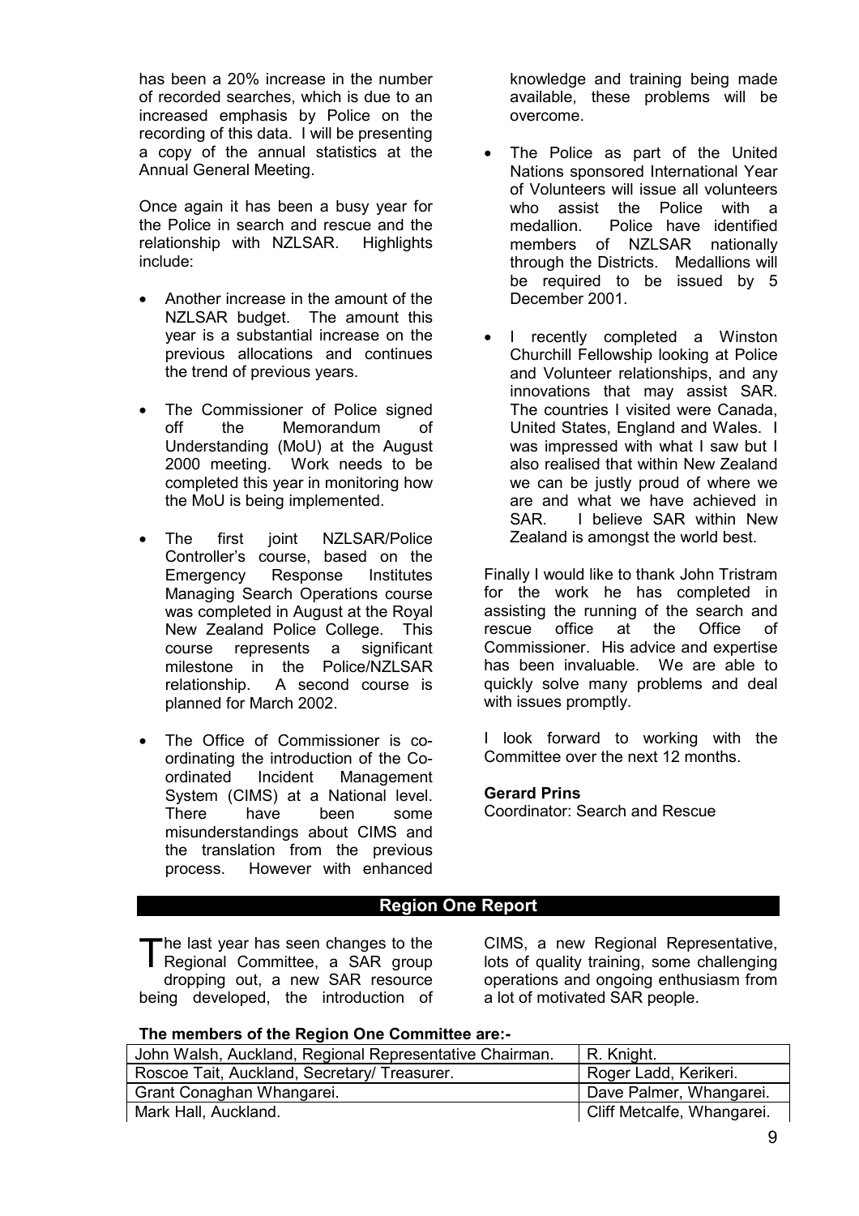has been a 20% increase in the number of recorded searches, which is due to an increased emphasis by Police on the recording of this data. I will be presenting a copy of the annual statistics at the Annual General Meeting.

Once again it has been a busy year for the Police in search and rescue and the relationship with NZLSAR. Highlights include:

- Another increase in the amount of the NZLSAR budget. The amount this year is a substantial increase on the previous allocations and continues the trend of previous years.
- The Commissioner of Police signed off the Memorandum of Understanding (MoU) at the August 2000 meeting. Work needs to be completed this year in monitoring how the MoU is being implemented.
- The first joint NZLSAR/Police Controller's course, based on the Emergency Response Institutes Managing Search Operations course was completed in August at the Royal New Zealand Police College. This course represents a significant milestone in the Police/NZLSAR relationship. A second course is planned for March 2002.
- The Office of Commissioner is co-ordinating the introduction of the Co-ordinated Incident Management System (CIMS) at a National level. There have been some misunderstandings about CIMS and the translation from the previous process. However with enhanced knowledge and training being made available, these problems will be overcome.
- The Police as part of the United Nations sponsored International Year of Volunteers will issue all volunteers who assist the Police with a medallion. Police have identified members of NZLSAR nationally through the Districts. Medallions will be required to be issued by 5 December 2001.
- I recently completed a Winston Churchill Fellowship looking at Police and Volunteer relationships, and any innovations that may assist SAR. The countries I visited were Canada, United States, England and Wales. I was impressed with what I saw but I also realised that within New Zealand we can be justly proud of where we are and what we have achieved in SAR. I believe SAR within New Zealand is amongst the world best.

Finally I would like to thank John Tristram for the work he has completed in assisting the running of the search and rescue office at the Office of Commissioner. His advice and expertise has been invaluable. We are able to quickly solve many problems and deal with issues promptly.

I look forward to working with the Committee over the next 12 months.

**Gerard Prins**
Coordinator: Search and Rescue

## Region One Report

The last year has seen changes to the Regional Committee, a SAR group dropping out, a new SAR resource being developed, the introduction of CIMS, a new Regional Representative, lots of quality training, some challenging operations and ongoing enthusiasm from a lot of motivated SAR people.

**The members of the Region One Committee are:-**

| | |
|---|---|
| John Walsh, Auckland, Regional Representative Chairman. | R. Knight. |
| Roscoe Tait, Auckland, Secretary/ Treasurer. | Roger Ladd, Kerikeri. |
| Grant Conaghan Whangarei. | Dave Palmer, Whangarei. |
| Mark Hall, Auckland. | Cliff Metcalfe, Whangarei. |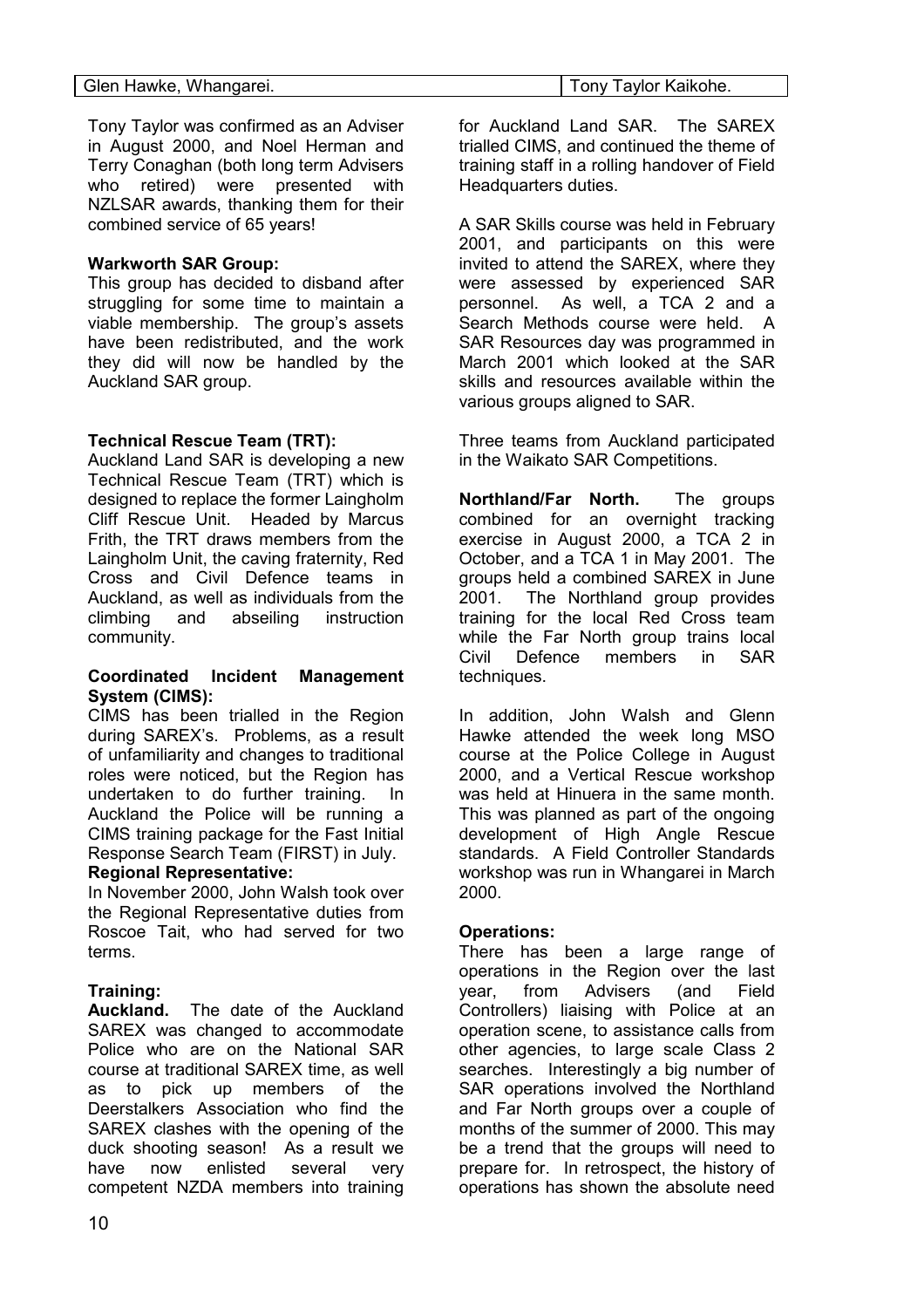| Glen Hawke, Whangarei. | Tony Taylor Kaikohe. |
| --- | --- |

Tony Taylor was confirmed as an Adviser in August 2000, and Noel Herman and Terry Conaghan (both long term Advisers who retired) were presented with NZLSAR awards, thanking them for their combined service of 65 years!

**Warkworth SAR Group:**
This group has decided to disband after struggling for some time to maintain a viable membership. The group's assets have been redistributed, and the work they did will now be handled by the Auckland SAR group.

**Technical Rescue Team (TRT):**
Auckland Land SAR is developing a new Technical Rescue Team (TRT) which is designed to replace the former Laingholm Cliff Rescue Unit. Headed by Marcus Frith, the TRT draws members from the Laingholm Unit, the caving fraternity, Red Cross and Civil Defence teams in Auckland, as well as individuals from the climbing and abseiling instruction community.

**Coordinated Incident Management System (CIMS):**
CIMS has been trialled in the Region during SAREX's. Problems, as a result of unfamiliarity and changes to traditional roles were noticed, but the Region has undertaken to do further training. In Auckland the Police will be running a CIMS training package for the Fast Initial Response Search Team (FIRST) in July.

**Regional Representative:**
In November 2000, John Walsh took over the Regional Representative duties from Roscoe Tait, who had served for two terms.

**Training:**
**Auckland.** The date of the Auckland SAREX was changed to accommodate Police who are on the National SAR course at traditional SAREX time, as well as to pick up members of the Deerstalkers Association who find the SAREX clashes with the opening of the duck shooting season! As a result we have now enlisted several very competent NZDA members into training for Auckland Land SAR. The SAREX trialled CIMS, and continued the theme of training staff in a rolling handover of Field Headquarters duties.

A SAR Skills course was held in February 2001, and participants on this were invited to attend the SAREX, where they were assessed by experienced SAR personnel. As well, a TCA 2 and a Search Methods course were held. A SAR Resources day was programmed in March 2001 which looked at the SAR skills and resources available within the various groups aligned to SAR.

Three teams from Auckland participated in the Waikato SAR Competitions.

**Northland/Far North.** The groups combined for an overnight tracking exercise in August 2000, a TCA 2 in October, and a TCA 1 in May 2001. The groups held a combined SAREX in June 2001. The Northland group provides training for the local Red Cross team while the Far North group trains local Civil Defence members in SAR techniques.

In addition, John Walsh and Glenn Hawke attended the week long MSO course at the Police College in August 2000, and a Vertical Rescue workshop was held at Hinuera in the same month. This was planned as part of the ongoing development of High Angle Rescue standards. A Field Controller Standards workshop was run in Whangarei in March 2000.

**Operations:**
There has been a large range of operations in the Region over the last year, from Advisers (and Field Controllers) liaising with Police at an operation scene, to assistance calls from other agencies, to large scale Class 2 searches. Interestingly a big number of SAR operations involved the Northland and Far North groups over a couple of months of the summer of 2000. This may be a trend that the groups will need to prepare for. In retrospect, the history of operations has shown the absolute need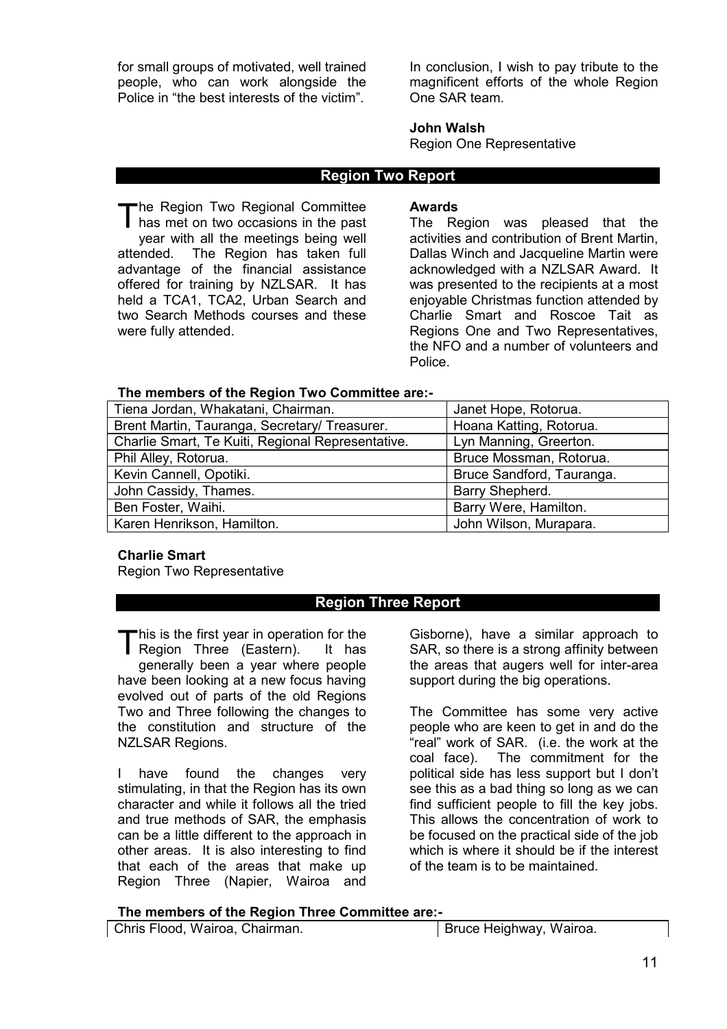for small groups of motivated, well trained people, who can work alongside the Police in "the best interests of the victim".

In conclusion, I wish to pay tribute to the magnificent efforts of the whole Region One SAR team.

**John Walsh**
Region One Representative

## Region Two Report

The Region Two Regional Committee has met on two occasions in the past year with all the meetings being well attended. The Region has taken full advantage of the financial assistance offered for training by NZLSAR. It has held a TCA1, TCA2, Urban Search and two Search Methods courses and these were fully attended.

**Awards**
The Region was pleased that the activities and contribution of Brent Martin, Dallas Winch and Jacqueline Martin were acknowledged with a NZLSAR Award. It was presented to the recipients at a most enjoyable Christmas function attended by Charlie Smart and Roscoe Tait as Regions One and Two Representatives, the NFO and a number of volunteers and Police.

**The members of the Region Two Committee are:-**

| | |
|---|---|
| Tiena Jordan, Whakatani, Chairman. | Janet Hope, Rotorua. |
| Brent Martin, Tauranga, Secretary/ Treasurer. | Hoana Katting, Rotorua. |
| Charlie Smart, Te Kuiti, Regional Representative. | Lyn Manning, Greerton. |
| Phil Alley, Rotorua. | Bruce Mossman, Rotorua. |
| Kevin Cannell, Opotiki. | Bruce Sandford, Tauranga. |
| John Cassidy, Thames. | Barry Shepherd. |
| Ben Foster, Waihi. | Barry Were, Hamilton. |
| Karen Henrikson, Hamilton. | John Wilson, Murapara. |

**Charlie Smart**
Region Two Representative

## Region Three Report

This is the first year in operation for the Region Three (Eastern). It has generally been a year where people have been looking at a new focus having evolved out of parts of the old Regions Two and Three following the changes to the constitution and structure of the NZLSAR Regions.

I have found the changes very stimulating, in that the Region has its own character and while it follows all the tried and true methods of SAR, the emphasis can be a little different to the approach in other areas. It is also interesting to find that each of the areas that make up Region Three (Napier, Wairoa and Gisborne), have a similar approach to SAR, so there is a strong affinity between the areas that augers well for inter-area support during the big operations.

The Committee has some very active people who are keen to get in and do the "real" work of SAR. (i.e. the work at the coal face). The commitment for the political side has less support but I don't see this as a bad thing so long as we can find sufficient people to fill the key jobs. This allows the concentration of work to be focused on the practical side of the job which is where it should be if the interest of the team is to be maintained.

**The members of the Region Three Committee are:-**

| | |
|---|---|
| Chris Flood, Wairoa, Chairman. | Bruce Heighway, Wairoa. |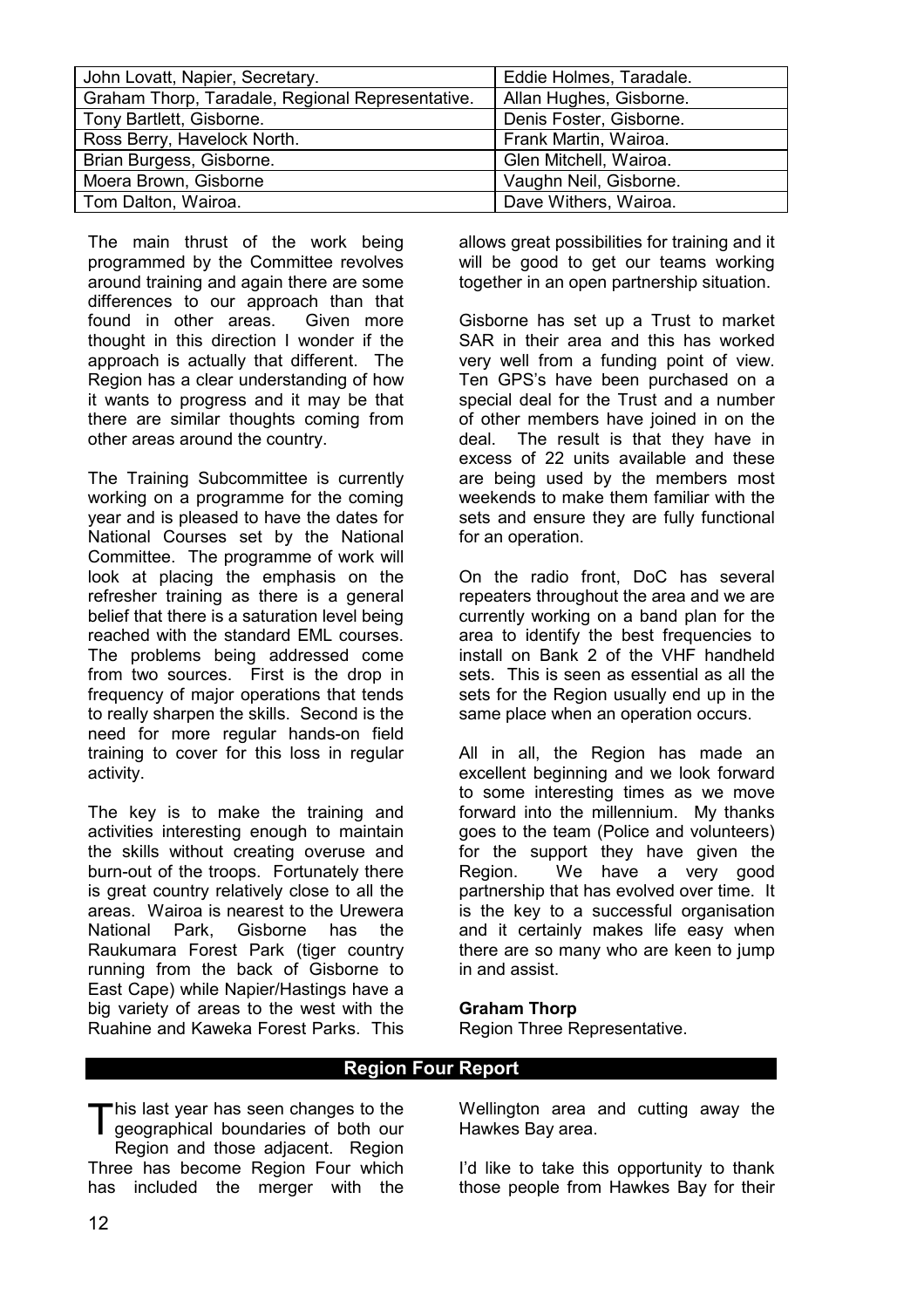| John Lovatt, Napier, Secretary. | Eddie Holmes, Taradale. |
|---|---|
| Graham Thorp, Taradale, Regional Representative. | Allan Hughes, Gisborne. |
| Tony Bartlett, Gisborne. | Denis Foster, Gisborne. |
| Ross Berry, Havelock North. | Frank Martin, Wairoa. |
| Brian Burgess, Gisborne. | Glen Mitchell, Wairoa. |
| Moera Brown, Gisborne | Vaughn Neil, Gisborne. |
| Tom Dalton, Wairoa. | Dave Withers, Wairoa. |

The main thrust of the work being programmed by the Committee revolves around training and again there are some differences to our approach than that found in other areas. Given more thought in this direction I wonder if the approach is actually that different. The Region has a clear understanding of how it wants to progress and it may be that there are similar thoughts coming from other areas around the country.

The Training Subcommittee is currently working on a programme for the coming year and is pleased to have the dates for National Courses set by the National Committee. The programme of work will look at placing the emphasis on the refresher training as there is a general belief that there is a saturation level being reached with the standard EML courses. The problems being addressed come from two sources. First is the drop in frequency of major operations that tends to really sharpen the skills. Second is the need for more regular hands-on field training to cover for this loss in regular activity.

The key is to make the training and activities interesting enough to maintain the skills without creating overuse and burn-out of the troops. Fortunately there is great country relatively close to all the areas. Wairoa is nearest to the Urewera National Park, Gisborne has the Raukumara Forest Park (tiger country running from the back of Gisborne to East Cape) while Napier/Hastings have a big variety of areas to the west with the Ruahine and Kaweka Forest Parks. This allows great possibilities for training and it will be good to get our teams working together in an open partnership situation.

Gisborne has set up a Trust to market SAR in their area and this has worked very well from a funding point of view. Ten GPS's have been purchased on a special deal for the Trust and a number of other members have joined in on the deal. The result is that they have in excess of 22 units available and these are being used by the members most weekends to make them familiar with the sets and ensure they are fully functional for an operation.

On the radio front, DoC has several repeaters throughout the area and we are currently working on a band plan for the area to identify the best frequencies to install on Bank 2 of the VHF handheld sets. This is seen as essential as all the sets for the Region usually end up in the same place when an operation occurs.

All in all, the Region has made an excellent beginning and we look forward to some interesting times as we move forward into the millennium. My thanks goes to the team (Police and volunteers) for the support they have given the Region. We have a very good partnership that has evolved over time. It is the key to a successful organisation and it certainly makes life easy when there are so many who are keen to jump in and assist.

**Graham Thorp**
Region Three Representative.

## Region Four Report

This last year has seen changes to the geographical boundaries of both our Region and those adjacent. Region Three has become Region Four which has included the merger with the Wellington area and cutting away the Hawkes Bay area.

I'd like to take this opportunity to thank those people from Hawkes Bay for their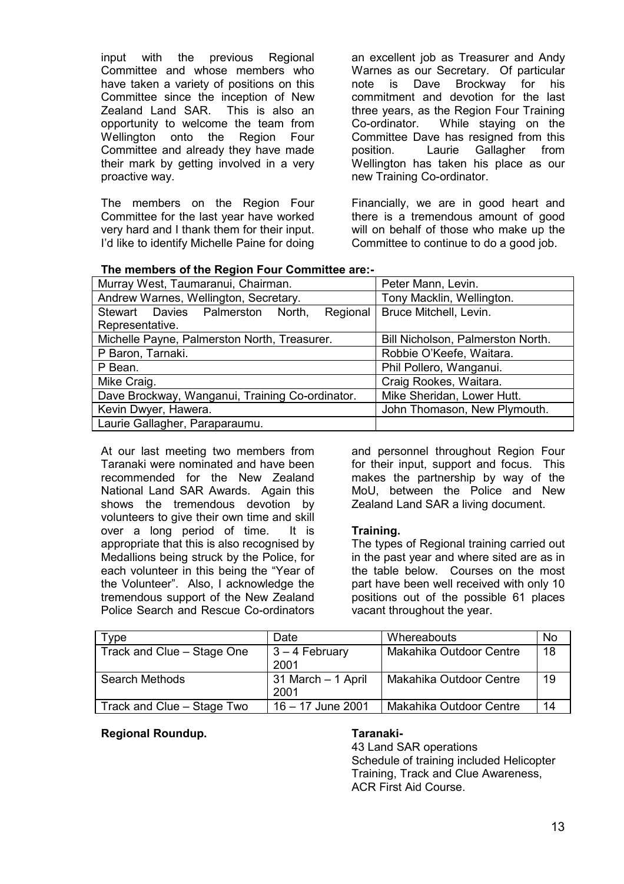input with the previous Regional Committee and whose members who have taken a variety of positions on this Committee since the inception of New Zealand Land SAR. This is also an opportunity to welcome the team from Wellington onto the Region Four Committee and already they have made their mark by getting involved in a very proactive way.

The members on the Region Four Committee for the last year have worked very hard and I thank them for their input. I'd like to identify Michelle Paine for doing an excellent job as Treasurer and Andy Warnes as our Secretary. Of particular note is Dave Brockway for his commitment and devotion for the last three years, as the Region Four Training Co-ordinator. While staying on the Committee Dave has resigned from this position. Laurie Gallagher from Wellington has taken his place as our new Training Co-ordinator.

Financially, we are in good heart and there is a tremendous amount of good will on behalf of those who make up the Committee to continue to do a good job.

**The members of the Region Four Committee are:-**

| | |
|---|---|
| Murray West, Taumaranui, Chairman. | Peter Mann, Levin. |
| Andrew Warnes, Wellington, Secretary. | Tony Macklin, Wellington. |
| Stewart Davies Palmerston North, Regional Representative. | Bruce Mitchell, Levin. |
| Michelle Payne, Palmerston North, Treasurer. | Bill Nicholson, Palmerston North. |
| P Baron, Tarnaki. | Robbie O'Keefe, Waitara. |
| P Bean. | Phil Pollero, Wanganui. |
| Mike Craig. | Craig Rookes, Waitara. |
| Dave Brockway, Wanganui, Training Co-ordinator. | Mike Sheridan, Lower Hutt. |
| Kevin Dwyer, Hawera. | John Thomason, New Plymouth. |
| Laurie Gallagher, Paraparaumu. | |

At our last meeting two members from Taranaki were nominated and have been recommended for the New Zealand National Land SAR Awards. Again this shows the tremendous devotion by volunteers to give their own time and skill over a long period of time. It is appropriate that this is also recognised by Medallions being struck by the Police, for each volunteer in this being the "Year of the Volunteer". Also, I acknowledge the tremendous support of the New Zealand Police Search and Rescue Co-ordinators and personnel throughout Region Four for their input, support and focus. This makes the partnership by way of the MoU, between the Police and New Zealand Land SAR a living document.

**Training.**

The types of Regional training carried out in the past year and where sited are as in the table below. Courses on the most part have been well received with only 10 positions out of the possible 61 places vacant throughout the year.

| Type | Date | Whereabouts | No |
|---|---|---|---|
| Track and Clue – Stage One | 3 – 4 February 2001 | Makahika Outdoor Centre | 18 |
| Search Methods | 31 March – 1 April 2001 | Makahika Outdoor Centre | 19 |
| Track and Clue – Stage Two | 16 – 17 June 2001 | Makahika Outdoor Centre | 14 |

**Regional Roundup.**

**Taranaki-**

43 Land SAR operations

Schedule of training included Helicopter Training, Track and Clue Awareness, ACR First Aid Course.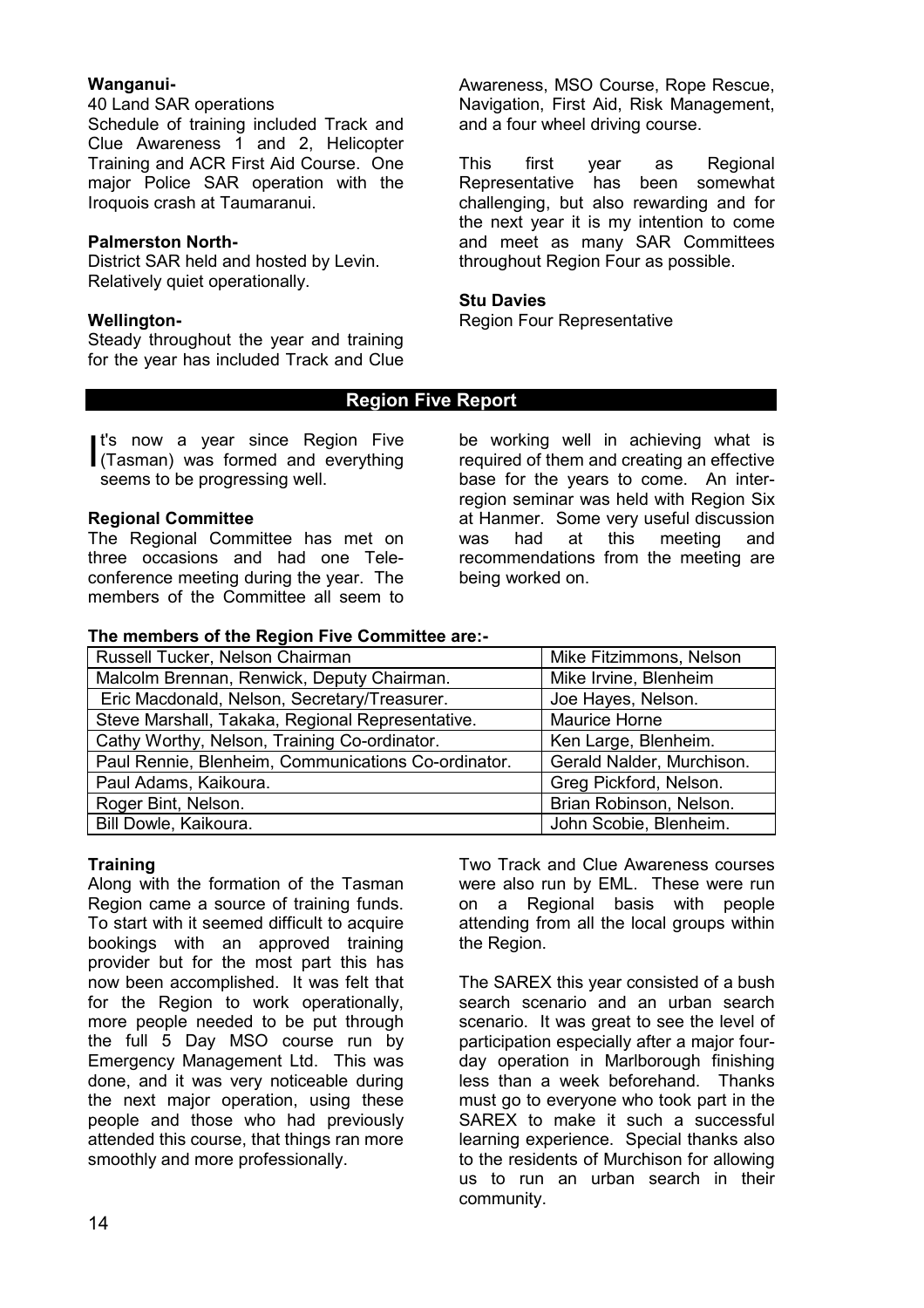**Wanganui-**
40 Land SAR operations
Schedule of training included Track and Clue Awareness 1 and 2, Helicopter Training and ACR First Aid Course. One major Police SAR operation with the Iroquois crash at Taumaranui.

**Palmerston North-**
District SAR held and hosted by Levin. Relatively quiet operationally.

**Wellington-**
Steady throughout the year and training for the year has included Track and Clue Awareness, MSO Course, Rope Rescue, Navigation, First Aid, Risk Management, and a four wheel driving course.

This first year as Regional Representative has been somewhat challenging, but also rewarding and for the next year it is my intention to come and meet as many SAR Committees throughout Region Four as possible.

**Stu Davies**
Region Four Representative

## Region Five Report

It's now a year since Region Five (Tasman) was formed and everything seems to be progressing well.

**Regional Committee**
The Regional Committee has met on three occasions and had one Tele-conference meeting during the year. The members of the Committee all seem to be working well in achieving what is required of them and creating an effective base for the years to come. An inter-region seminar was held with Region Six at Hanmer. Some very useful discussion was had at this meeting and recommendations from the meeting are being worked on.

**The members of the Region Five Committee are:-**

| | |
|---|---|
| Russell Tucker, Nelson Chairman | Mike Fitzimmons, Nelson |
| Malcolm Brennan, Renwick, Deputy Chairman. | Mike Irvine, Blenheim |
| Eric Macdonald, Nelson, Secretary/Treasurer. | Joe Hayes, Nelson. |
| Steve Marshall, Takaka, Regional Representative. | Maurice Horne |
| Cathy Worthy, Nelson, Training Co-ordinator. | Ken Large, Blenheim. |
| Paul Rennie, Blenheim, Communications Co-ordinator. | Gerald Nalder, Murchison. |
| Paul Adams, Kaikoura. | Greg Pickford, Nelson. |
| Roger Bint, Nelson. | Brian Robinson, Nelson. |
| Bill Dowle, Kaikoura. | John Scobie, Blenheim. |

**Training**
Along with the formation of the Tasman Region came a source of training funds. To start with it seemed difficult to acquire bookings with an approved training provider but for the most part this has now been accomplished. It was felt that for the Region to work operationally, more people needed to be put through the full 5 Day MSO course run by Emergency Management Ltd. This was done, and it was very noticeable during the next major operation, using these people and those who had previously attended this course, that things ran more smoothly and more professionally.

Two Track and Clue Awareness courses were also run by EML. These were run on a Regional basis with people attending from all the local groups within the Region.

The SAREX this year consisted of a bush search scenario and an urban search scenario. It was great to see the level of participation especially after a major four-day operation in Marlborough finishing less than a week beforehand. Thanks must go to everyone who took part in the SAREX to make it such a successful learning experience. Special thanks also to the residents of Murchison for allowing us to run an urban search in their community.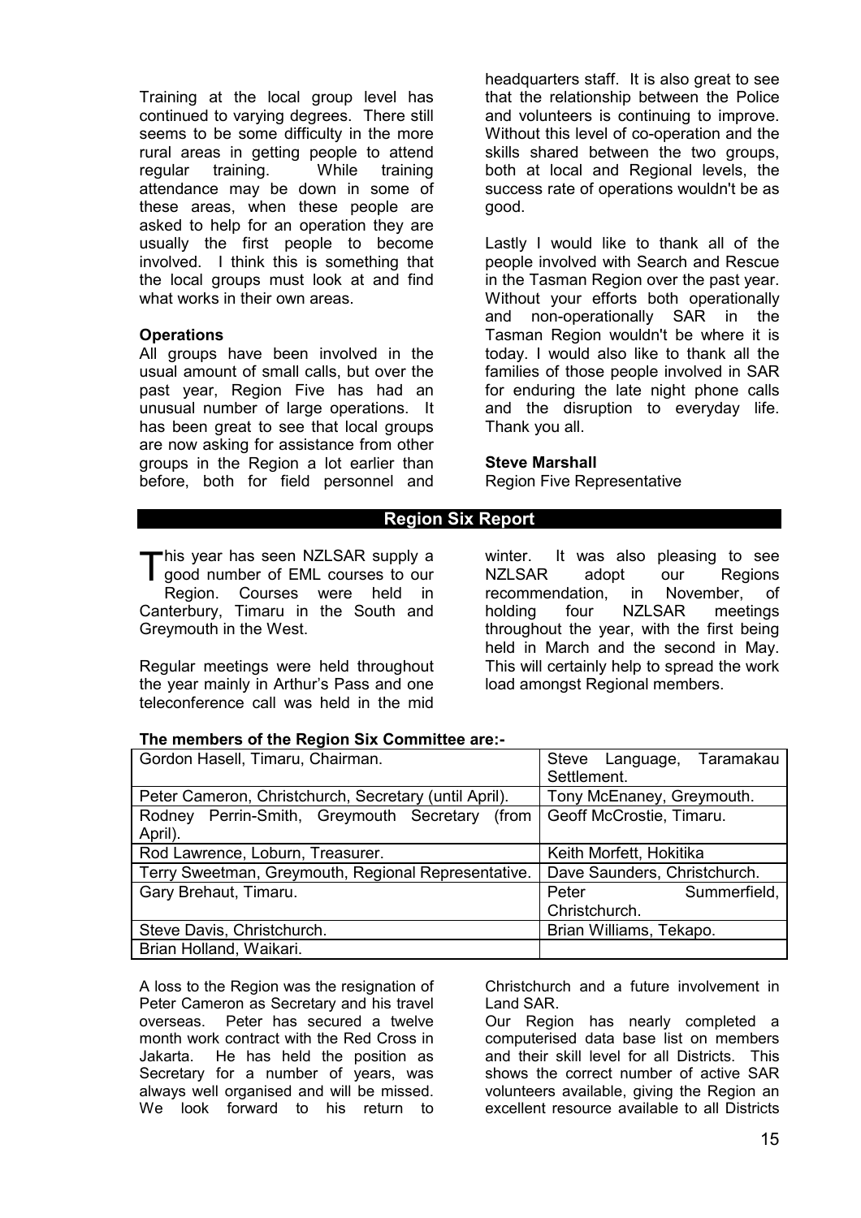Training at the local group level has continued to varying degrees. There still seems to be some difficulty in the more rural areas in getting people to attend regular training. While training attendance may be down in some of these areas, when these people are asked to help for an operation they are usually the first people to become involved. I think this is something that the local groups must look at and find what works in their own areas.

### Operations

All groups have been involved in the usual amount of small calls, but over the past year, Region Five has had an unusual number of large operations. It has been great to see that local groups are now asking for assistance from other groups in the Region a lot earlier than before, both for field personnel and headquarters staff. It is also great to see that the relationship between the Police and volunteers is continuing to improve. Without this level of co-operation and the skills shared between the two groups, both at local and Regional levels, the success rate of operations wouldn't be as good.

Lastly I would like to thank all of the people involved with Search and Rescue in the Tasman Region over the past year. Without your efforts both operationally and non-operationally SAR in the Tasman Region wouldn't be where it is today. I would also like to thank all the families of those people involved in SAR for enduring the late night phone calls and the disruption to everyday life. Thank you all.

**Steve Marshall**
Region Five Representative

## Region Six Report

This year has seen NZLSAR supply a good number of EML courses to our Region. Courses were held in Canterbury, Timaru in the South and Greymouth in the West.

Regular meetings were held throughout the year mainly in Arthur's Pass and one teleconference call was held in the mid winter. It was also pleasing to see NZLSAR adopt our Regions recommendation, in November, of holding four NZLSAR meetings throughout the year, with the first being held in March and the second in May. This will certainly help to spread the work load amongst Regional members.

**The members of the Region Six Committee are:-**

| | |
|---|---|
| Gordon Hasell, Timaru, Chairman. | Steve Language, Taramakau Settlement. |
| Peter Cameron, Christchurch, Secretary (until April). | Tony McEnaney, Greymouth. |
| Rodney Perrin-Smith, Greymouth Secretary (from April). | Geoff McCrostie, Timaru. |
| Rod Lawrence, Loburn, Treasurer. | Keith Morfett, Hokitika |
| Terry Sweetman, Greymouth, Regional Representative. | Dave Saunders, Christchurch. |
| Gary Brehaut, Timaru. | Peter Summerfield, Christchurch. |
| Steve Davis, Christchurch. | Brian Williams, Tekapo. |
| Brian Holland, Waikari. | |

A loss to the Region was the resignation of Peter Cameron as Secretary and his travel overseas. Peter has secured a twelve month work contract with the Red Cross in Jakarta. He has held the position as Secretary for a number of years, was always well organised and will be missed. We look forward to his return to Christchurch and a future involvement in Land SAR.

Our Region has nearly completed a computerised data base list on members and their skill level for all Districts. This shows the correct number of active SAR volunteers available, giving the Region an excellent resource available to all Districts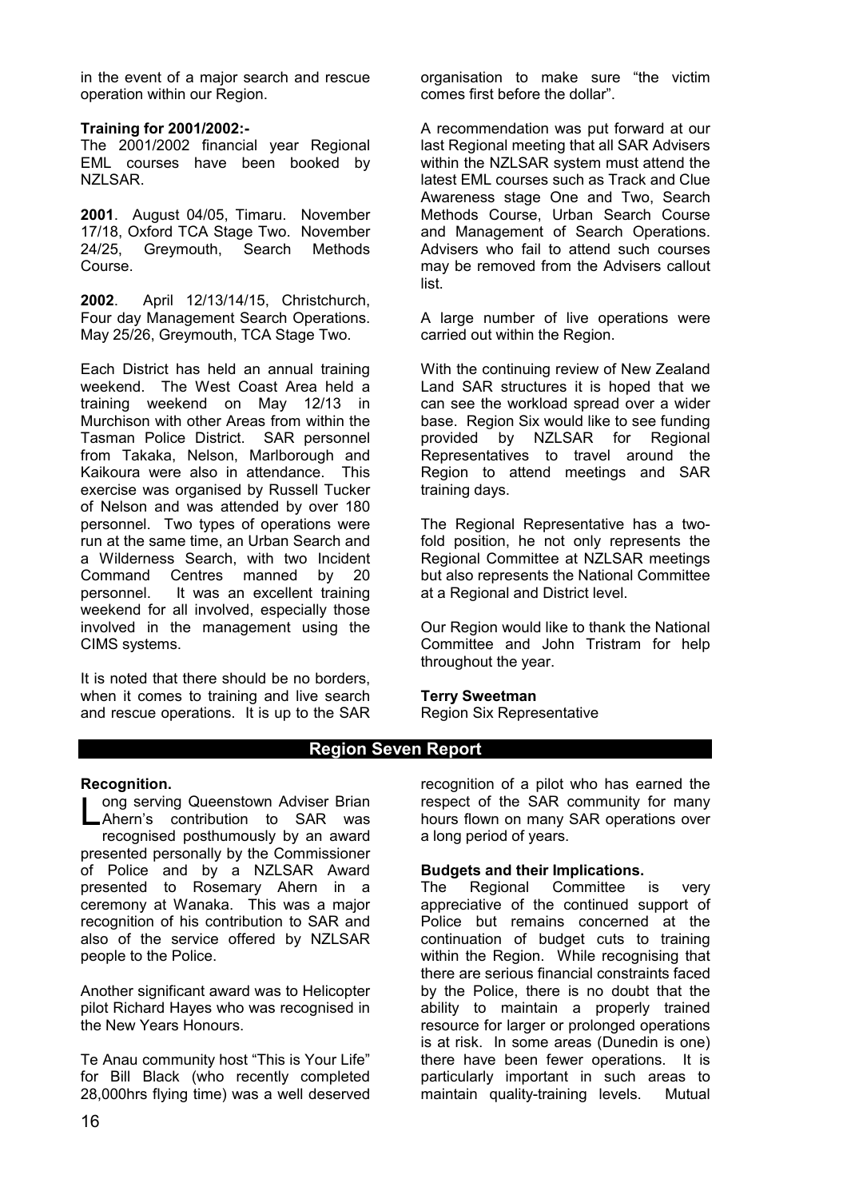in the event of a major search and rescue operation within our Region.

**Training for 2001/2002:-**
The 2001/2002 financial year Regional EML courses have been booked by NZLSAR.

**2001**. August 04/05, Timaru. November 17/18, Oxford TCA Stage Two. November 24/25, Greymouth, Search Methods Course.

**2002**. April 12/13/14/15, Christchurch, Four day Management Search Operations. May 25/26, Greymouth, TCA Stage Two.

Each District has held an annual training weekend. The West Coast Area held a training weekend on May 12/13 in Murchison with other Areas from within the Tasman Police District. SAR personnel from Takaka, Nelson, Marlborough and Kaikoura were also in attendance. This exercise was organised by Russell Tucker of Nelson and was attended by over 180 personnel. Two types of operations were run at the same time, an Urban Search and a Wilderness Search, with two Incident Command Centres manned by 20 personnel. It was an excellent training weekend for all involved, especially those involved in the management using the CIMS systems.

It is noted that there should be no borders, when it comes to training and live search and rescue operations. It is up to the SAR organisation to make sure "the victim comes first before the dollar".

A recommendation was put forward at our last Regional meeting that all SAR Advisers within the NZLSAR system must attend the latest EML courses such as Track and Clue Awareness stage One and Two, Search Methods Course, Urban Search Course and Management of Search Operations. Advisers who fail to attend such courses may be removed from the Advisers callout list.

A large number of live operations were carried out within the Region.

With the continuing review of New Zealand Land SAR structures it is hoped that we can see the workload spread over a wider base. Region Six would like to see funding provided by NZLSAR for Regional Representatives to travel around the Region to attend meetings and SAR training days.

The Regional Representative has a two-fold position, he not only represents the Regional Committee at NZLSAR meetings but also represents the National Committee at a Regional and District level.

Our Region would like to thank the National Committee and John Tristram for help throughout the year.

**Terry Sweetman**
Region Six Representative

## Region Seven Report

**Recognition.**
Long serving Queenstown Adviser Brian Ahern's contribution to SAR was recognised posthumously by an award presented personally by the Commissioner of Police and by a NZLSAR Award presented to Rosemary Ahern in a ceremony at Wanaka. This was a major recognition of his contribution to SAR and also of the service offered by NZLSAR people to the Police.

Another significant award was to Helicopter pilot Richard Hayes who was recognised in the New Years Honours.

Te Anau community host "This is Your Life" for Bill Black (who recently completed 28,000hrs flying time) was a well deserved recognition of a pilot who has earned the respect of the SAR community for many hours flown on many SAR operations over a long period of years.

**Budgets and their Implications.**
The Regional Committee is very appreciative of the continued support of Police but remains concerned at the continuation of budget cuts to training within the Region. While recognising that there are serious financial constraints faced by the Police, there is no doubt that the ability to maintain a properly trained resource for larger or prolonged operations is at risk. In some areas (Dunedin is one) there have been fewer operations. It is particularly important in such areas to maintain quality-training levels. Mutual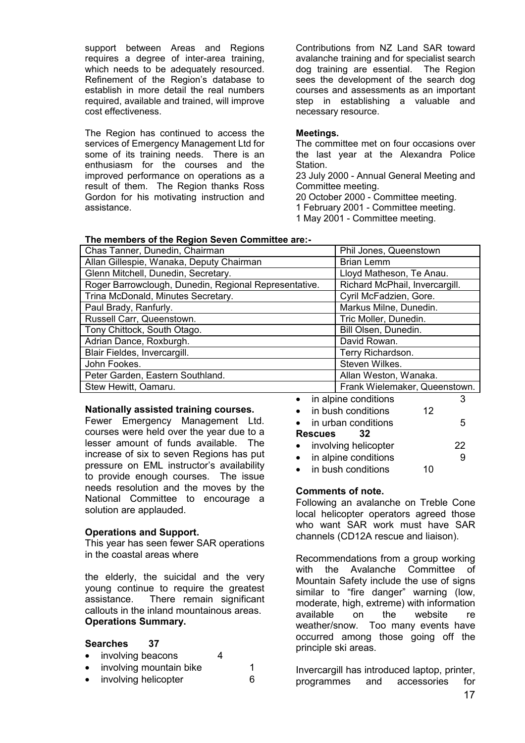support between Areas and Regions requires a degree of inter-area training, which needs to be adequately resourced. Refinement of the Region's database to establish in more detail the real numbers required, available and trained, will improve cost effectiveness.

The Region has continued to access the services of Emergency Management Ltd for some of its training needs. There is an enthusiasm for the courses and the improved performance on operations as a result of them. The Region thanks Ross Gordon for his motivating instruction and assistance.

Contributions from NZ Land SAR toward avalanche training and for specialist search dog training are essential. The Region sees the development of the search dog courses and assessments as an important step in establishing a valuable and necessary resource.

**Meetings.**
The committee met on four occasions over the last year at the Alexandra Police Station.
23 July 2000 - Annual General Meeting and Committee meeting.
20 October 2000 - Committee meeting.
1 February 2001 - Committee meeting.
1 May 2001 - Committee meeting.

**The members of the Region Seven Committee are:-**

| | |
|---|---|
| Chas Tanner, Dunedin, Chairman | Phil Jones, Queenstown |
| Allan Gillespie, Wanaka, Deputy Chairman | Brian Lemm |
| Glenn Mitchell, Dunedin, Secretary. | Lloyd Matheson, Te Anau. |
| Roger Barrowclough, Dunedin, Regional Representative. | Richard McPhail, Invercargill. |
| Trina McDonald, Minutes Secretary. | Cyril McFadzien, Gore. |
| Paul Brady, Ranfurly. | Markus Milne, Dunedin. |
| Russell Carr, Queenstown. | Tric Moller, Dunedin. |
| Tony Chittock, South Otago. | Bill Olsen, Dunedin. |
| Adrian Dance, Roxburgh. | David Rowan. |
| Blair Fieldes, Invercargill. | Terry Richardson. |
| John Fookes. | Steven Wilkes. |
| Peter Garden, Eastern Southland. | Allan Weston, Wanaka. |
| Stew Hewitt, Oamaru. | Frank Wielemaker, Queenstown. |

**Nationally assisted training courses.**
Fewer Emergency Management Ltd. courses were held over the year due to a lesser amount of funds available. The increase of six to seven Regions has put pressure on EML instructor's availability to provide enough courses. The issue needs resolution and the moves by the National Committee to encourage a solution are applauded.

**Operations and Support.**
This year has seen fewer SAR operations in the coastal areas where

the elderly, the suicidal and the very young continue to require the greatest assistance. There remain significant callouts in the inland mountainous areas.

**Operations Summary.**

**Searches 37**
- involving beacons 4
- involving mountain bike 1
- involving helicopter 6
- in alpine conditions 3
- in bush conditions 12
- in urban conditions 5

**Rescues 32**
- involving helicopter 22
- in alpine conditions 9
- in bush conditions 10

**Comments of note.**
Following an avalanche on Treble Cone local helicopter operators agreed those who want SAR work must have SAR channels (CD12A rescue and liaison).

Recommendations from a group working with the Avalanche Committee of Mountain Safety include the use of signs similar to "fire danger" warning (low, moderate, high, extreme) with information available on the website re weather/snow. Too many events have occurred among those going off the principle ski areas.

Invercargill has introduced laptop, printer, programmes and accessories for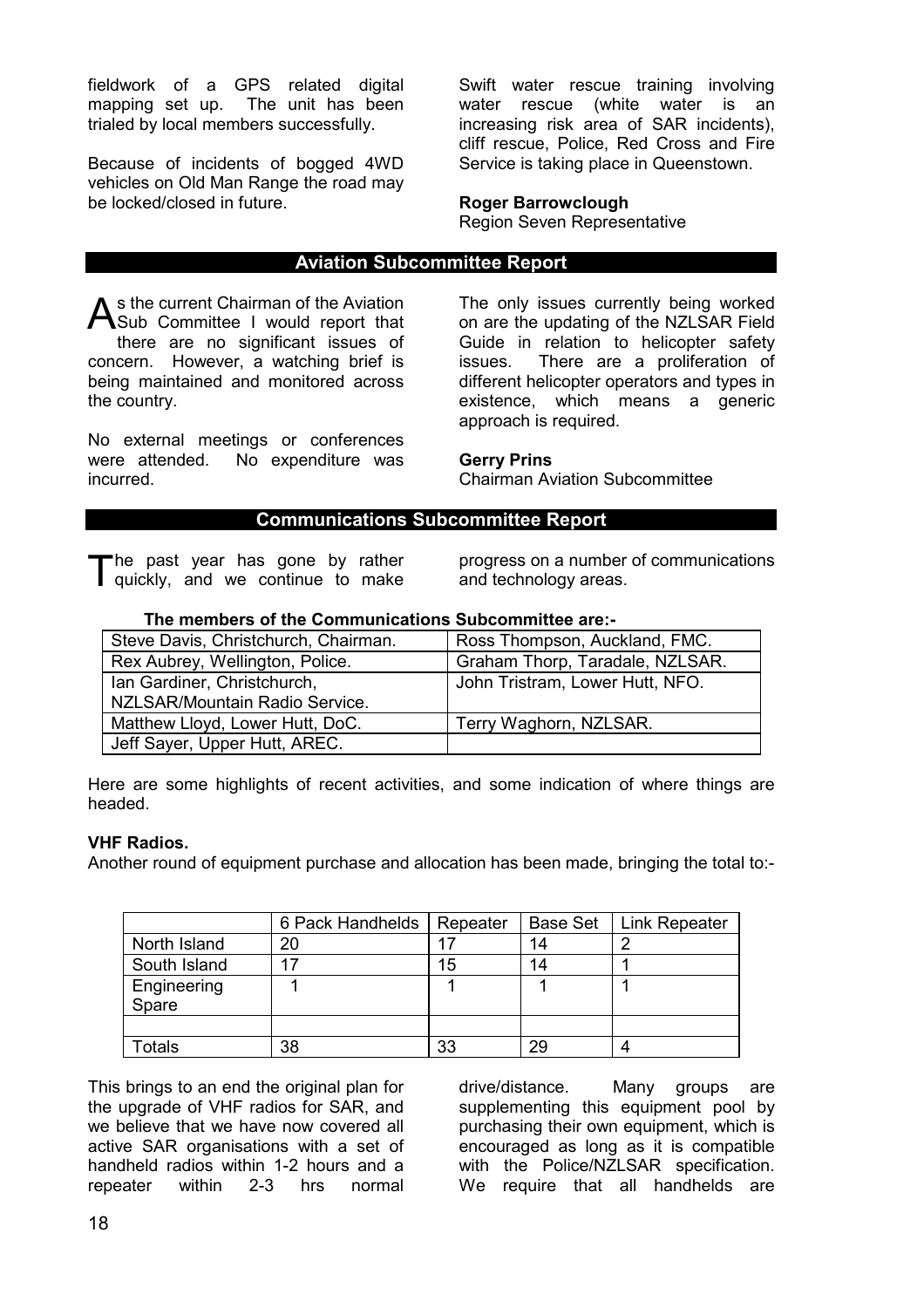fieldwork of a GPS related digital mapping set up. The unit has been trialed by local members successfully.

Because of incidents of bogged 4WD vehicles on Old Man Range the road may be locked/closed in future.

Swift water rescue training involving water rescue (white water is an increasing risk area of SAR incidents), cliff rescue, Police, Red Cross and Fire Service is taking place in Queenstown.

**Roger Barrowclough**
Region Seven Representative

## Aviation Subcommittee Report

As the current Chairman of the Aviation Sub Committee I would report that there are no significant issues of concern. However, a watching brief is being maintained and monitored across the country.

No external meetings or conferences were attended. No expenditure was incurred.

The only issues currently being worked on are the updating of the NZLSAR Field Guide in relation to helicopter safety issues. There are a proliferation of different helicopter operators and types in existence, which means a generic approach is required.

**Gerry Prins**
Chairman Aviation Subcommittee

## Communications Subcommittee Report

The past year has gone by rather quickly, and we continue to make progress on a number of communications and technology areas.

**The members of the Communications Subcommittee are:-**

| | |
|---|---|
| Steve Davis, Christchurch, Chairman. | Ross Thompson, Auckland, FMC. |
| Rex Aubrey, Wellington, Police. | Graham Thorp, Taradale, NZLSAR. |
| Ian Gardiner, Christchurch, NZLSAR/Mountain Radio Service. | John Tristram, Lower Hutt, NFO. |
| Matthew Lloyd, Lower Hutt, DoC. | Terry Waghorn, NZLSAR. |
| Jeff Sayer, Upper Hutt, AREC. | |

Here are some highlights of recent activities, and some indication of where things are headed.

**VHF Radios.**
Another round of equipment purchase and allocation has been made, bringing the total to:-

| | 6 Pack Handhelds | Repeater | Base Set | Link Repeater |
|---|---|---|---|---|
| North Island | 20 | 17 | 14 | 2 |
| South Island | 17 | 15 | 14 | 1 |
| Engineering Spare | 1 | 1 | 1 | 1 |
| | | | | |
| Totals | 38 | 33 | 29 | 4 |

This brings to an end the original plan for the upgrade of VHF radios for SAR, and we believe that we have now covered all active SAR organisations with a set of handheld radios within 1-2 hours and a repeater within 2-3 hrs normal drive/distance. Many groups are supplementing this equipment pool by purchasing their own equipment, which is encouraged as long as it is compatible with the Police/NZLSAR specification. We require that all handhelds are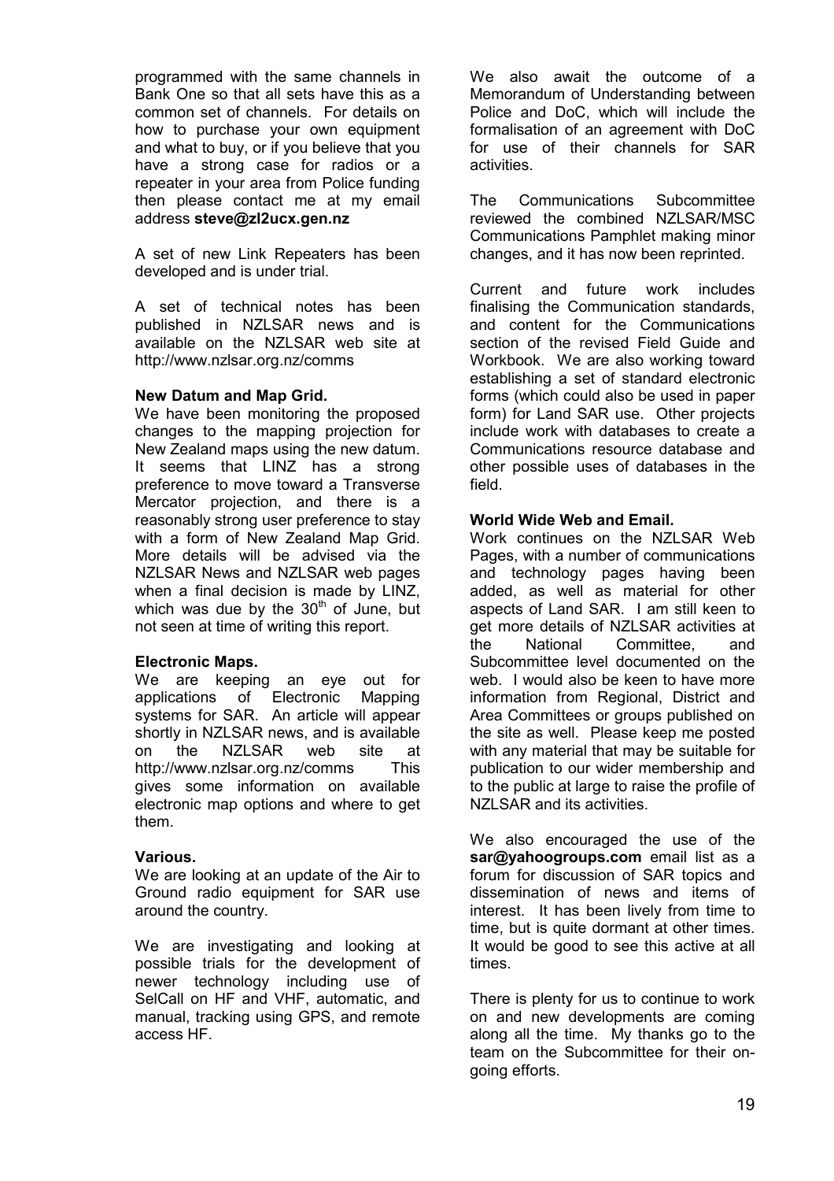programmed with the same channels in Bank One so that all sets have this as a common set of channels. For details on how to purchase your own equipment and what to buy, or if you believe that you have a strong case for radios or a repeater in your area from Police funding then please contact me at my email address **steve@zl2ucx.gen.nz**

A set of new Link Repeaters has been developed and is under trial.

A set of technical notes has been published in NZLSAR news and is available on the NZLSAR web site at http://www.nzlsar.org.nz/comms

**New Datum and Map Grid.**
We have been monitoring the proposed changes to the mapping projection for New Zealand maps using the new datum. It seems that LINZ has a strong preference to move toward a Transverse Mercator projection, and there is a reasonably strong user preference to stay with a form of New Zealand Map Grid. More details will be advised via the NZLSAR News and NZLSAR web pages when a final decision is made by LINZ, which was due by the 30th of June, but not seen at time of writing this report.

**Electronic Maps.**
We are keeping an eye out for applications of Electronic Mapping systems for SAR. An article will appear shortly in NZLSAR news, and is available on the NZLSAR web site at http://www.nzlsar.org.nz/comms This gives some information on available electronic map options and where to get them.

**Various.**
We are looking at an update of the Air to Ground radio equipment for SAR use around the country.

We are investigating and looking at possible trials for the development of newer technology including use of SelCall on HF and VHF, automatic, and manual, tracking using GPS, and remote access HF.

We also await the outcome of a Memorandum of Understanding between Police and DoC, which will include the formalisation of an agreement with DoC for use of their channels for SAR activities.

The Communications Subcommittee reviewed the combined NZLSAR/MSC Communications Pamphlet making minor changes, and it has now been reprinted.

Current and future work includes finalising the Communication standards, and content for the Communications section of the revised Field Guide and Workbook. We are also working toward establishing a set of standard electronic forms (which could also be used in paper form) for Land SAR use. Other projects include work with databases to create a Communications resource database and other possible uses of databases in the field.

**World Wide Web and Email.**
Work continues on the NZLSAR Web Pages, with a number of communications and technology pages having been added, as well as material for other aspects of Land SAR. I am still keen to get more details of NZLSAR activities at the National Committee, and Subcommittee level documented on the web. I would also be keen to have more information from Regional, District and Area Committees or groups published on the site as well. Please keep me posted with any material that may be suitable for publication to our wider membership and to the public at large to raise the profile of NZLSAR and its activities.

We also encouraged the use of the **sar@yahoogroups.com** email list as a forum for discussion of SAR topics and dissemination of news and items of interest. It has been lively from time to time, but is quite dormant at other times. It would be good to see this active at all times.

There is plenty for us to continue to work on and new developments are coming along all the time. My thanks go to the team on the Subcommittee for their on-going efforts.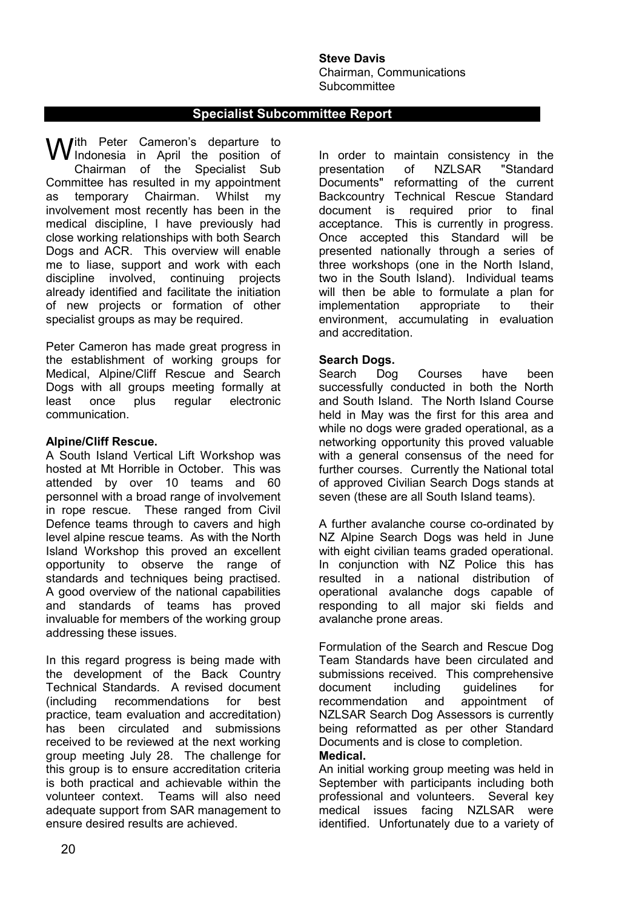**Steve Davis**
Chairman, Communications Subcommittee

## Specialist Subcommittee Report

With Peter Cameron's departure to Indonesia in April the position of Chairman of the Specialist Sub Committee has resulted in my appointment as temporary Chairman. Whilst my involvement most recently has been in the medical discipline, I have previously had close working relationships with both Search Dogs and ACR. This overview will enable me to liase, support and work with each discipline involved, continuing projects already identified and facilitate the initiation of new projects or formation of other specialist groups as may be required.

Peter Cameron has made great progress in the establishment of working groups for Medical, Alpine/Cliff Rescue and Search Dogs with all groups meeting formally at least once plus regular electronic communication.

**Alpine/Cliff Rescue.**

A South Island Vertical Lift Workshop was hosted at Mt Horrible in October. This was attended by over 10 teams and 60 personnel with a broad range of involvement in rope rescue. These ranged from Civil Defence teams through to cavers and high level alpine rescue teams. As with the North Island Workshop this proved an excellent opportunity to observe the range of standards and techniques being practised. A good overview of the national capabilities and standards of teams has proved invaluable for members of the working group addressing these issues.

In this regard progress is being made with the development of the Back Country Technical Standards. A revised document (including recommendations for best practice, team evaluation and accreditation) has been circulated and submissions received to be reviewed at the next working group meeting July 28. The challenge for this group is to ensure accreditation criteria is both practical and achievable within the volunteer context. Teams will also need adequate support from SAR management to ensure desired results are achieved.

In order to maintain consistency in the presentation of NZLSAR "Standard Documents" reformatting of the current Backcountry Technical Rescue Standard document is required prior to final acceptance. This is currently in progress. Once accepted this Standard will be presented nationally through a series of three workshops (one in the North Island, two in the South Island). Individual teams will then be able to formulate a plan for implementation appropriate to their environment, accumulating in evaluation and accreditation.

**Search Dogs.**

Search Dog Courses have been successfully conducted in both the North and South Island. The North Island Course held in May was the first for this area and while no dogs were graded operational, as a networking opportunity this proved valuable with a general consensus of the need for further courses. Currently the National total of approved Civilian Search Dogs stands at seven (these are all South Island teams).

A further avalanche course co-ordinated by NZ Alpine Search Dogs was held in June with eight civilian teams graded operational. In conjunction with NZ Police this has resulted in a national distribution of operational avalanche dogs capable of responding to all major ski fields and avalanche prone areas.

Formulation of the Search and Rescue Dog Team Standards have been circulated and submissions received. This comprehensive document including guidelines for recommendation and appointment of NZLSAR Search Dog Assessors is currently being reformatted as per other Standard Documents and is close to completion.

**Medical.**

An initial working group meeting was held in September with participants including both professional and volunteers. Several key medical issues facing NZLSAR were identified. Unfortunately due to a variety of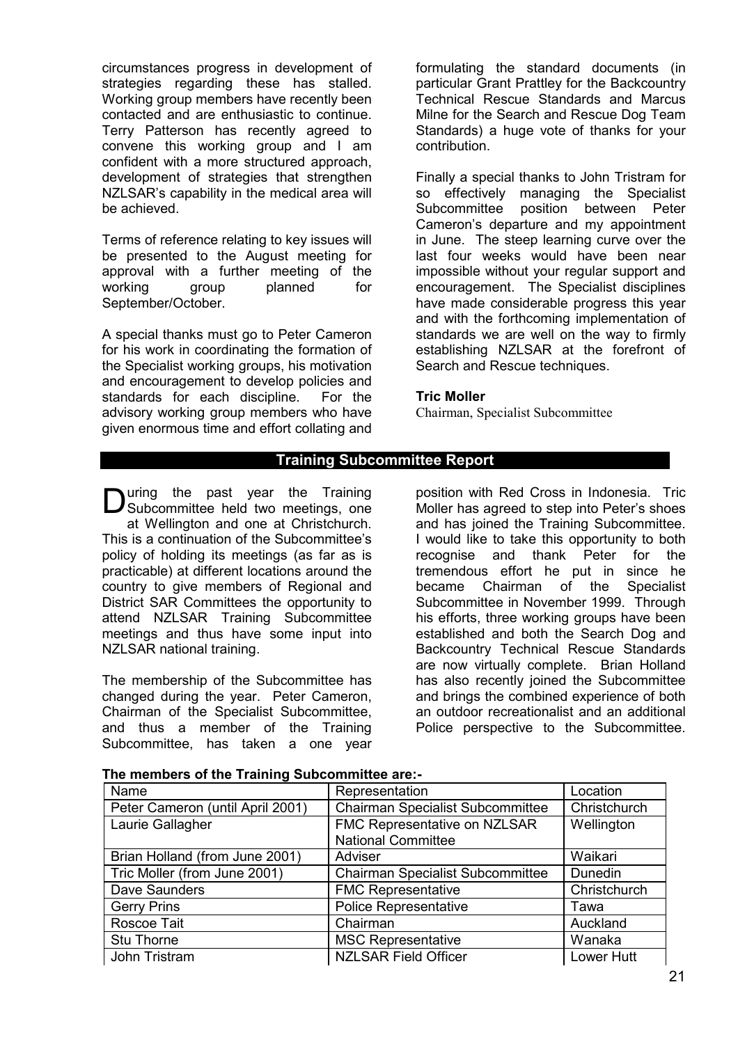circumstances progress in development of strategies regarding these has stalled. Working group members have recently been contacted and are enthusiastic to continue. Terry Patterson has recently agreed to convene this working group and I am confident with a more structured approach, development of strategies that strengthen NZLSAR's capability in the medical area will be achieved.

Terms of reference relating to key issues will be presented to the August meeting for approval with a further meeting of the working group planned for September/October.

A special thanks must go to Peter Cameron for his work in coordinating the formation of the Specialist working groups, his motivation and encouragement to develop policies and standards for each discipline. For the advisory working group members who have given enormous time and effort collating and formulating the standard documents (in particular Grant Prattley for the Backcountry Technical Rescue Standards and Marcus Milne for the Search and Rescue Dog Team Standards) a huge vote of thanks for your contribution.

Finally a special thanks to John Tristram for so effectively managing the Specialist Subcommittee position between Peter Cameron's departure and my appointment in June. The steep learning curve over the last four weeks would have been near impossible without your regular support and encouragement. The Specialist disciplines have made considerable progress this year and with the forthcoming implementation of standards we are well on the way to firmly establishing NZLSAR at the forefront of Search and Rescue techniques.

**Tric Moller**
Chairman, Specialist Subcommittee

## Training Subcommittee Report

During the past year the Training Subcommittee held two meetings, one at Wellington and one at Christchurch. This is a continuation of the Subcommittee's policy of holding its meetings (as far as is practicable) at different locations around the country to give members of Regional and District SAR Committees the opportunity to attend NZLSAR Training Subcommittee meetings and thus have some input into NZLSAR national training.

The membership of the Subcommittee has changed during the year. Peter Cameron, Chairman of the Specialist Subcommittee, and thus a member of the Training Subcommittee, has taken a one year position with Red Cross in Indonesia. Tric Moller has agreed to step into Peter's shoes and has joined the Training Subcommittee. I would like to take this opportunity to both recognise and thank Peter for the tremendous effort he put in since he became Chairman of the Specialist Subcommittee in November 1999. Through his efforts, three working groups have been established and both the Search Dog and Backcountry Technical Rescue Standards are now virtually complete. Brian Holland has also recently joined the Subcommittee and brings the combined experience of both an outdoor recreationalist and an additional Police perspective to the Subcommittee.

**The members of the Training Subcommittee are:-**

| Name | Representation | Location |
|---|---|---|
| Peter Cameron (until April 2001) | Chairman Specialist Subcommittee | Christchurch |
| Laurie Gallagher | FMC Representative on NZLSAR National Committee | Wellington |
| Brian Holland (from June 2001) | Adviser | Waikari |
| Tric Moller (from June 2001) | Chairman Specialist Subcommittee | Dunedin |
| Dave Saunders | FMC Representative | Christchurch |
| Gerry Prins | Police Representative | Tawa |
| Roscoe Tait | Chairman | Auckland |
| Stu Thorne | MSC Representative | Wanaka |
| John Tristram | NZLSAR Field Officer | Lower Hutt |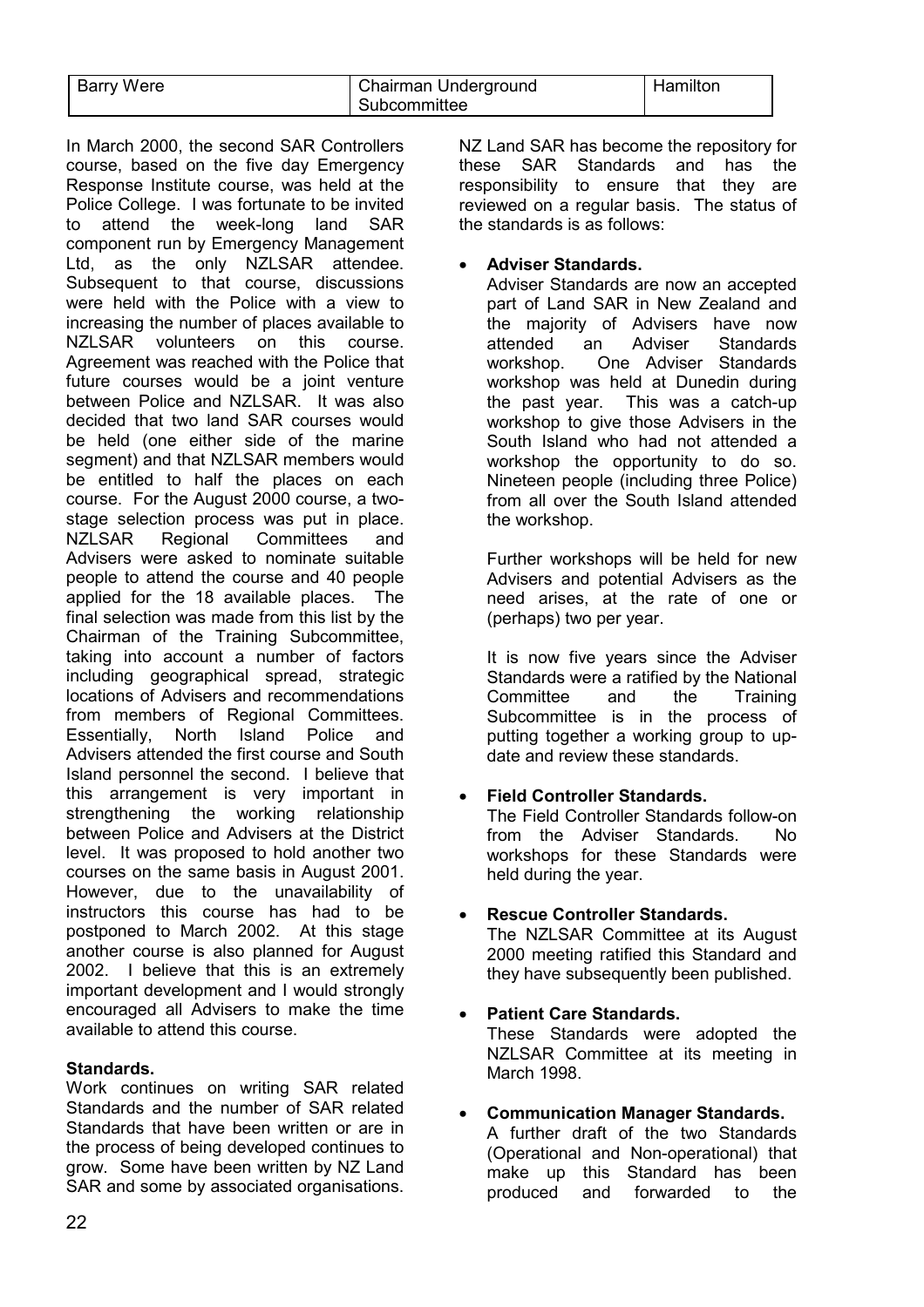| Barry Were | Chairman Underground Subcommittee | Hamilton |
|---|---|---|

In March 2000, the second SAR Controllers course, based on the five day Emergency Response Institute course, was held at the Police College. I was fortunate to be invited to attend the week-long land SAR component run by Emergency Management Ltd, as the only NZLSAR attendee. Subsequent to that course, discussions were held with the Police with a view to increasing the number of places available to NZLSAR volunteers on this course. Agreement was reached with the Police that future courses would be a joint venture between Police and NZLSAR. It was also decided that two land SAR courses would be held (one either side of the marine segment) and that NZLSAR members would be entitled to half the places on each course. For the August 2000 course, a two-stage selection process was put in place. NZLSAR Regional Committees and Advisers were asked to nominate suitable people to attend the course and 40 people applied for the 18 available places. The final selection was made from this list by the Chairman of the Training Subcommittee, taking into account a number of factors including geographical spread, strategic locations of Advisers and recommendations from members of Regional Committees. Essentially, North Island Police and Advisers attended the first course and South Island personnel the second. I believe that this arrangement is very important in strengthening the working relationship between Police and Advisers at the District level. It was proposed to hold another two courses on the same basis in August 2001. However, due to the unavailability of instructors this course has had to be postponed to March 2002. At this stage another course is also planned for August 2002. I believe that this is an extremely important development and I would strongly encouraged all Advisers to make the time available to attend this course.

**Standards.**

Work continues on writing SAR related Standards and the number of SAR related Standards that have been written or are in the process of being developed continues to grow. Some have been written by NZ Land SAR and some by associated organisations. NZ Land SAR has become the repository for these SAR Standards and has the responsibility to ensure that they are reviewed on a regular basis. The status of the standards is as follows:

- **Adviser Standards.**
  Adviser Standards are now an accepted part of Land SAR in New Zealand and the majority of Advisers have now attended an Adviser Standards workshop. One Adviser Standards workshop was held at Dunedin during the past year. This was a catch-up workshop to give those Advisers in the South Island who had not attended a workshop the opportunity to do so. Nineteen people (including three Police) from all over the South Island attended the workshop.

  Further workshops will be held for new Advisers and potential Advisers as the need arises, at the rate of one or (perhaps) two per year.

  It is now five years since the Adviser Standards were a ratified by the National Committee and the Training Subcommittee is in the process of putting together a working group to up-date and review these standards.

- **Field Controller Standards.**
  The Field Controller Standards follow-on from the Adviser Standards. No workshops for these Standards were held during the year.

- **Rescue Controller Standards.**
  The NZLSAR Committee at its August 2000 meeting ratified this Standard and they have subsequently been published.

- **Patient Care Standards.**
  These Standards were adopted the NZLSAR Committee at its meeting in March 1998.

- **Communication Manager Standards.**
  A further draft of the two Standards (Operational and Non-operational) that make up this Standard has been produced and forwarded to the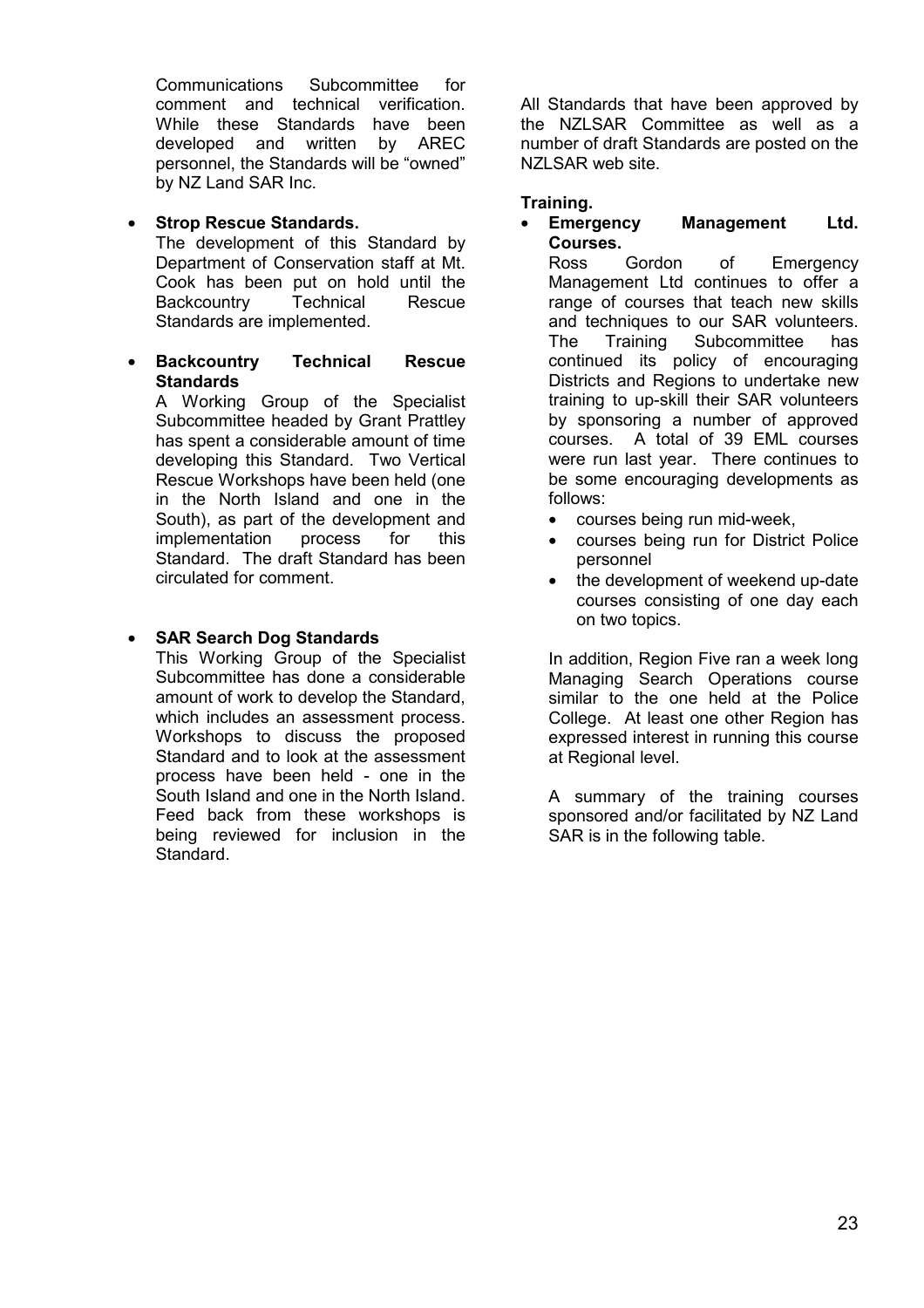Communications Subcommittee for comment and technical verification. While these Standards have been developed and written by AREC personnel, the Standards will be "owned" by NZ Land SAR Inc.

- **Strop Rescue Standards.**
  The development of this Standard by Department of Conservation staff at Mt. Cook has been put on hold until the Backcountry Technical Rescue Standards are implemented.

- **Backcountry Technical Rescue Standards**
  A Working Group of the Specialist Subcommittee headed by Grant Prattley has spent a considerable amount of time developing this Standard. Two Vertical Rescue Workshops have been held (one in the North Island and one in the South), as part of the development and implementation process for this Standard. The draft Standard has been circulated for comment.

- **SAR Search Dog Standards**
  This Working Group of the Specialist Subcommittee has done a considerable amount of work to develop the Standard, which includes an assessment process. Workshops to discuss the proposed Standard and to look at the assessment process have been held - one in the South Island and one in the North Island. Feed back from these workshops is being reviewed for inclusion in the Standard.

All Standards that have been approved by the NZLSAR Committee as well as a number of draft Standards are posted on the NZLSAR web site.

**Training.**

- **Emergency Management Ltd. Courses.**
  Ross Gordon of Emergency Management Ltd continues to offer a range of courses that teach new skills and techniques to our SAR volunteers. The Training Subcommittee has continued its policy of encouraging Districts and Regions to undertake new training to up-skill their SAR volunteers by sponsoring a number of approved courses. A total of 39 EML courses were run last year. There continues to be some encouraging developments as follows:
  - courses being run mid-week,
  - courses being run for District Police personnel
  - the development of weekend up-date courses consisting of one day each on two topics.

  In addition, Region Five ran a week long Managing Search Operations course similar to the one held at the Police College. At least one other Region has expressed interest in running this course at Regional level.

  A summary of the training courses sponsored and/or facilitated by NZ Land SAR is in the following table.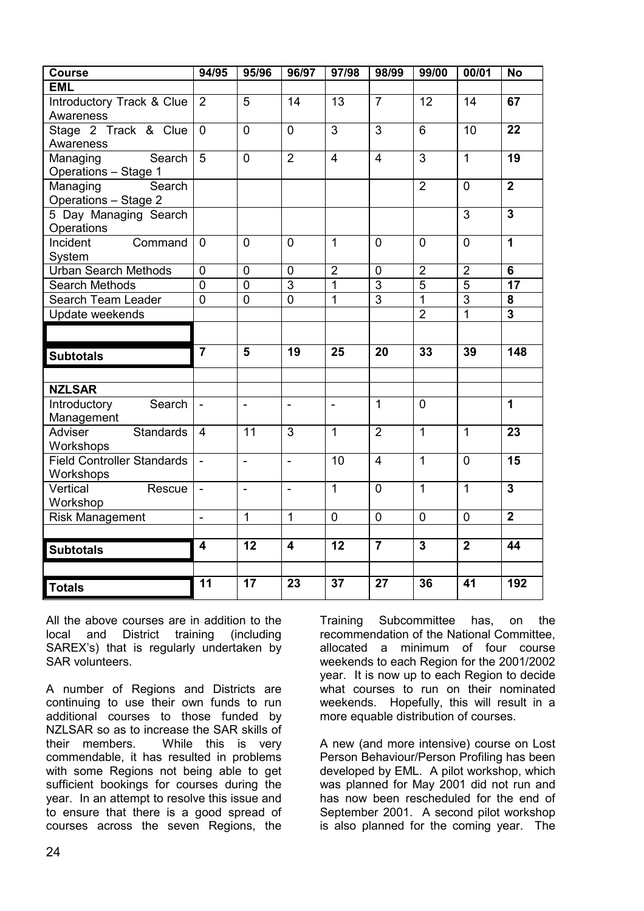| Course | 94/95 | 95/96 | 96/97 | 97/98 | 98/99 | 99/00 | 00/01 | No |
| --- | --- | --- | --- | --- | --- | --- | --- | --- |
| **EML** | | | | | | | | |
| Introductory Track & Clue Awareness | 2 | 5 | 14 | 13 | 7 | 12 | 14 | **67** |
| Stage 2 Track & Clue Awareness | 0 | 0 | 0 | 3 | 3 | 6 | 10 | **22** |
| Managing Search Operations – Stage 1 | 5 | 0 | 2 | 4 | 4 | 3 | 1 | **19** |
| Managing Search Operations – Stage 2 | | | | | | 2 | 0 | **2** |
| 5 Day Managing Search Operations | | | | | | | 3 | **3** |
| Incident Command System | 0 | 0 | 0 | 1 | 0 | 0 | 0 | **1** |
| Urban Search Methods | 0 | 0 | 0 | 2 | 0 | 2 | 2 | **6** |
| Search Methods | 0 | 0 | 3 | 1 | 3 | 5 | 5 | **17** |
| Search Team Leader | 0 | 0 | 0 | 1 | 3 | 1 | 3 | **8** |
| Update weekends | | | | | | 2 | 1 | **3** |
| | | | | | | | | |
| **Subtotals** | **7** | **5** | **19** | **25** | **20** | **33** | **39** | **148** |
| | | | | | | | | |
| **NZLSAR** | | | | | | | | |
| Introductory Search Management | - | - | - | - | 1 | 0 | | **1** |
| Adviser Standards Workshops | 4 | 11 | 3 | 1 | 2 | 1 | 1 | **23** |
| Field Controller Standards Workshops | - | - | - | 10 | 4 | 1 | 0 | **15** |
| Vertical Rescue Workshop | - | - | - | 1 | 0 | 1 | 1 | **3** |
| Risk Management | - | 1 | 1 | 0 | 0 | 0 | 0 | **2** |
| | | | | | | | | |
| **Subtotals** | **4** | **12** | **4** | **12** | **7** | **3** | **2** | **44** |
| | | | | | | | | |
| **Totals** | **11** | **17** | **23** | **37** | **27** | **36** | **41** | **192** |

All the above courses are in addition to the local and District training (including SAREX's) that is regularly undertaken by SAR volunteers.

A number of Regions and Districts are continuing to use their own funds to run additional courses to those funded by NZLSAR so as to increase the SAR skills of their members. While this is very commendable, it has resulted in problems with some Regions not being able to get sufficient bookings for courses during the year. In an attempt to resolve this issue and to ensure that there is a good spread of courses across the seven Regions, the Training Subcommittee has, on the recommendation of the National Committee, allocated a minimum of four course weekends to each Region for the 2001/2002 year. It is now up to each Region to decide what courses to run on their nominated weekends. Hopefully, this will result in a more equable distribution of courses.

A new (and more intensive) course on Lost Person Behaviour/Person Profiling has been developed by EML. A pilot workshop, which was planned for May 2001 did not run and has now been rescheduled for the end of September 2001. A second pilot workshop is also planned for the coming year. The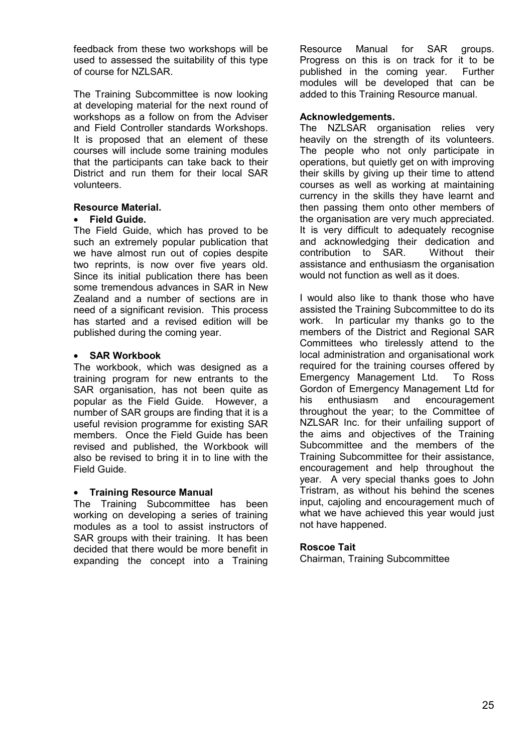feedback from these two workshops will be used to assessed the suitability of this type of course for NZLSAR.

The Training Subcommittee is now looking at developing material for the next round of workshops as a follow on from the Adviser and Field Controller standards Workshops. It is proposed that an element of these courses will include some training modules that the participants can take back to their District and run them for their local SAR volunteers.

**Resource Material.**

- **Field Guide.**

The Field Guide, which has proved to be such an extremely popular publication that we have almost run out of copies despite two reprints, is now over five years old. Since its initial publication there has been some tremendous advances in SAR in New Zealand and a number of sections are in need of a significant revision. This process has started and a revised edition will be published during the coming year.

- **SAR Workbook**

The workbook, which was designed as a training program for new entrants to the SAR organisation, has not been quite as popular as the Field Guide. However, a number of SAR groups are finding that it is a useful revision programme for existing SAR members. Once the Field Guide has been revised and published, the Workbook will also be revised to bring it in to line with the Field Guide.

- **Training Resource Manual**

The Training Subcommittee has been working on developing a series of training modules as a tool to assist instructors of SAR groups with their training. It has been decided that there would be more benefit in expanding the concept into a Training Resource Manual for SAR groups. Progress on this is on track for it to be published in the coming year. Further modules will be developed that can be added to this Training Resource manual.

**Acknowledgements.**

The NZLSAR organisation relies very heavily on the strength of its volunteers. The people who not only participate in operations, but quietly get on with improving their skills by giving up their time to attend courses as well as working at maintaining currency in the skills they have learnt and then passing them onto other members of the organisation are very much appreciated. It is very difficult to adequately recognise and acknowledging their dedication and contribution to SAR. Without their assistance and enthusiasm the organisation would not function as well as it does.

I would also like to thank those who have assisted the Training Subcommittee to do its work. In particular my thanks go to the members of the District and Regional SAR Committees who tirelessly attend to the local administration and organisational work required for the training courses offered by Emergency Management Ltd. To Ross Gordon of Emergency Management Ltd for his enthusiasm and encouragement throughout the year; to the Committee of NZLSAR Inc. for their unfailing support of the aims and objectives of the Training Subcommittee and the members of the Training Subcommittee for their assistance, encouragement and help throughout the year. A very special thanks goes to John Tristram, as without his behind the scenes input, cajoling and encouragement much of what we have achieved this year would just not have happened.

**Roscoe Tait**
Chairman, Training Subcommittee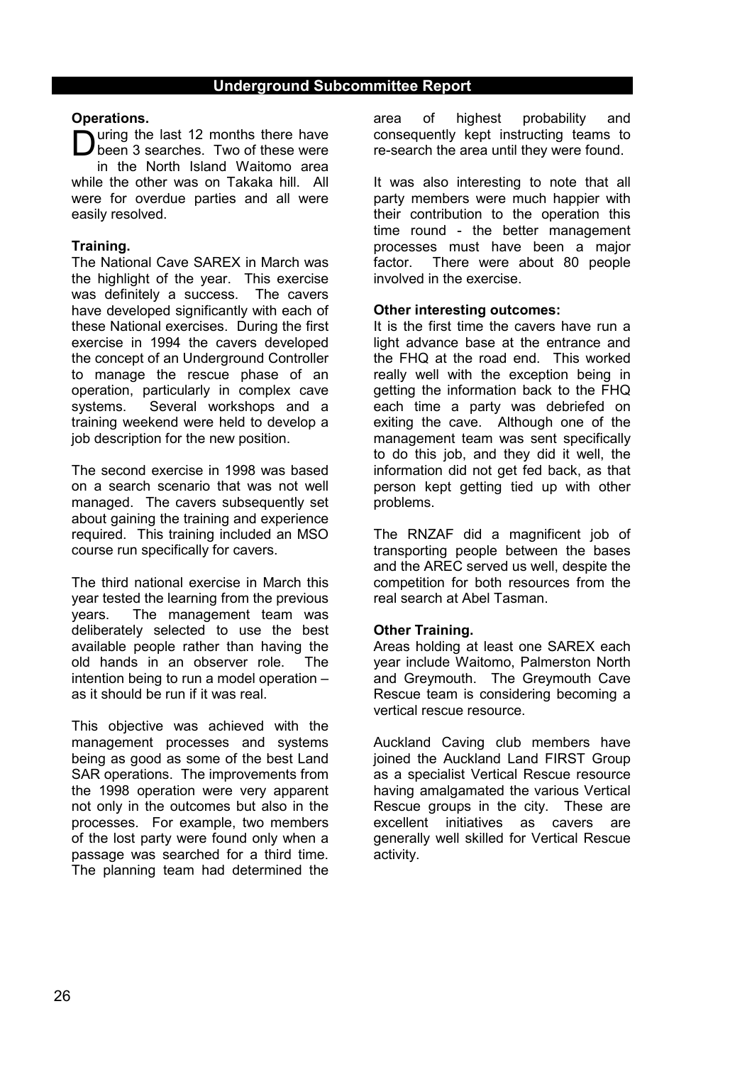## Underground Subcommittee Report

**Operations.**

During the last 12 months there have been 3 searches. Two of these were in the North Island Waitomo area while the other was on Takaka hill. All were for overdue parties and all were easily resolved.

**Training.**

The National Cave SAREX in March was the highlight of the year. This exercise was definitely a success. The cavers have developed significantly with each of these National exercises. During the first exercise in 1994 the cavers developed the concept of an Underground Controller to manage the rescue phase of an operation, particularly in complex cave systems. Several workshops and a training weekend were held to develop a job description for the new position.

The second exercise in 1998 was based on a search scenario that was not well managed. The cavers subsequently set about gaining the training and experience required. This training included an MSO course run specifically for cavers.

The third national exercise in March this year tested the learning from the previous years. The management team was deliberately selected to use the best available people rather than having the old hands in an observer role. The intention being to run a model operation – as it should be run if it was real.

This objective was achieved with the management processes and systems being as good as some of the best Land SAR operations. The improvements from the 1998 operation were very apparent not only in the outcomes but also in the processes. For example, two members of the lost party were found only when a passage was searched for a third time. The planning team had determined the area of highest probability and consequently kept instructing teams to re-search the area until they were found.

It was also interesting to note that all party members were much happier with their contribution to the operation this time round - the better management processes must have been a major factor. There were about 80 people involved in the exercise.

**Other interesting outcomes:**

It is the first time the cavers have run a light advance base at the entrance and the FHQ at the road end. This worked really well with the exception being in getting the information back to the FHQ each time a party was debriefed on exiting the cave. Although one of the management team was sent specifically to do this job, and they did it well, the information did not get fed back, as that person kept getting tied up with other problems.

The RNZAF did a magnificent job of transporting people between the bases and the AREC served us well, despite the competition for both resources from the real search at Abel Tasman.

**Other Training.**

Areas holding at least one SAREX each year include Waitomo, Palmerston North and Greymouth. The Greymouth Cave Rescue team is considering becoming a vertical rescue resource.

Auckland Caving club members have joined the Auckland Land FIRST Group as a specialist Vertical Rescue resource having amalgamated the various Vertical Rescue groups in the city. These are excellent initiatives as cavers are generally well skilled for Vertical Rescue activity.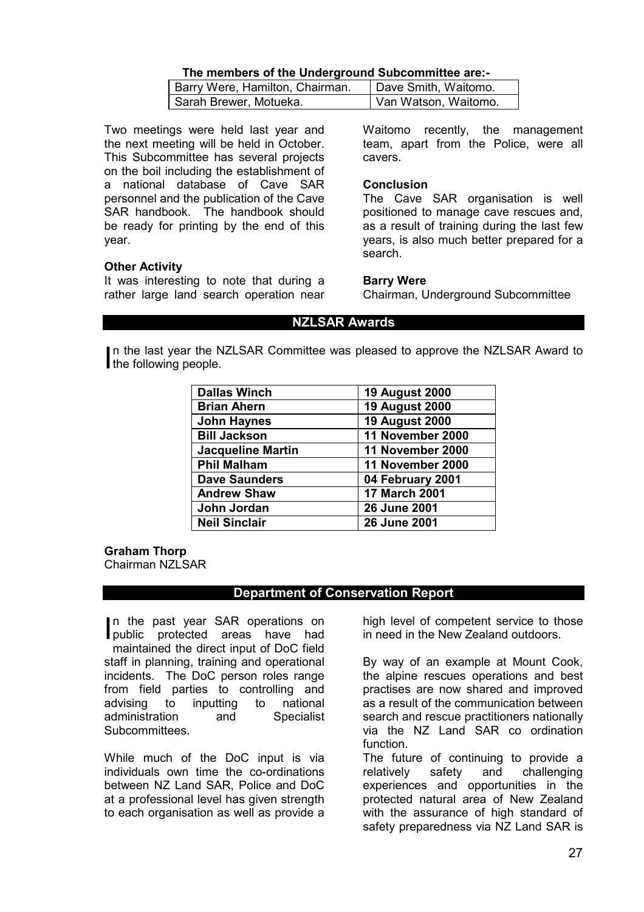**The members of the Underground Subcommittee are:-**

| Barry Were, Hamilton, Chairman. | Dave Smith, Waitomo. |
|---|---|
| Sarah Brewer, Motueka. | Van Watson, Waitomo. |

Two meetings were held last year and the next meeting will be held in October. This Subcommittee has several projects on the boil including the establishment of a national database of Cave SAR personnel and the publication of the Cave SAR handbook. The handbook should be ready for printing by the end of this year.

**Other Activity**

It was interesting to note that during a rather large land search operation near Waitomo recently, the management team, apart from the Police, were all cavers.

**Conclusion**

The Cave SAR organisation is well positioned to manage cave rescues and, as a result of training during the last few years, is also much better prepared for a search.

**Barry Were**
Chairman, Underground Subcommittee

## NZLSAR Awards

In the last year the NZLSAR Committee was pleased to approve the NZLSAR Award to the following people.

| Name | Date |
|---|---|
| **Dallas Winch** | **19 August 2000** |
| **Brian Ahern** | **19 August 2000** |
| **John Haynes** | **19 August 2000** |
| **Bill Jackson** | **11 November 2000** |
| **Jacqueline Martin** | **11 November 2000** |
| **Phil Malham** | **11 November 2000** |
| **Dave Saunders** | **04 February 2001** |
| **Andrew Shaw** | **17 March 2001** |
| **John Jordan** | **26 June 2001** |
| **Neil Sinclair** | **26 June 2001** |

**Graham Thorp**
Chairman NZLSAR

## Department of Conservation Report

In the past year SAR operations on public protected areas have had maintained the direct input of DoC field staff in planning, training and operational incidents. The DoC person roles range from field parties to controlling and advising to inputting to national administration and Specialist Subcommittees.

While much of the DoC input is via individuals own time the co-ordinations between NZ Land SAR, Police and DoC at a professional level has given strength to each organisation as well as provide a high level of competent service to those in need in the New Zealand outdoors.

By way of an example at Mount Cook, the alpine rescues operations and best practises are now shared and improved as a result of the communication between search and rescue practitioners nationally via the NZ Land SAR co ordination function.

The future of continuing to provide a relatively safety and challenging experiences and opportunities in the protected natural area of New Zealand with the assurance of high standard of safety preparedness via NZ Land SAR is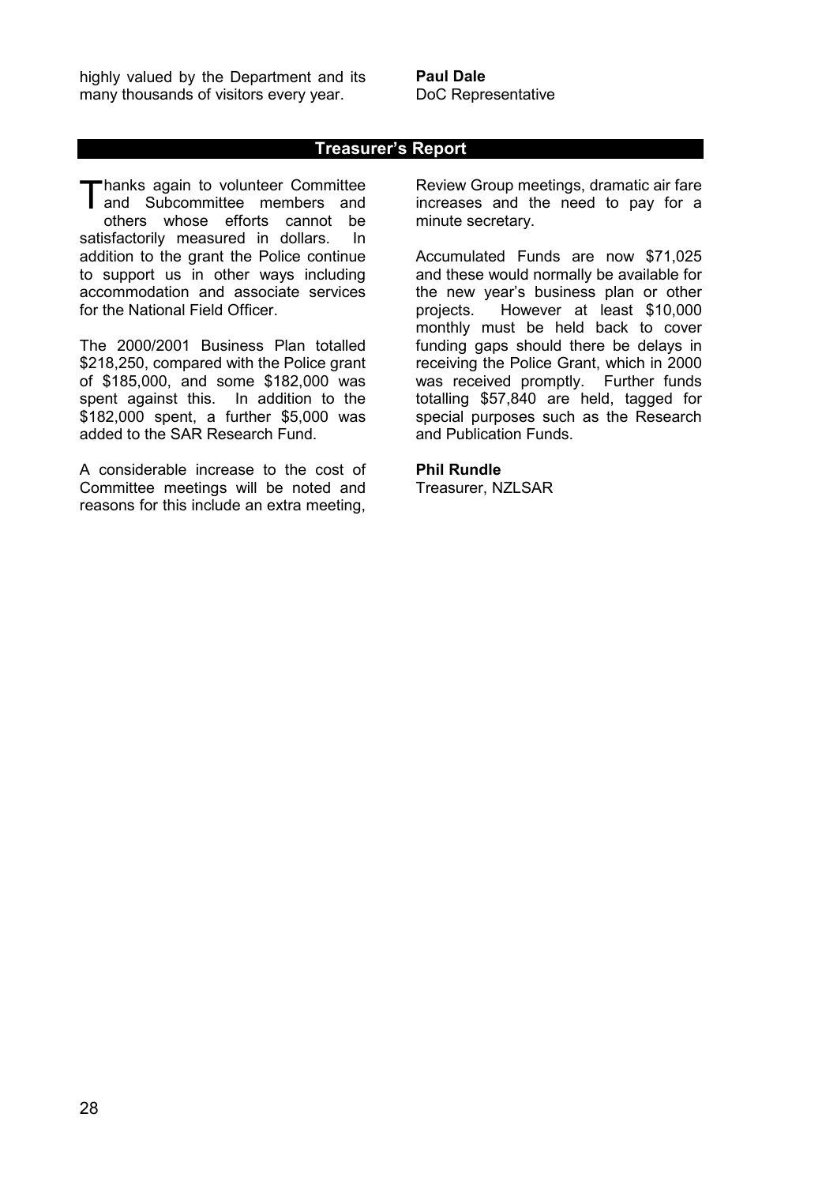highly valued by the Department and its many thousands of visitors every year.

**Paul Dale**
DoC Representative

## Treasurer's Report

Thanks again to volunteer Committee and Subcommittee members and others whose efforts cannot be satisfactorily measured in dollars. In addition to the grant the Police continue to support us in other ways including accommodation and associate services for the National Field Officer.

The 2000/2001 Business Plan totalled \$218,250, compared with the Police grant of \$185,000, and some \$182,000 was spent against this. In addition to the \$182,000 spent, a further \$5,000 was added to the SAR Research Fund.

A considerable increase to the cost of Committee meetings will be noted and reasons for this include an extra meeting, Review Group meetings, dramatic air fare increases and the need to pay for a minute secretary.

Accumulated Funds are now \$71,025 and these would normally be available for the new year's business plan or other projects. However at least \$10,000 monthly must be held back to cover funding gaps should there be delays in receiving the Police Grant, which in 2000 was received promptly. Further funds totalling \$57,840 are held, tagged for special purposes such as the Research and Publication Funds.

**Phil Rundle**
Treasurer, NZLSAR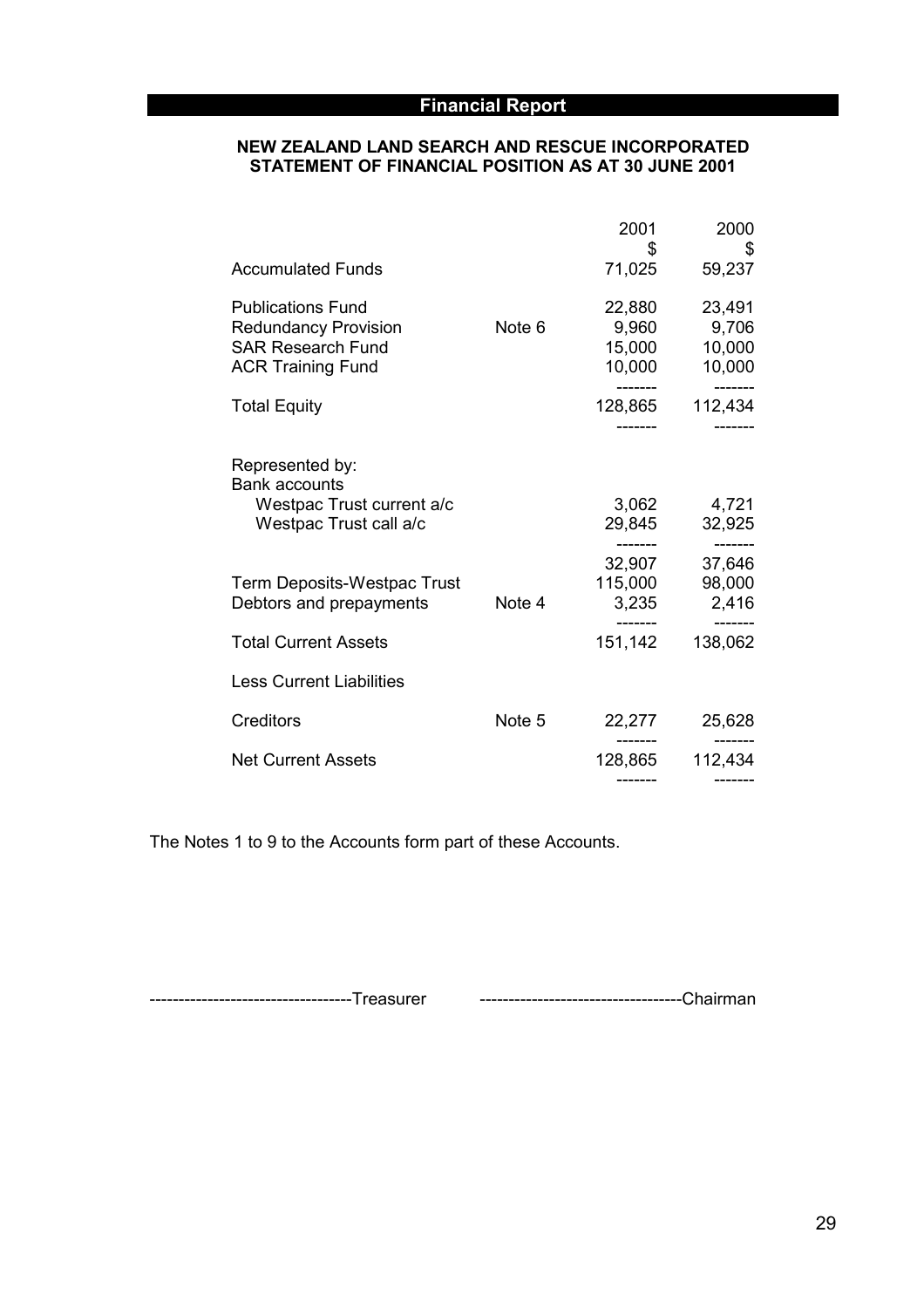# Financial Report

**NEW ZEALAND LAND SEARCH AND RESCUE INCORPORATED**
**STATEMENT OF FINANCIAL POSITION AS AT 30 JUNE 2001**

| | | 2001 $ | 2000 $ |
|---|---|---|---|
| Accumulated Funds | | 71,025 | 59,237 |
| Publications Fund | | 22,880 | 23,491 |
| Redundancy Provision | Note 6 | 9,960 | 9,706 |
| SAR Research Fund | | 15,000 | 10,000 |
| ACR Training Fund | | 10,000 | 10,000 |
| Total Equity | | 128,865 | 112,434 |
| Represented by: | | | |
| Bank accounts | | | |
| Westpac Trust current a/c | | 3,062 | 4,721 |
| Westpac Trust call a/c | | 29,845 | 32,925 |
| | | 32,907 | 37,646 |
| Term Deposits-Westpac Trust | | 115,000 | 98,000 |
| Debtors and prepayments | Note 4 | 3,235 | 2,416 |
| Total Current Assets | | 151,142 | 138,062 |
| Less Current Liabilities | | | |
| Creditors | Note 5 | 22,277 | 25,628 |
| Net Current Assets | | 128,865 | 112,434 |

The Notes 1 to 9 to the Accounts form part of these Accounts.

----------------------------------Treasurer ----------------------------------Chairman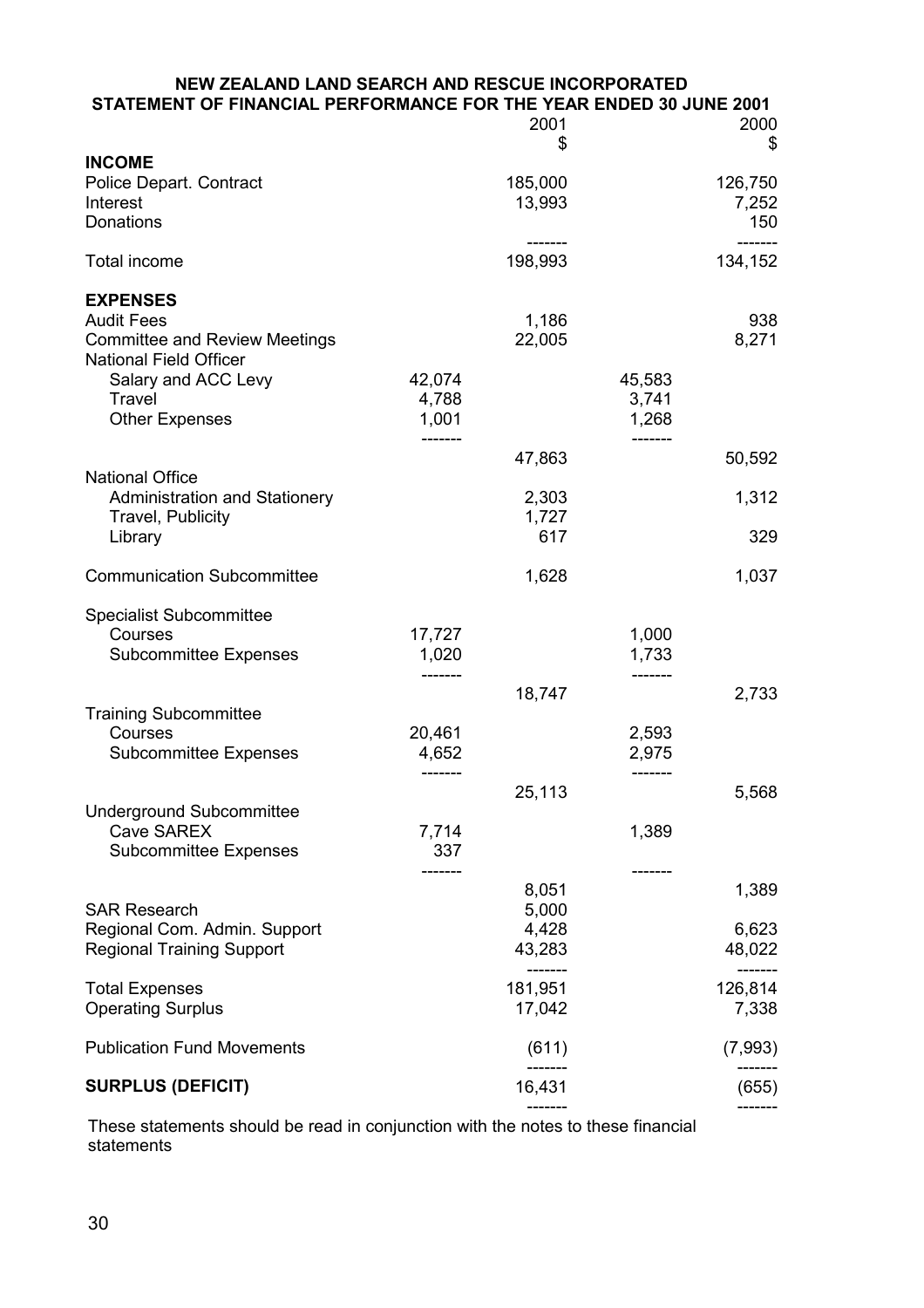**NEW ZEALAND LAND SEARCH AND RESCUE INCORPORATED**
**STATEMENT OF FINANCIAL PERFORMANCE FOR THE YEAR ENDED 30 JUNE 2001**

| | | 2001 $ | | 2000 $ |
|---|---|---|---|---|
| **INCOME** | | | | |
| Police Depart. Contract | | 185,000 | | 126,750 |
| Interest | | 13,993 | | 7,252 |
| Donations | | | | 150 |
| | | ------- | | ------- |
| Total income | | 198,993 | | 134,152 |
| **EXPENSES** | | | | |
| Audit Fees | | 1,186 | | 938 |
| Committee and Review Meetings | | 22,005 | | 8,271 |
| National Field Officer | | | | |
| Salary and ACC Levy | 42,074 | | 45,583 | |
| Travel | 4,788 | | 3,741 | |
| Other Expenses | 1,001 | | 1,268 | |
| | ------- | | ------- | |
| | | 47,863 | | 50,592 |
| National Office | | | | |
| Administration and Stationery | | 2,303 | | 1,312 |
| Travel, Publicity | | 1,727 | | |
| Library | | 617 | | 329 |
| Communication Subcommittee | | 1,628 | | 1,037 |
| Specialist Subcommittee | | | | |
| Courses | 17,727 | | 1,000 | |
| Subcommittee Expenses | 1,020 | | 1,733 | |
| | ------- | | ------- | |
| | | 18,747 | | 2,733 |
| Training Subcommittee | | | | |
| Courses | 20,461 | | 2,593 | |
| Subcommittee Expenses | 4,652 | | 2,975 | |
| | ------- | | ------- | |
| | | 25,113 | | 5,568 |
| Underground Subcommittee | | | | |
| Cave SAREX | 7,714 | | 1,389 | |
| Subcommittee Expenses | 337 | | | |
| | ------- | | ------- | |
| | | 8,051 | | 1,389 |
| SAR Research | | 5,000 | | |
| Regional Com. Admin. Support | | 4,428 | | 6,623 |
| Regional Training Support | | 43,283 | | 48,022 |
| | | ------- | | ------- |
| Total Expenses | | 181,951 | | 126,814 |
| Operating Surplus | | 17,042 | | 7,338 |
| Publication Fund Movements | | (611) | | (7,993) |
| | | ------- | | ------- |
| **SURPLUS (DEFICIT)** | | 16,431 | | (655) |
| | | ------- | | ------- |

These statements should be read in conjunction with the notes to these financial statements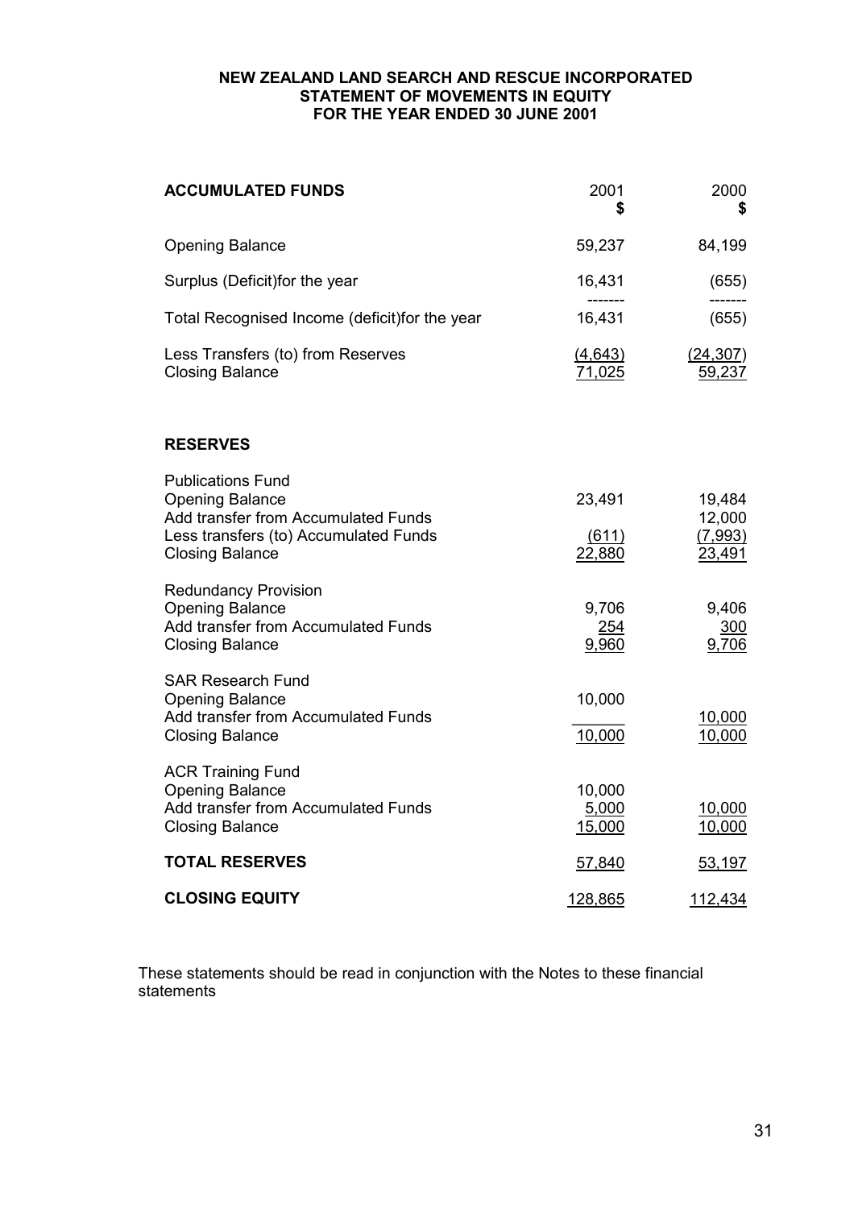**NEW ZEALAND LAND SEARCH AND RESCUE INCORPORATED**
**STATEMENT OF MOVEMENTS IN EQUITY**
**FOR THE YEAR ENDED 30 JUNE 2001**

| **ACCUMULATED FUNDS** | 2001 $ | 2000 $ |
|---|---|---|
| Opening Balance | 59,237 | 84,199 |
| Surplus (Deficit)for the year | 16,431 | (655) |
| Total Recognised Income (deficit)for the year | 16,431 | (655) |
| Less Transfers (to) from Reserves | (4,643) | (24,307) |
| Closing Balance | 71,025 | 59,237 |
| | | |
| **RESERVES** | | |
| Publications Fund | | |
| Opening Balance | 23,491 | 19,484 |
| Add transfer from Accumulated Funds | | 12,000 |
| Less transfers (to) Accumulated Funds | (611) | (7,993) |
| Closing Balance | 22,880 | 23,491 |
| Redundancy Provision | | |
| Opening Balance | 9,706 | 9,406 |
| Add transfer from Accumulated Funds | 254 | 300 |
| Closing Balance | 9,960 | 9,706 |
| SAR Research Fund | | |
| Opening Balance | 10,000 | |
| Add transfer from Accumulated Funds | | 10,000 |
| Closing Balance | 10,000 | 10,000 |
| ACR Training Fund | | |
| Opening Balance | 10,000 | |
| Add transfer from Accumulated Funds | 5,000 | 10,000 |
| Closing Balance | 15,000 | 10,000 |
| **TOTAL RESERVES** | 57,840 | 53,197 |
| **CLOSING EQUITY** | 128,865 | 112,434 |

These statements should be read in conjunction with the Notes to these financial statements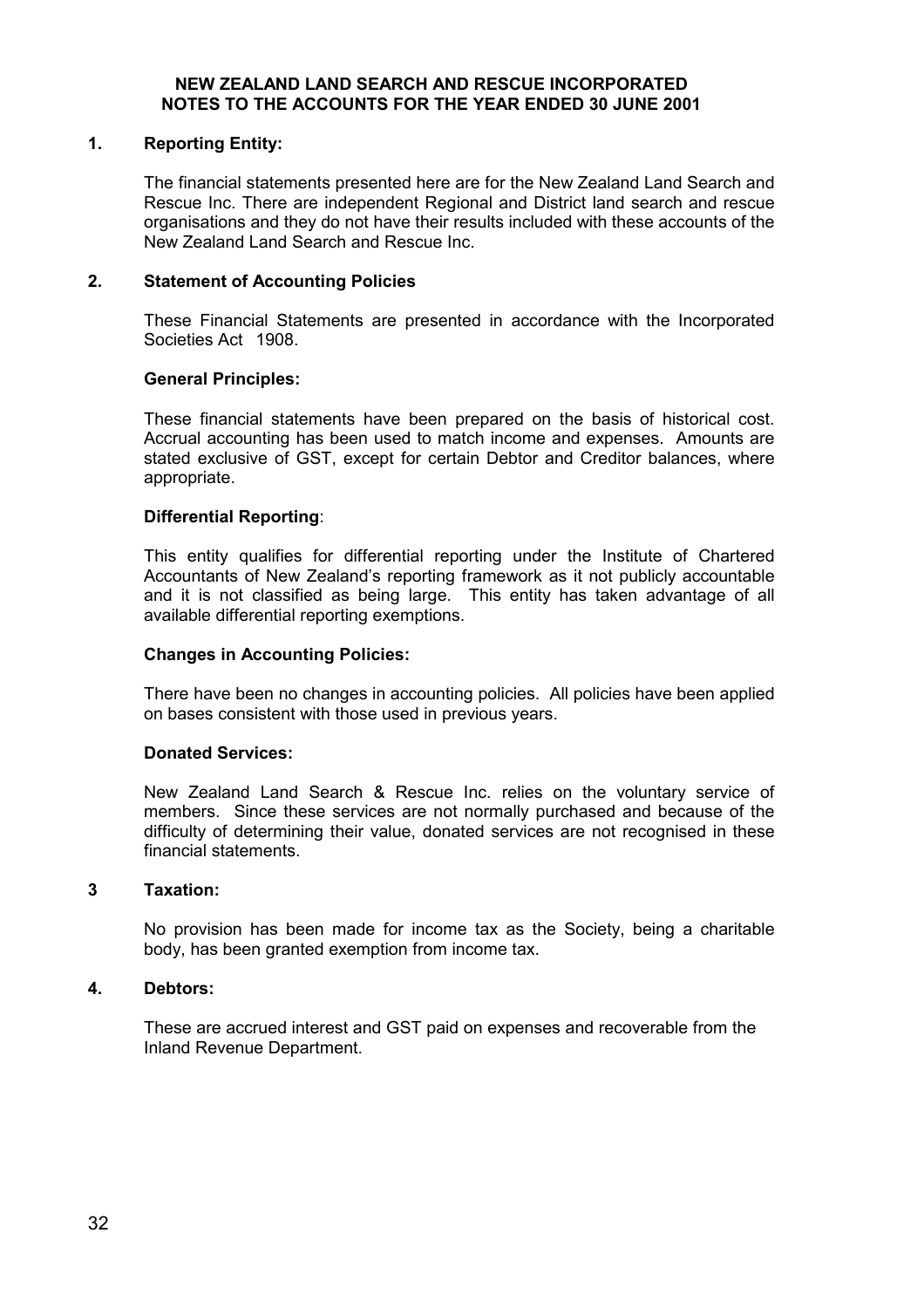# NEW ZEALAND LAND SEARCH AND RESCUE INCORPORATED
## NOTES TO THE ACCOUNTS FOR THE YEAR ENDED 30 JUNE 2001

### 1. Reporting Entity:

The financial statements presented here are for the New Zealand Land Search and Rescue Inc. There are independent Regional and District land search and rescue organisations and they do not have their results included with these accounts of the New Zealand Land Search and Rescue Inc.

### 2. Statement of Accounting Policies

These Financial Statements are presented in accordance with the Incorporated Societies Act 1908.

**General Principles:**

These financial statements have been prepared on the basis of historical cost. Accrual accounting has been used to match income and expenses. Amounts are stated exclusive of GST, except for certain Debtor and Creditor balances, where appropriate.

**Differential Reporting**:

This entity qualifies for differential reporting under the Institute of Chartered Accountants of New Zealand's reporting framework as it not publicly accountable and it is not classified as being large. This entity has taken advantage of all available differential reporting exemptions.

**Changes in Accounting Policies:**

There have been no changes in accounting policies. All policies have been applied on bases consistent with those used in previous years.

**Donated Services:**

New Zealand Land Search & Rescue Inc. relies on the voluntary service of members. Since these services are not normally purchased and because of the difficulty of determining their value, donated services are not recognised in these financial statements.

### 3 Taxation:

No provision has been made for income tax as the Society, being a charitable body, has been granted exemption from income tax.

### 4. Debtors:

These are accrued interest and GST paid on expenses and recoverable from the Inland Revenue Department.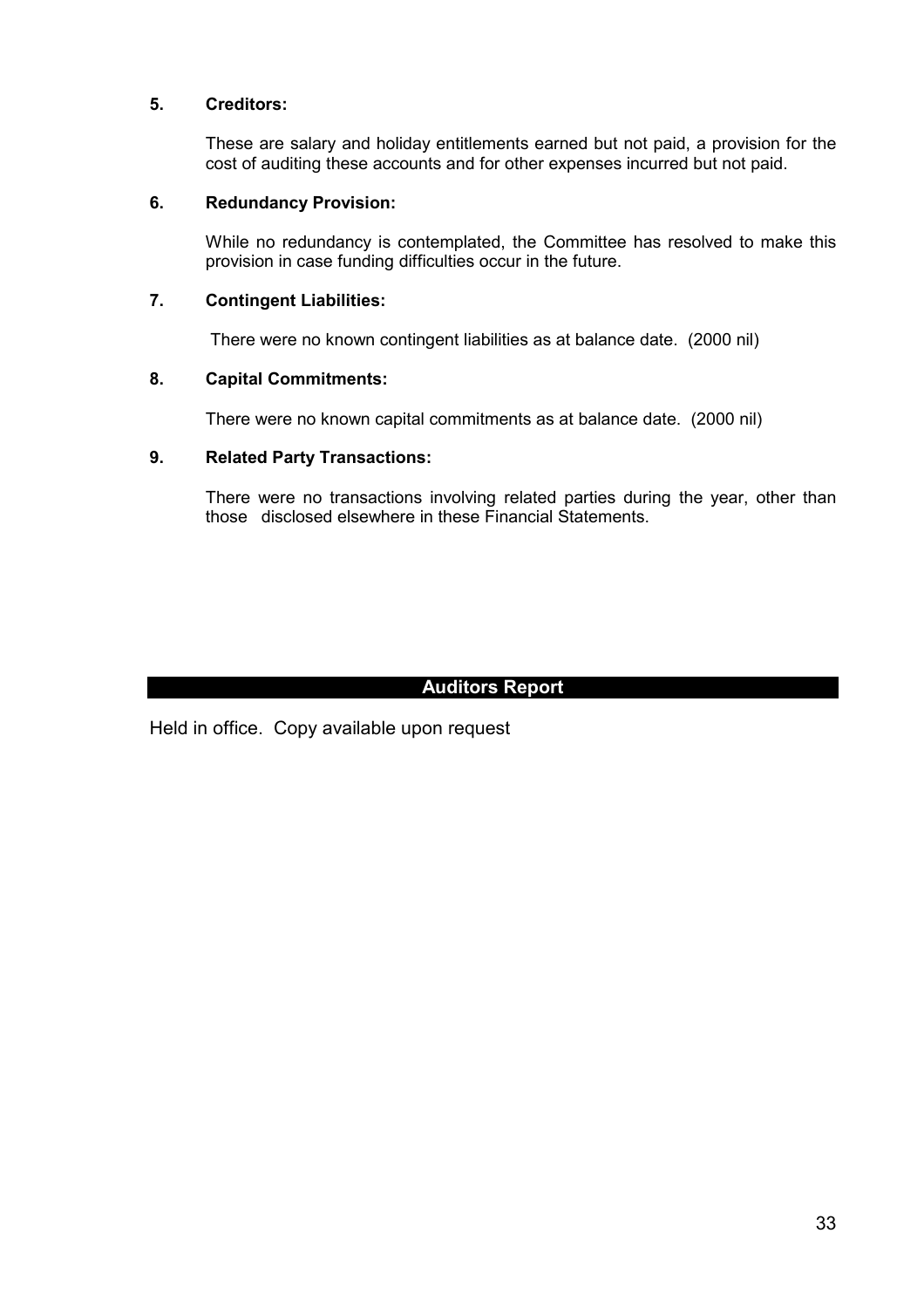**5. Creditors:**

These are salary and holiday entitlements earned but not paid, a provision for the cost of auditing these accounts and for other expenses incurred but not paid.

**6. Redundancy Provision:**

While no redundancy is contemplated, the Committee has resolved to make this provision in case funding difficulties occur in the future.

**7. Contingent Liabilities:**

There were no known contingent liabilities as at balance date. (2000 nil)

**8. Capital Commitments:**

There were no known capital commitments as at balance date. (2000 nil)

**9. Related Party Transactions:**

There were no transactions involving related parties during the year, other than those disclosed elsewhere in these Financial Statements.

## Auditors Report

Held in office. Copy available upon request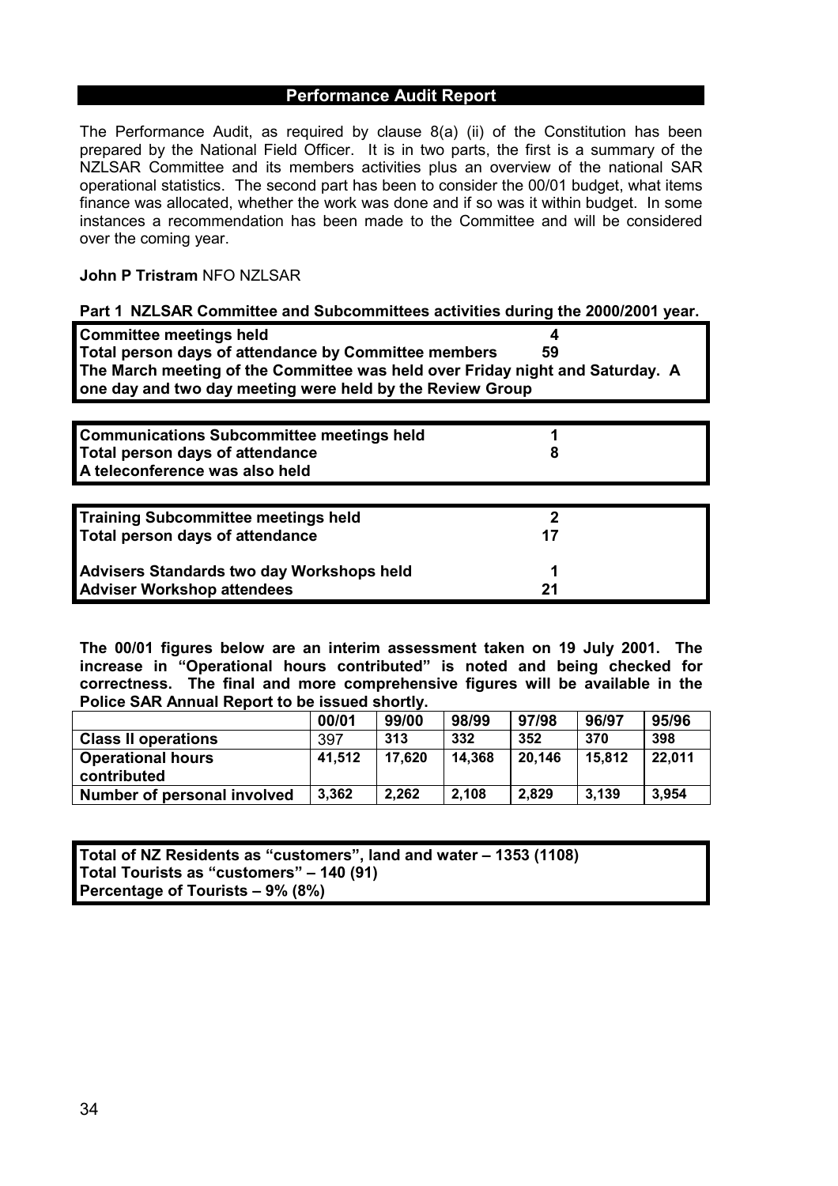## Performance Audit Report

The Performance Audit, as required by clause 8(a) (ii) of the Constitution has been prepared by the National Field Officer. It is in two parts, the first is a summary of the NZLSAR Committee and its members activities plus an overview of the national SAR operational statistics. The second part has been to consider the 00/01 budget, what items finance was allocated, whether the work was done and if so was it within budget. In some instances a recommendation has been made to the Committee and will be considered over the coming year.

**John P Tristram** NFO NZLSAR

**Part 1 NZLSAR Committee and Subcommittees activities during the 2000/2001 year.**

**Committee meetings held 4**
**Total person days of attendance by Committee members 59**
**The March meeting of the Committee was held over Friday night and Saturday. A one day and two day meeting were held by the Review Group**

**Communications Subcommittee meetings held 1**
**Total person days of attendance 8**
**A teleconference was also held**

**Training Subcommittee meetings held 2**
**Total person days of attendance 17**

**Advisers Standards two day Workshops held 1**
**Adviser Workshop attendees 21**

**The 00/01 figures below are an interim assessment taken on 19 July 2001. The increase in "Operational hours contributed" is noted and being checked for correctness. The final and more comprehensive figures will be available in the Police SAR Annual Report to be issued shortly.**

| | 00/01 | 99/00 | 98/99 | 97/98 | 96/97 | 95/96 |
|---|---|---|---|---|---|---|
| **Class II operations** | 397 | 313 | 332 | 352 | 370 | 398 |
| **Operational hours contributed** | 41,512 | 17,620 | 14,368 | 20,146 | 15,812 | 22,011 |
| **Number of personal involved** | 3,362 | 2,262 | 2,108 | 2,829 | 3,139 | 3,954 |

**Total of NZ Residents as "customers", land and water – 1353 (1108)**
**Total Tourists as "customers" – 140 (91)**
**Percentage of Tourists – 9% (8%)**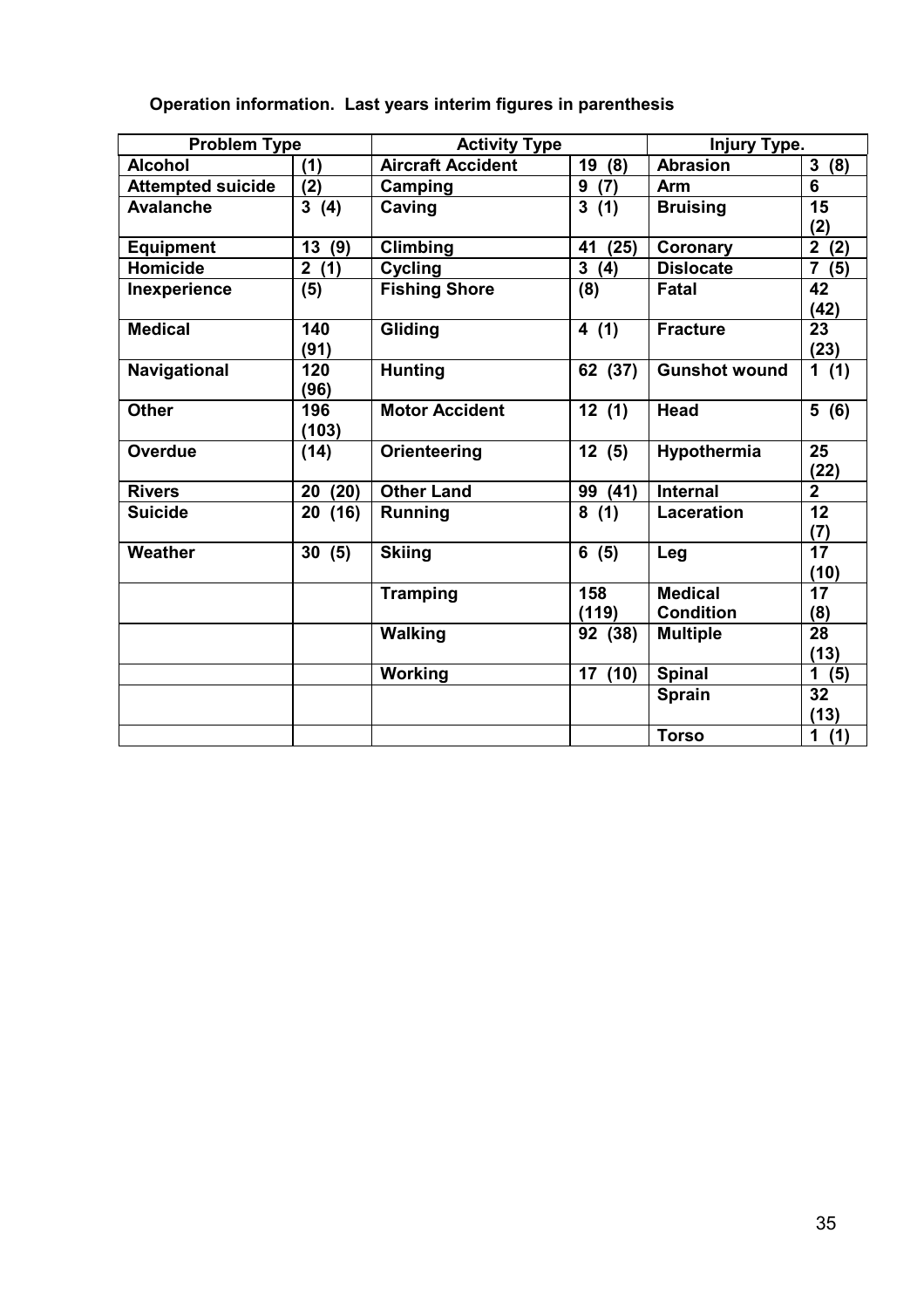**Operation information. Last years interim figures in parenthesis**

| Problem Type | | Activity Type | | Injury Type. | |
|---|---|---|---|---|---|
| **Alcohol** | **(1)** | **Aircraft Accident** | **19 (8)** | **Abrasion** | **3 (8)** |
| **Attempted suicide** | **(2)** | **Camping** | **9 (7)** | **Arm** | **6** |
| **Avalanche** | **3 (4)** | **Caving** | **3 (1)** | **Bruising** | **15 (2)** |
| **Equipment** | **13 (9)** | **Climbing** | **41 (25)** | **Coronary** | **2 (2)** |
| **Homicide** | **2 (1)** | **Cycling** | **3 (4)** | **Dislocate** | **7 (5)** |
| **Inexperience** | **(5)** | **Fishing Shore** | **(8)** | **Fatal** | **42 (42)** |
| **Medical** | **140 (91)** | **Gliding** | **4 (1)** | **Fracture** | **23 (23)** |
| **Navigational** | **120 (96)** | **Hunting** | **62 (37)** | **Gunshot wound** | **1 (1)** |
| **Other** | **196 (103)** | **Motor Accident** | **12 (1)** | **Head** | **5 (6)** |
| **Overdue** | **(14)** | **Orienteering** | **12 (5)** | **Hypothermia** | **25 (22)** |
| **Rivers** | **20 (20)** | **Other Land** | **99 (41)** | **Internal** | **2** |
| **Suicide** | **20 (16)** | **Running** | **8 (1)** | **Laceration** | **12 (7)** |
| **Weather** | **30 (5)** | **Skiing** | **6 (5)** | **Leg** | **17 (10)** |
| | | **Tramping** | **158 (119)** | **Medical Condition** | **17 (8)** |
| | | **Walking** | **92 (38)** | **Multiple** | **28 (13)** |
| | | **Working** | **17 (10)** | **Spinal** | **1 (5)** |
| | | | | **Sprain** | **32 (13)** |
| | | | | **Torso** | **1 (1)** |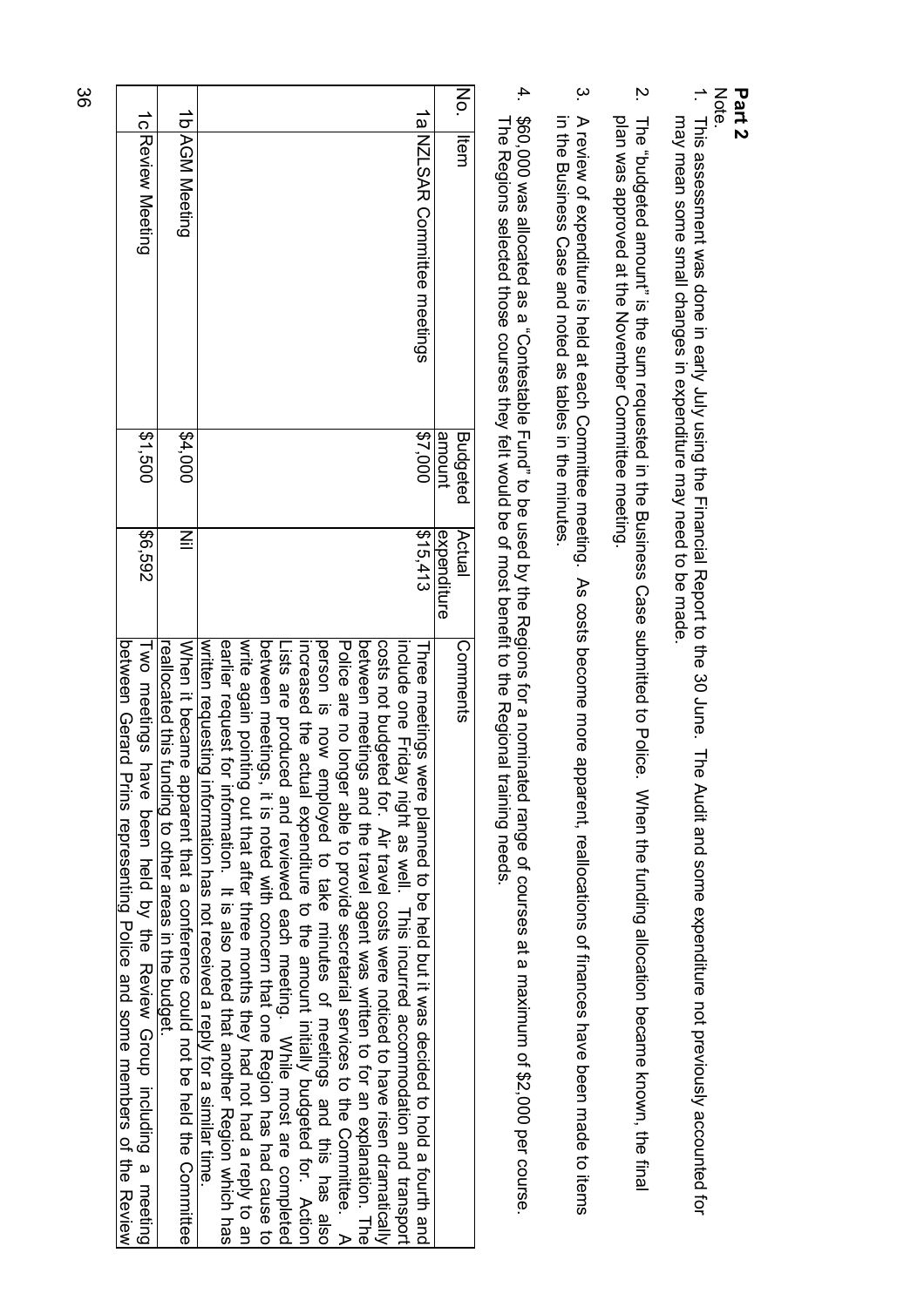**Part 2**

Note.

1. This assessment was done in early July using the Financial Report to the 30 June. The Audit and some expenditure not previously accounted for may mean some small changes in expenditure may need to be made.
2. The "budgeted amount" is the sum requested in the Business Case submitted to Police. When the funding allocation became known, the final plan was approved at the November Committee meeting.
3. A review of expenditure is held at each Committee meeting. As costs become more apparent, reallocations of finances have been made to items in the Business Case and noted as tables in the minutes.
4. $60,000 was allocated as a "Contestable Fund" to be used by the Regions for a nominated range of courses at a maximum of $2,000 per course. The Regions selected those courses they felt would be of most benefit to the Regional training needs.

| No. | Item | Budgeted amount | Actual expenditure | Comments |
|---|---|---|---|---|
| 1a | NZLSAR Committee meetings | $7,000 | $15,413 | Three meetings were planned to be held but it was decided to hold a fourth and include one Friday night as well. This incurred accommodation and transport costs not budgeted for. Air travel costs were noticed to have risen dramatically between meetings and the travel agent was written to for an explanation. The Police are no longer able to provide secretarial services to the Committee. A person is now employed to take minutes of meetings and this has also increased the actual expenditure to the amount initially budgeted for. Action Lists are produced and reviewed each meeting. While most are completed between meetings, it is noted with concern that one Region has had cause to write again pointing out that after three months they had not had a reply to an earlier request for information. It is also noted that another Region which has written requesting information has not received a reply for a similar time. |
| 1b | AGM Meeting | $4,000 | Nil | When it became apparent that a conference could not be held the Committee reallocated this funding to other areas in the budget. |
| 1c | Review Meeting | $1,500 | $6,592 | Two meetings have been held by the Review Group including a meeting between Gerard Prins representing Police and some members of the Review |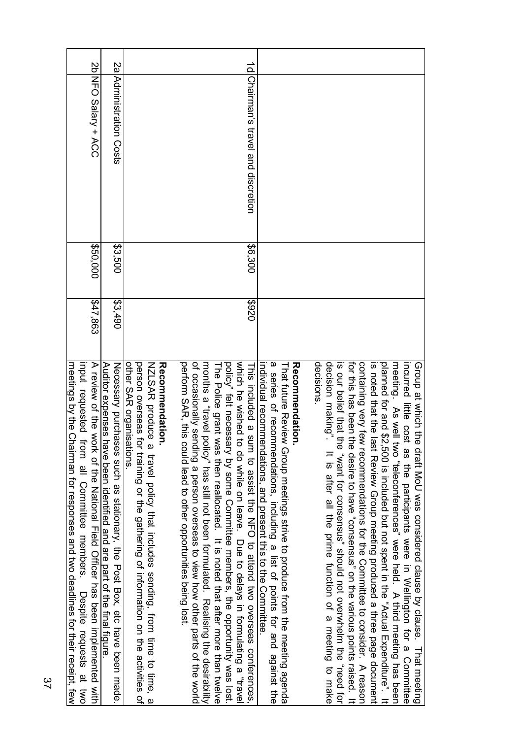| | | | | |
|---|---|---|---|---|
| | | | | Group at which the draft MoU was considered clause by clause. That meeting incurred little cost as the participants were in Wellington for a Committee meeting. As well two "teleconferences" were held. A third meeting has been planned for and $2,500 is included but not spent in the "Actual Expenditure". It is noted that the last Review Group meeting produced a three page document containing very few recommendations for the Committee to consider. A reason for this has been the desire to have "consensus" on the various points raised. It is our belief that the "want for consensus" should not overwhelm the "need for decision making". It is after all the prime function of a meeting to make decisions.<br><br>**Recommendation.**<br>That future Review Group meetings strive to produce from the meeting agenda a series of recommendations, including a list of points for and against the individual recommendations, and present this to the Committee. |
| 1d | Chairman's travel and discretion | $6,300 | $920 | This included a sum to assist the NFO to attend two overseas conferences, which he wished to do while on leave. Due to delays in formulating a "travel policy" felt necessary by some Committee members, the opportunity was lost. The Police grant was then reallocated. It is noted that after more than twelve months a "travel policy" has still not been formulated. Realising the desirability of occasionally sending a person overseas to view how other parts of the world perform SAR, this could lead to other opportunities being lost.<br><br>**Recommendation.**<br>NZLSAR produce a travel policy that includes sending, from time to time, a person overseas for training or the gathering of information on the activities of other SAR organisations. |
| 2a | Administration Costs | $3,500 | $3,490 | Necessary purchases such as stationary, the Post Box, etc have been made. Auditor expenses have been identified and are part of the final figure. |
| 2b | NFO Salary + ACC | $50,000 | $47,863 | A review of the work of the National Field Officer has been implemented with input requested from all Committee members. Despite requests at two meetings by the Chairman for responses and two deadlines for their receipt, few |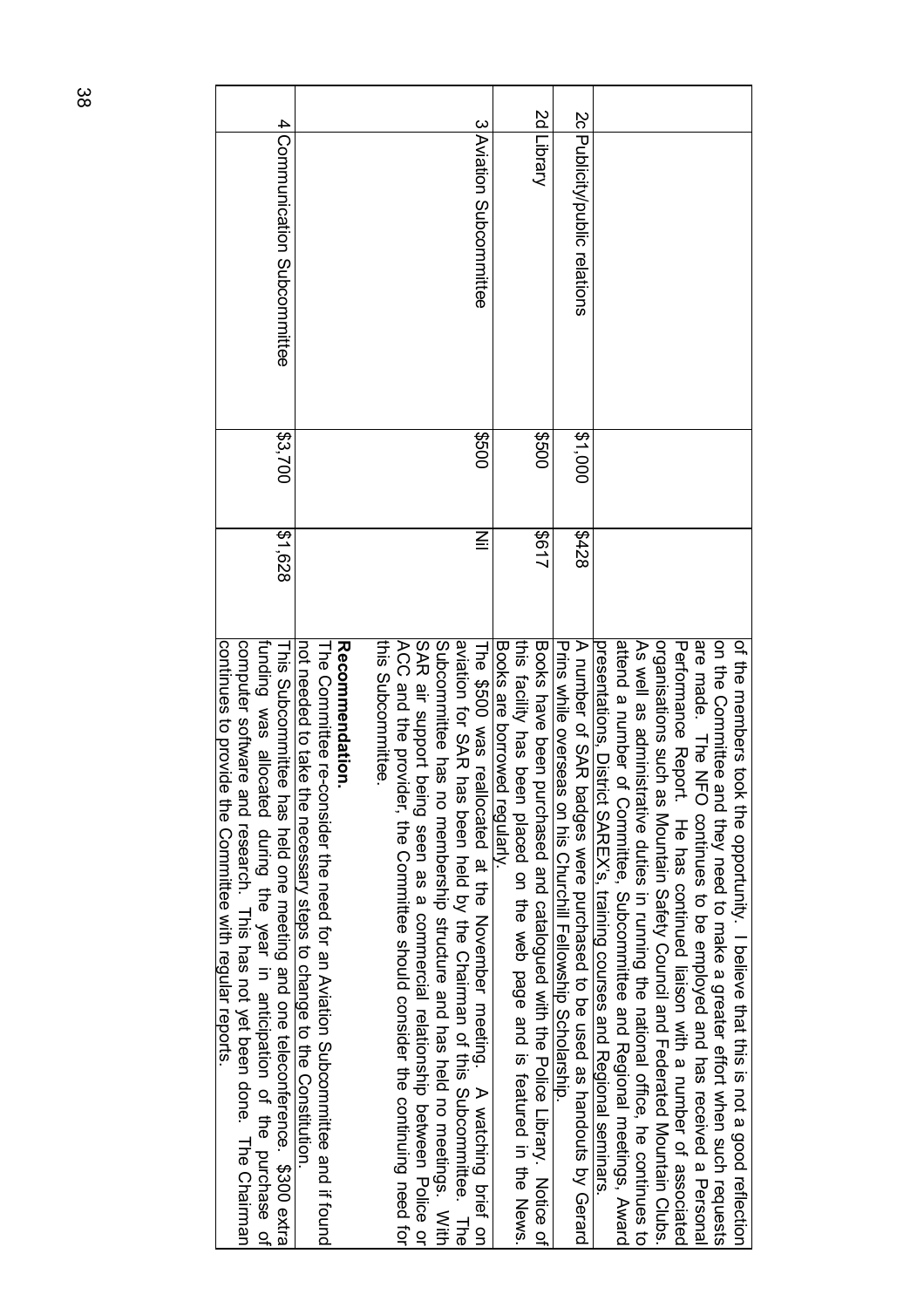| | | | | |
|---|---|---|---|---|
| | | | | of the members took the opportunity. I believe that this is not a good reflection on the Committee and they need to make a greater effort when such requests are made. The NFO continues to be employed and has received a Personal Performance Report. He has continued liaison with a number of associated organisations such as Mountain Safety Council and Federated Mountain Clubs. As well as administrative duties in running the national office, he continues to attend a number of Committee, Subcommittee and Regional meetings, Award presentations, District SAREX's, training courses and Regional seminars. |
| 2c | Publicity/public relations | $1,000 | $428 | A number of SAR badges were purchased to be used as handouts by Gerard Prins while overseas on his Churchill Fellowship Scholarship. |
| 2d | Library | $500 | $617 | Books have been purchased and catalogued with the Police Library. Notice of this facility has been placed on the web page and is featured in the News. Books are borrowed regularly. |
| 3 | Aviation Subcommittee | $500 | Nil | The $500 was reallocated at the November meeting. A watching brief on aviation for SAR has been held by the Chairman of this Subcommittee. The Subcommittee has no membership structure and has held no meetings. With SAR air support being seen as a commercial relationship between Police or ACC and the provider, the Committee should consider the continuing need for this Subcommittee.<br><br>**Recommendation.**<br>The Committee re-consider the need for an Aviation Subcommittee and if found not needed to take the necessary steps to change to the Constitution. |
| 4 | Communication Subcommittee | $3,700 | $1,628 | This Subcommittee has held one meeting and one teleconference. $300 extra funding was allocated during the year in anticipation of the purchase of computer software and research. This has not yet been done. The Chairman continues to provide the Committee with regular reports. |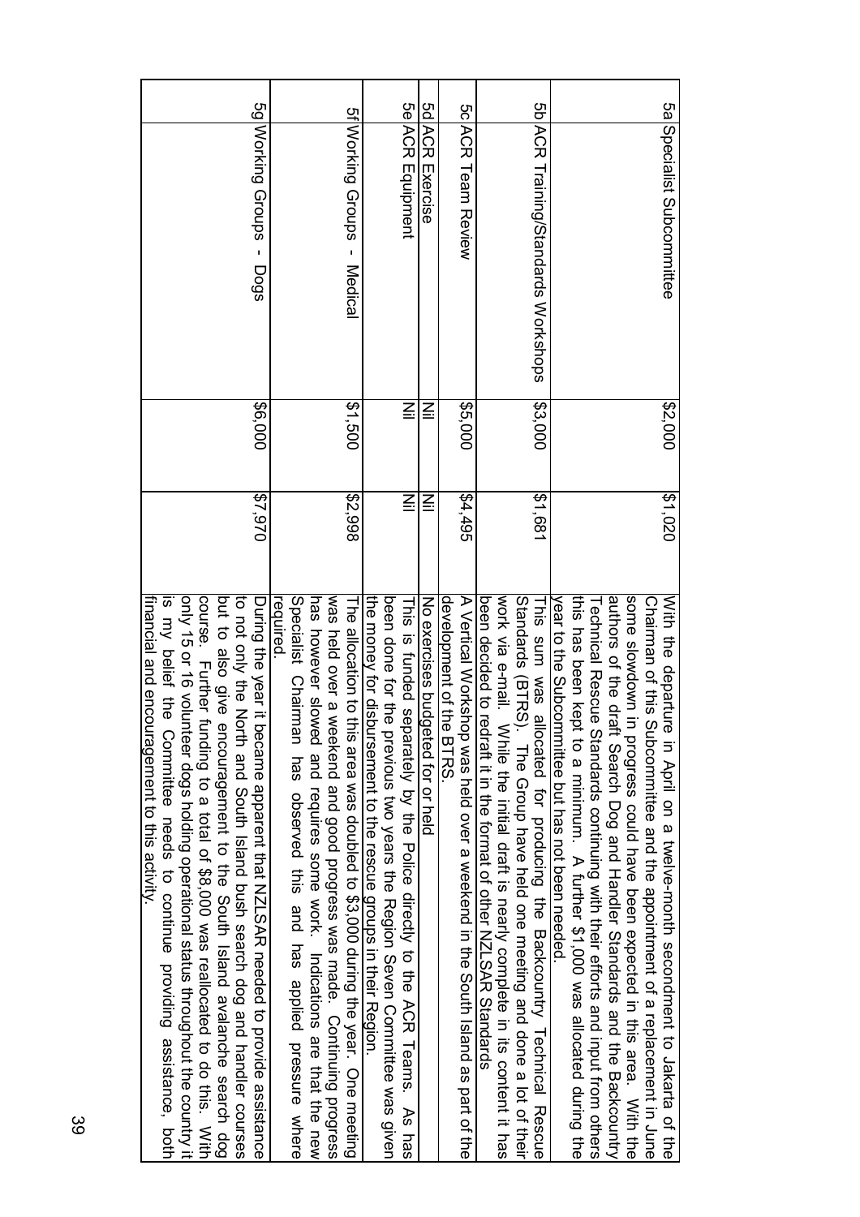| | | | | |
|---|---|---|---|---|
| 5a | Specialist Subcommittee | $2,000 | $1,020 | With the departure in April on a twelve-month secondment to Jakarta of the Chairman of this Subcommittee and the appointment of a replacement in June some slowdown in progress could have been expected in this area. With the authors of the draft Search Dog and Handler Standards and the Backcountry Technical Rescue Standards continuing with their efforts and input from others this has been kept to a minimum. A further $1,000 was allocated during the year to the Subcommittee but has not been needed. |
| 5b | ACR Training/Standards Workshops | $3,000 | $1,681 | This sum was allocated for producing the Backcountry Technical Rescue Standards (BTRS). The Group have held one meeting and done a lot of their work via e-mail. While the initial draft is nearly complete in its content it has been decided to redraft it in the format of other NZLSAR Standards |
| 5c | ACR Team Review | $5,000 | $4,495 | A Vertical Workshop was held over a weekend in the South Island as part of the development of the BTRS. |
| 5d | ACR Exercise | Nil | Nil | No exercises budgeted for or held |
| 5e | ACR Equipment | Nil | Nil | This is funded separately by the Police directly to the ACR Teams. As has been done for the previous two years the Region Seven Committee was given the money for disbursement to the rescue groups in their Region. |
| 5f | Working Groups - Medical | $1,500 | $2,998 | The allocation to this area was doubled to $3,000 during the year. One meeting was held over a weekend and good progress was made. Continuing progress has however slowed and requires some work. Indications are that the new Specialist Chairman has observed this and has applied pressure where required. |
| 5g | Working Groups - Dogs | $6,000 | $7,970 | During the year it became apparent that NZLSAR needed to provide assistance to not only the North and South Island bush search dog and handler courses but to also give encouragement to the South Island avalanche search dog course. Further funding to a total of $8,000 was reallocated to do this. With only 15 or 16 volunteer dogs holding operational status throughout the country it is my belief the Committee needs to continue providing assistance, both financial and encouragement to this activity. |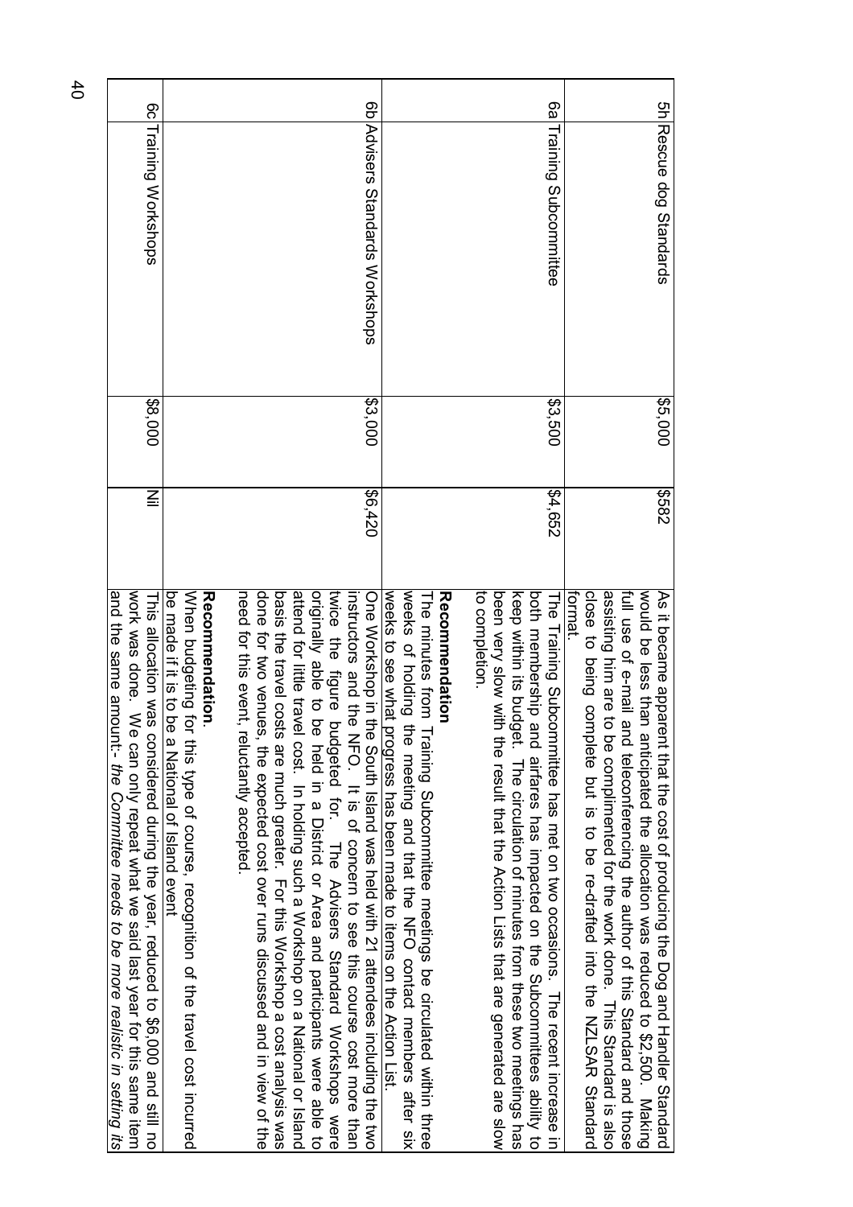| | | | |
|---|---|---|---|
| 5h Rescue dog Standards | $5,000 | $582 | As it became apparent that the cost of producing the Dog and Handler Standard would be less than anticipated the allocation was reduced to $2,500. Making full use of e-mail and teleconferencing the author of this Standard and those assisting him are to be complimented for the work done. This Standard is also close to being complete but is to be re-drafted into the NZLSAR Standard format. |
| 6a Training Subcommittee | $3,500 | $4,652 | The Training Subcommittee has met on two occasions. The recent increase in both membership and airfares has impacted on the Subcommittees ability to keep within its budget. The circulation of minutes from these two meetings has been very slow with the result that the Action Lists that are generated are slow to completion. |
| | | | **Recommendation**<br>The minutes from Training Subcommittee meetings be circulated within three weeks of holding the meeting and that the NFO contact members after six weeks to see what progress has been made to items on the Action List. |
| 6b Advisers Standards Workshops | $3,000 | $6,420 | One Workshop in the South Island was held with 21 attendees including the two instructors and the NFO. It is of concern to see this course cost more than twice the figure budgeted for. The Advisers Standard Workshops were originally able to be held in a District or Area and participants were able to attend for little travel cost. In holding such a Workshop on a National or Island basis the travel costs are much greater. For this Workshop a cost analysis was done for two venues, the expected cost over runs discussed and in view of the need for this event, reluctantly accepted. |
| | | | **Recommendation**.<br>When budgeting for this type of course, recognition of the travel cost incurred be made if it is to be a National of Island event |
| 6c Training Workshops | $8,000 | Nil | This allocation was considered during the year, reduced to $6,000 and still no work was done. We can only repeat what we said last year for this same item and the same amount:- *the Committee needs to be more realistic in setting its* |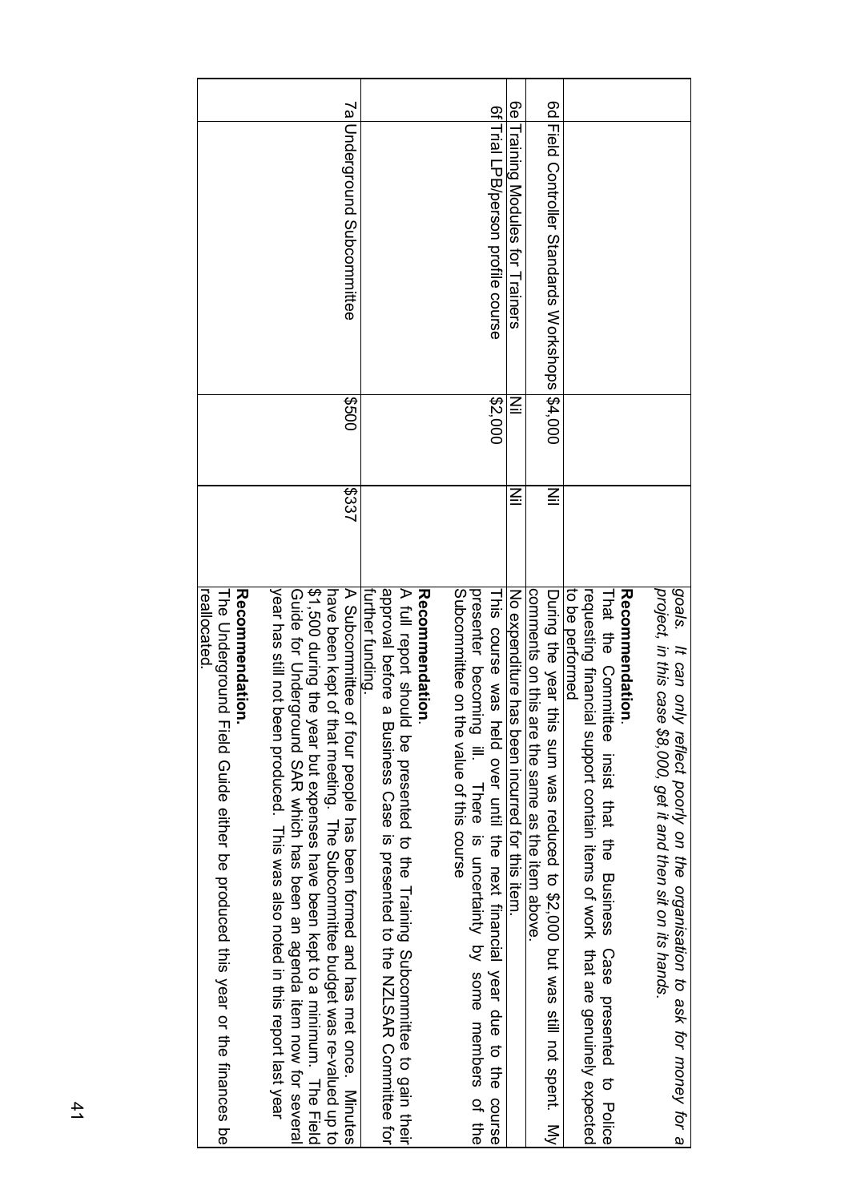| | | | | |
|---|---|---|---|---|
| | | | | *goals. It can only reflect poorly on the organisation to ask for money for a project, in this case $8,000, get it and then sit on its hands.*<br><br>**Recommendation**.<br>That the Committee insist that the Business Case presented to Police requesting financial support contain items of work that are genuinely expected to be performed |
| 6d | Field Controller Standards Workshops | $4,000 | Nil | During the year this sum was reduced to $2,000 but was still not spent. My comments on this are the same as the item above. |
| 6e | Training Modules for Trainers | Nil | Nil | No expenditure has been incurred for this item. |
| 6f | Trial LPB/person profile course | $2,000 | | This course was held over until the next financial year due to the course presenter becoming ill. There is uncertainty by some members of the Subcommittee on the value of this course |
| | | | | **Recommendation**.<br>A full report should be presented to the Training Subcommittee to gain their approval before a Business Case is presented to the NZLSAR Committee for further funding. |
| 7a | Underground Subcommittee | $500 | $337 | A Subcommittee of four people has been formed and has met once. Minutes have been kept of that meeting. The Subcommittee budget was re-valued up to $1,500 during the year but expenses have been kept to a minimum. The Field Guide for Underground SAR which has been an agenda item now for several year has still not been produced. This was also noted in this report last year |
| | | | | **Recommendation.**<br>The Underground Field Guide either be produced this year or the finances be reallocated. |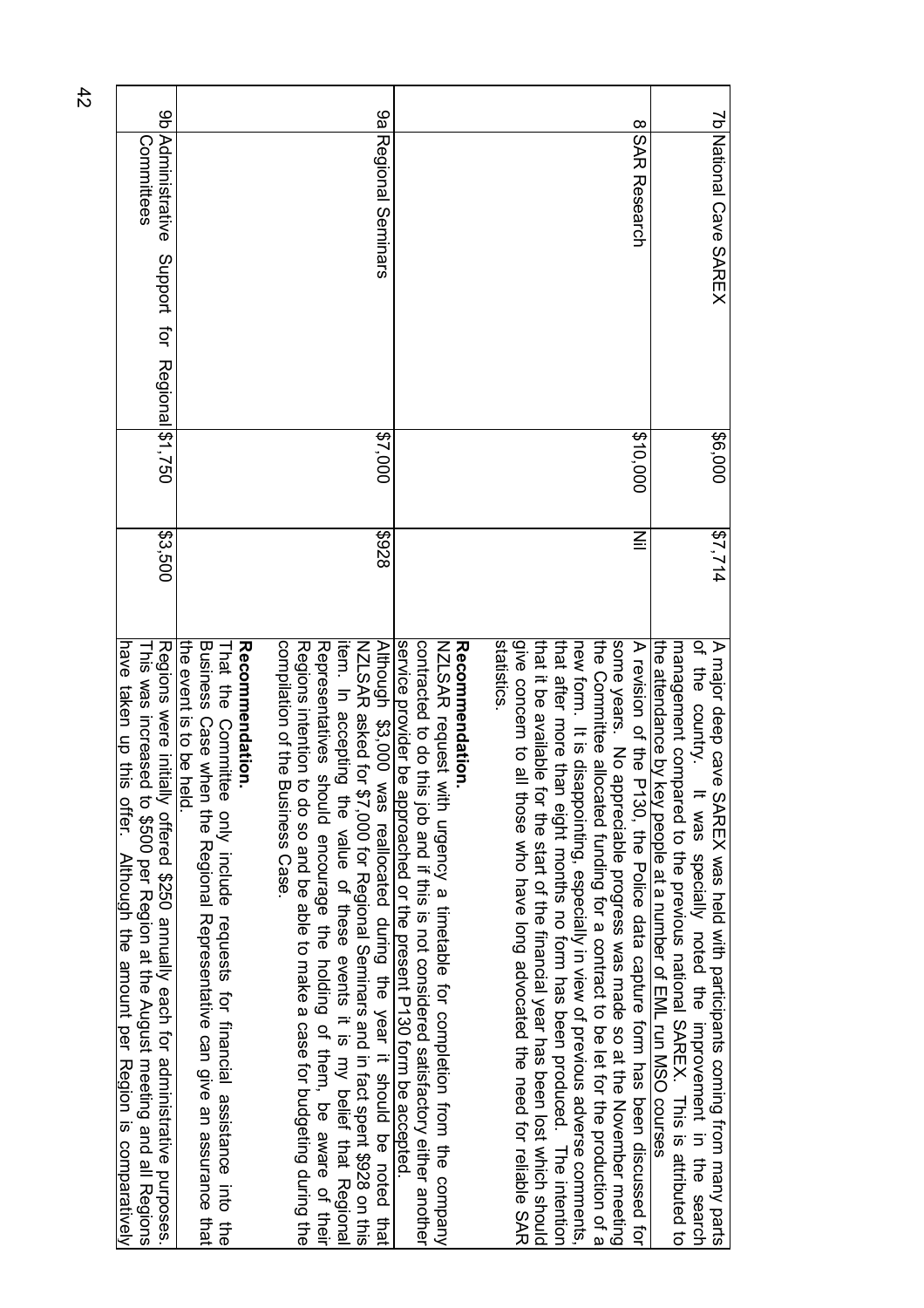| | | | | |
|---|---|---|---|---|
| 7b | National Cave SAREX | $6,000 | $7,714 | A major deep cave SAREX was held with participants coming from many parts of the country. It was specially noted the improvement in the search management compared to the previous national SAREX. This is attributed to the attendance by key people at a number of EML run MSO courses |
| 8 | SAR Research | $10,000 | Nil | A revision of the P130, the Police data capture form has been discussed for some years. No appreciable progress was made so at the November meeting the Committee allocated funding for a contract to be let for the production of a new form. It is disappointing, especially in view of previous adverse comments, that after more than eight months no form has been produced. The intention that it be available for the start of the financial year has been lost which should give concern to all those who have long advocated the need for reliable SAR statistics. |
| | | | | **Recommendation.**<br>NZLSAR request with urgency a timetable for completion from the company contracted to do this job and if this is not considered satisfactory either another service provider be approached or the present P130 form be accepted. |
| 9a | Regional Seminars | $7,000 | $928 | Although $3,000 was reallocated during the year it should be noted that NZLSAR asked for $7,000 for Regional Seminars and in fact spent $928 on this item. In accepting the value of these events it is my belief that Regional Representatives should encourage the holding of them, be aware of their Regions intention to do so and be able to make a case for budgeting during the compilation of the Business Case. |
| | | | | **Recommendation.**<br>That the Committee only include requests for financial assistance into the Business Case when the Regional Representative can give an assurance that the event is to be held. |
| 9b | Administrative Support for Regional Committees | $1,750 | $3,500 | Regions were initially offered $250 annually each for administrative purposes. This was increased to $500 per Region at the August meeting and all Regions have taken up this offer. Although the amount per Region is comparatively |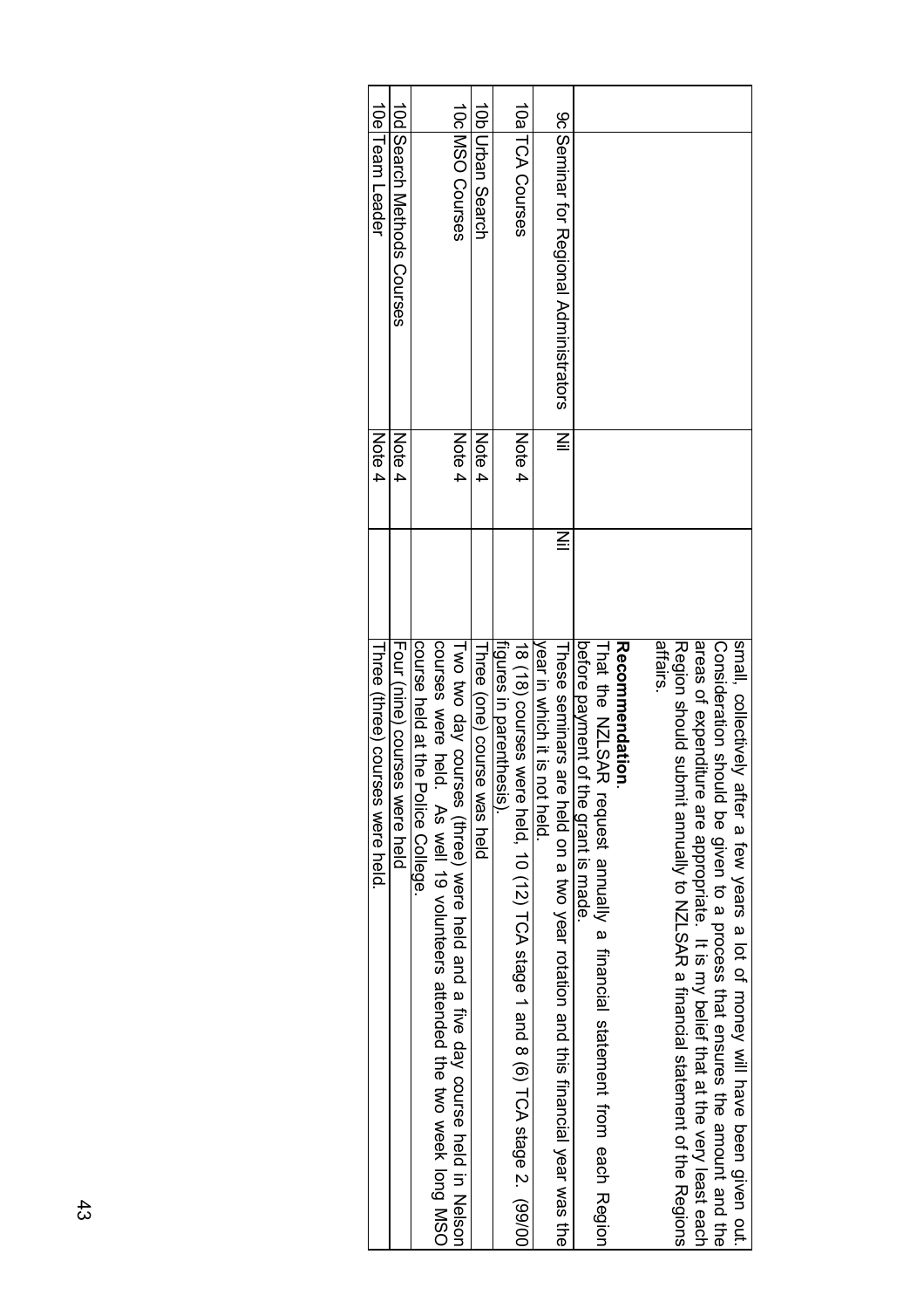| | | | | |
|---|---|---|---|---|
| | | | | small, collectively after a few years a lot of money will have been given out. Consideration should be given to a process that ensures the amount and the areas of expenditure are appropriate. It is my belief that at the very least each Region should submit annually to NZLSAR a financial statement of the Regions affairs.<br><br>**Recommendation.**<br>That the NZLSAR request annually a financial statement from each Region before payment of the grant is made. |
| 9c | Seminar for Regional Administrators | Nil | Nil | These seminars are held on a two year rotation and this financial year was the year in which it is not held. |
| 10a | TCA Courses | Note 4 | | 18 (18) courses were held, 10 (12) TCA stage 1 and 8 (6) TCA stage 2. (99/00 figures in parenthesis). |
| 10b | Urban Search | Note 4 | | Three (one) course was held |
| 10c | MSO Courses | Note 4 | | Two two day courses (three) were held and a five day course held in Nelson courses were held. As well 19 volunteers attended the two week long MSO course held at the Police College. |
| 10d | Search Methods Courses | Note 4 | | Four (nine) courses were held |
| 10e | Team Leader | Note 4 | | Three (three) courses were held. |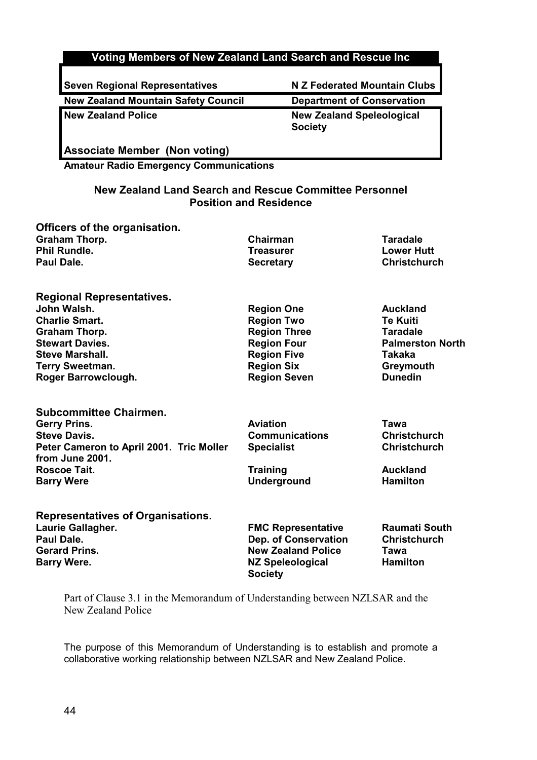## Voting Members of New Zealand Land Search and Rescue Inc

| | |
|---|---|
| **Seven Regional Representatives** | **N Z Federated Mountain Clubs** |
| **New Zealand Mountain Safety Council** | **Department of Conservation** |
| **New Zealand Police** | **New Zealand Speleological Society** |

**Associate Member (Non voting)**

**Amateur Radio Emergency Communications**

### New Zealand Land Search and Rescue Committee Personnel Position and Residence

**Officers of the organisation.**

| | | |
|---|---|---|
| **Graham Thorp.** | **Chairman** | **Taradale** |
| **Phil Rundle.** | **Treasurer** | **Lower Hutt** |
| **Paul Dale.** | **Secretary** | **Christchurch** |

**Regional Representatives.**

| | | |
|---|---|---|
| **John Walsh.** | **Region One** | **Auckland** |
| **Charlie Smart.** | **Region Two** | **Te Kuiti** |
| **Graham Thorp.** | **Region Three** | **Taradale** |
| **Stewart Davies.** | **Region Four** | **Palmerston North** |
| **Steve Marshall.** | **Region Five** | **Takaka** |
| **Terry Sweetman.** | **Region Six** | **Greymouth** |
| **Roger Barrowclough.** | **Region Seven** | **Dunedin** |

**Subcommittee Chairmen.**

| | | |
|---|---|---|
| **Gerry Prins.** | **Aviation** | **Tawa** |
| **Steve Davis.** | **Communications** | **Christchurch** |
| **Peter Cameron to April 2001. Tric Moller from June 2001.** | **Specialist** | **Christchurch** |
| **Roscoe Tait.** | **Training** | **Auckland** |
| **Barry Were** | **Underground** | **Hamilton** |

**Representatives of Organisations.**

| | | |
|---|---|---|
| **Laurie Gallagher.** | **FMC Representative** | **Raumati South** |
| **Paul Dale.** | **Dep. of Conservation** | **Christchurch** |
| **Gerard Prins.** | **New Zealand Police** | **Tawa** |
| **Barry Were.** | **NZ Speleological Society** | **Hamilton** |

Part of Clause 3.1 in the Memorandum of Understanding between NZLSAR and the New Zealand Police

The purpose of this Memorandum of Understanding is to establish and promote a collaborative working relationship between NZLSAR and New Zealand Police.